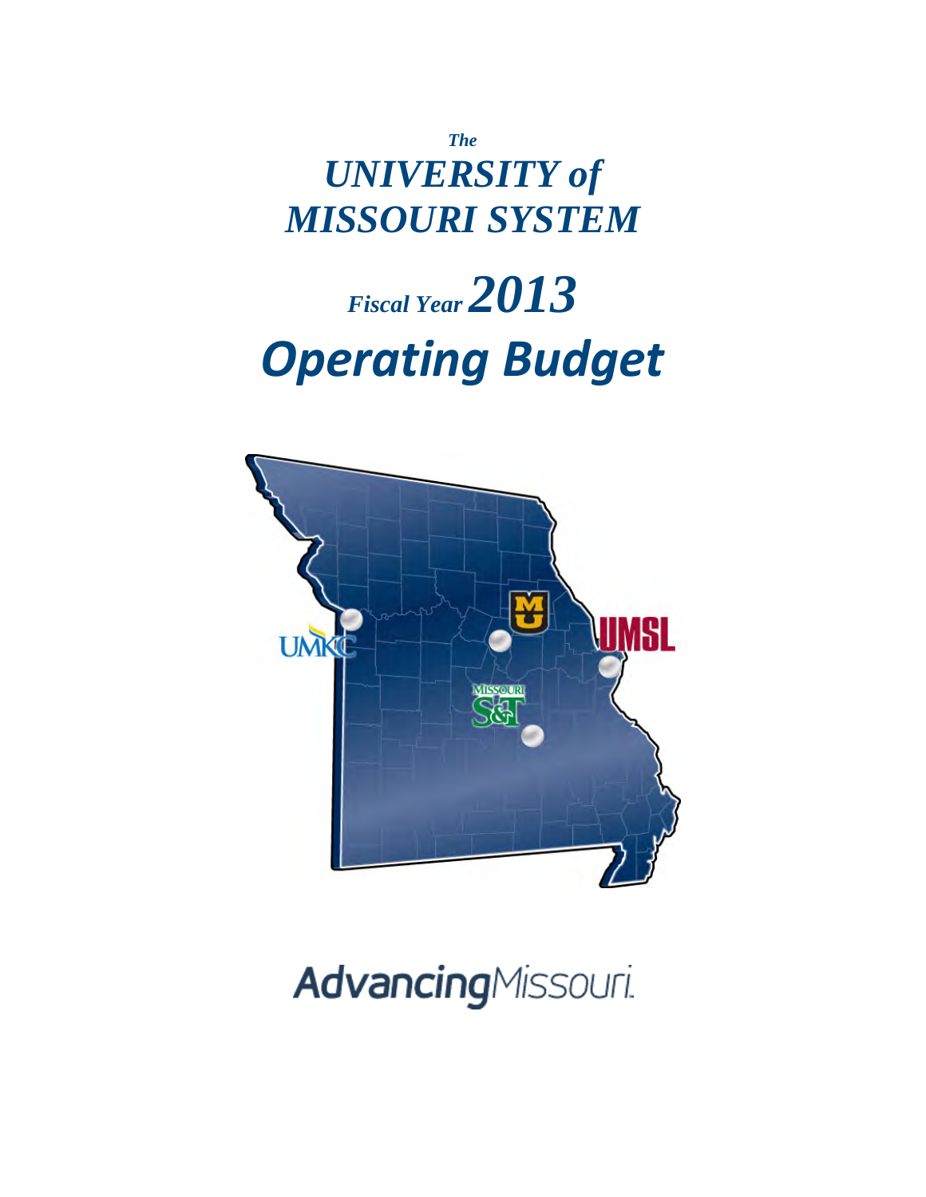*The*

# *UNIVERSITY of MISSOURI SYSTEM*

# *Fiscal Year 2013 Operating Budget*

UMKC

MU

UMSL

MISSOURI S&T

AdvancingMissouri.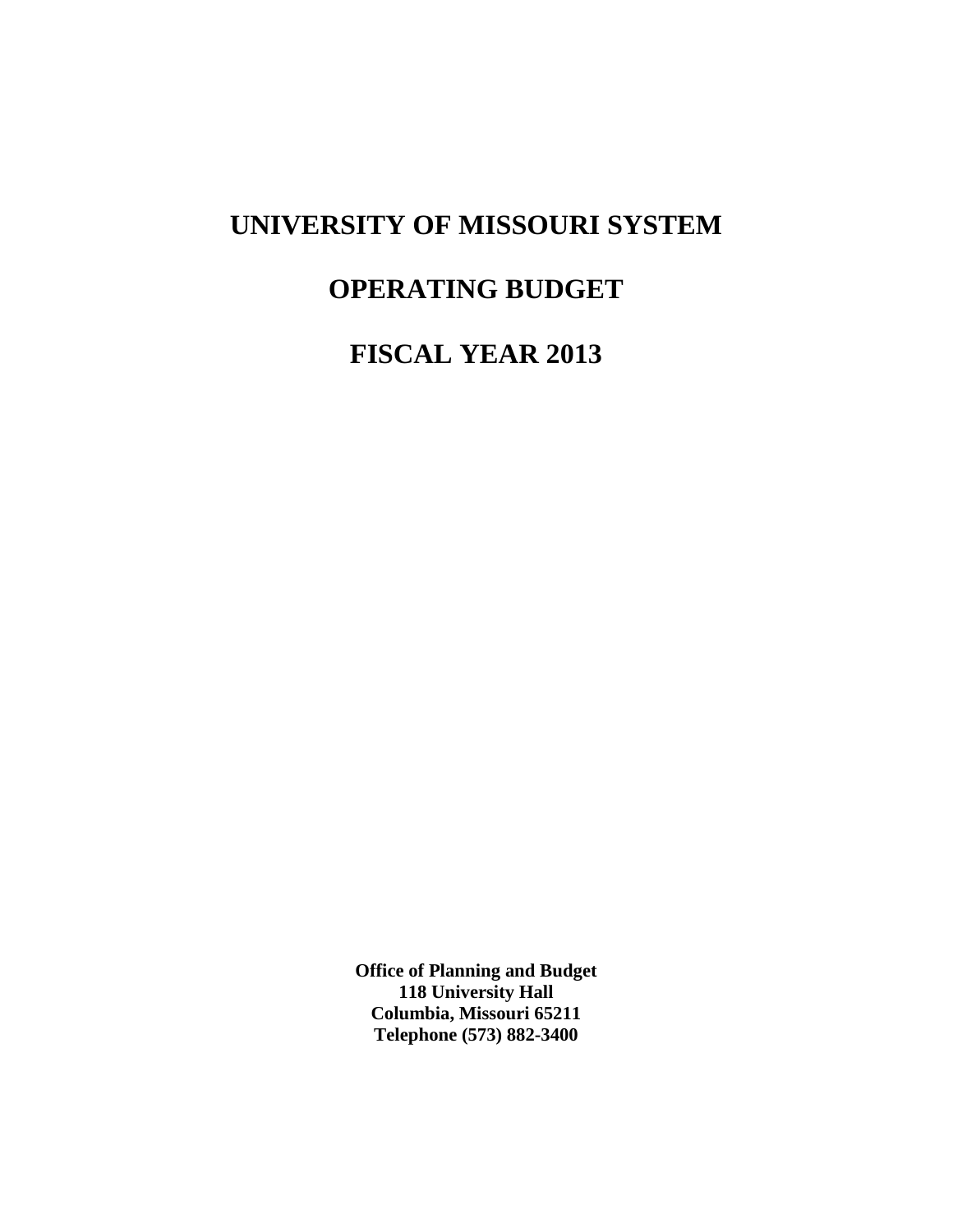# UNIVERSITY OF MISSOURI SYSTEM

# OPERATING BUDGET

# FISCAL YEAR 2013

**Office of Planning and Budget**
**118 University Hall**
**Columbia, Missouri 65211**
**Telephone (573) 882-3400**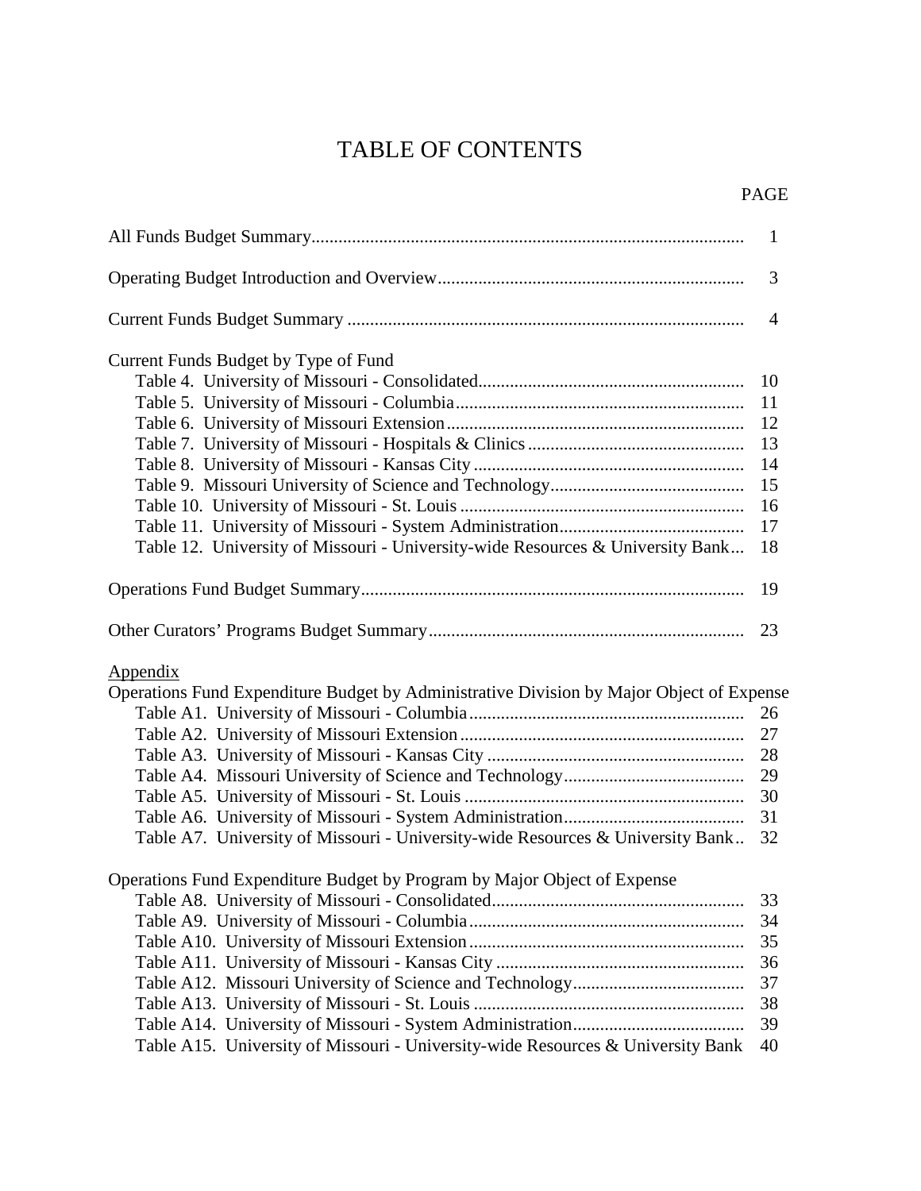# TABLE OF CONTENTS

| | PAGE |
|---|---|
| All Funds Budget Summary | 1 |
| Operating Budget Introduction and Overview | 3 |
| Current Funds Budget Summary | 4 |
| **Current Funds Budget by Type of Fund** | |
| Table 4. University of Missouri - Consolidated | 10 |
| Table 5. University of Missouri - Columbia | 11 |
| Table 6. University of Missouri Extension | 12 |
| Table 7. University of Missouri - Hospitals & Clinics | 13 |
| Table 8. University of Missouri - Kansas City | 14 |
| Table 9. Missouri University of Science and Technology | 15 |
| Table 10. University of Missouri - St. Louis | 16 |
| Table 11. University of Missouri - System Administration | 17 |
| Table 12. University of Missouri - University-wide Resources & University Bank | 18 |
| Operations Fund Budget Summary | 19 |
| Other Curators' Programs Budget Summary | 23 |
| **Appendix** | |
| **Operations Fund Expenditure Budget by Administrative Division by Major Object of Expense** | |
| Table A1. University of Missouri - Columbia | 26 |
| Table A2. University of Missouri Extension | 27 |
| Table A3. University of Missouri - Kansas City | 28 |
| Table A4. Missouri University of Science and Technology | 29 |
| Table A5. University of Missouri - St. Louis | 30 |
| Table A6. University of Missouri - System Administration | 31 |
| Table A7. University of Missouri - University-wide Resources & University Bank | 32 |
| **Operations Fund Expenditure Budget by Program by Major Object of Expense** | |
| Table A8. University of Missouri - Consolidated | 33 |
| Table A9. University of Missouri - Columbia | 34 |
| Table A10. University of Missouri Extension | 35 |
| Table A11. University of Missouri - Kansas City | 36 |
| Table A12. Missouri University of Science and Technology | 37 |
| Table A13. University of Missouri - St. Louis | 38 |
| Table A14. University of Missouri - System Administration | 39 |
| Table A15. University of Missouri - University-wide Resources & University Bank | 40 |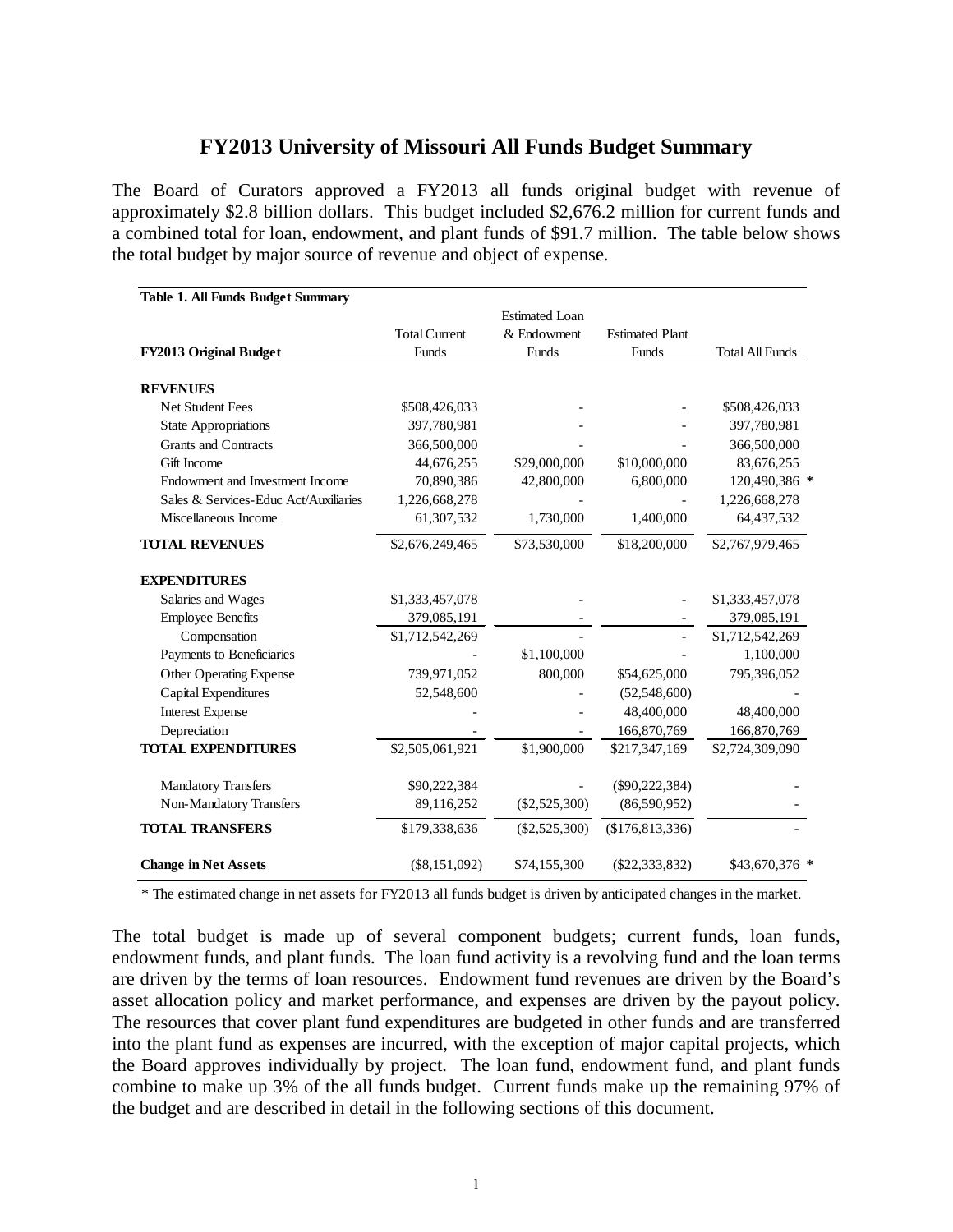# FY2013 University of Missouri All Funds Budget Summary

The Board of Curators approved a FY2013 all funds original budget with revenue of approximately $2.8 billion dollars. This budget included $2,676.2 million for current funds and a combined total for loan, endowment, and plant funds of $91.7 million. The table below shows the total budget by major source of revenue and object of expense.

**Table 1. All Funds Budget Summary**

| FY2013 Original Budget | Total Current Funds | Estimated Loan & Endowment Funds | Estimated Plant Funds | Total All Funds |
|---|---|---|---|---|
| **REVENUES** | | | | |
| Net Student Fees | $508,426,033 | - | - | $508,426,033 |
| State Appropriations | 397,780,981 | - | - | 397,780,981 |
| Grants and Contracts | 366,500,000 | - | - | 366,500,000 |
| Gift Income | 44,676,255 | $29,000,000 | $10,000,000 | 83,676,255 |
| Endowment and Investment Income | 70,890,386 | 42,800,000 | 6,800,000 | 120,490,386 * |
| Sales & Services-Educ Act/Auxiliaries | 1,226,668,278 | - | - | 1,226,668,278 |
| Miscellaneous Income | 61,307,532 | 1,730,000 | 1,400,000 | 64,437,532 |
| **TOTAL REVENUES** | $2,676,249,465 | $73,530,000 | $18,200,000 | $2,767,979,465 |
| **EXPENDITURES** | | | | |
| Salaries and Wages | $1,333,457,078 | - | - | $1,333,457,078 |
| Employee Benefits | 379,085,191 | - | - | 379,085,191 |
| Compensation | $1,712,542,269 | - | - | $1,712,542,269 |
| Payments to Beneficiaries | - | $1,100,000 | - | 1,100,000 |
| Other Operating Expense | 739,971,052 | 800,000 | $54,625,000 | 795,396,052 |
| Capital Expenditures | 52,548,600 | - | (52,548,600) | - |
| Interest Expense | - | - | 48,400,000 | 48,400,000 |
| Depreciation | - | - | 166,870,769 | 166,870,769 |
| **TOTAL EXPENDITURES** | $2,505,061,921 | $1,900,000 | $217,347,169 | $2,724,309,090 |
| Mandatory Transfers | $90,222,384 | - | ($90,222,384) | - |
| Non-Mandatory Transfers | 89,116,252 | ($2,525,300) | (86,590,952) | - |
| **TOTAL TRANSFERS** | $179,338,636 | ($2,525,300) | ($176,813,336) | - |
| **Change in Net Assets** | ($8,151,092) | $74,155,300 | ($22,333,832) | $43,670,376 * |

* The estimated change in net assets for FY2013 all funds budget is driven by anticipated changes in the market.

The total budget is made up of several component budgets; current funds, loan funds, endowment funds, and plant funds. The loan fund activity is a revolving fund and the loan terms are driven by the terms of loan resources. Endowment fund revenues are driven by the Board's asset allocation policy and market performance, and expenses are driven by the payout policy. The resources that cover plant fund expenditures are budgeted in other funds and are transferred into the plant fund as expenses are incurred, with the exception of major capital projects, which the Board approves individually by project. The loan fund, endowment fund, and plant funds combine to make up 3% of the all funds budget. Current funds make up the remaining 97% of the budget and are described in detail in the following sections of this document.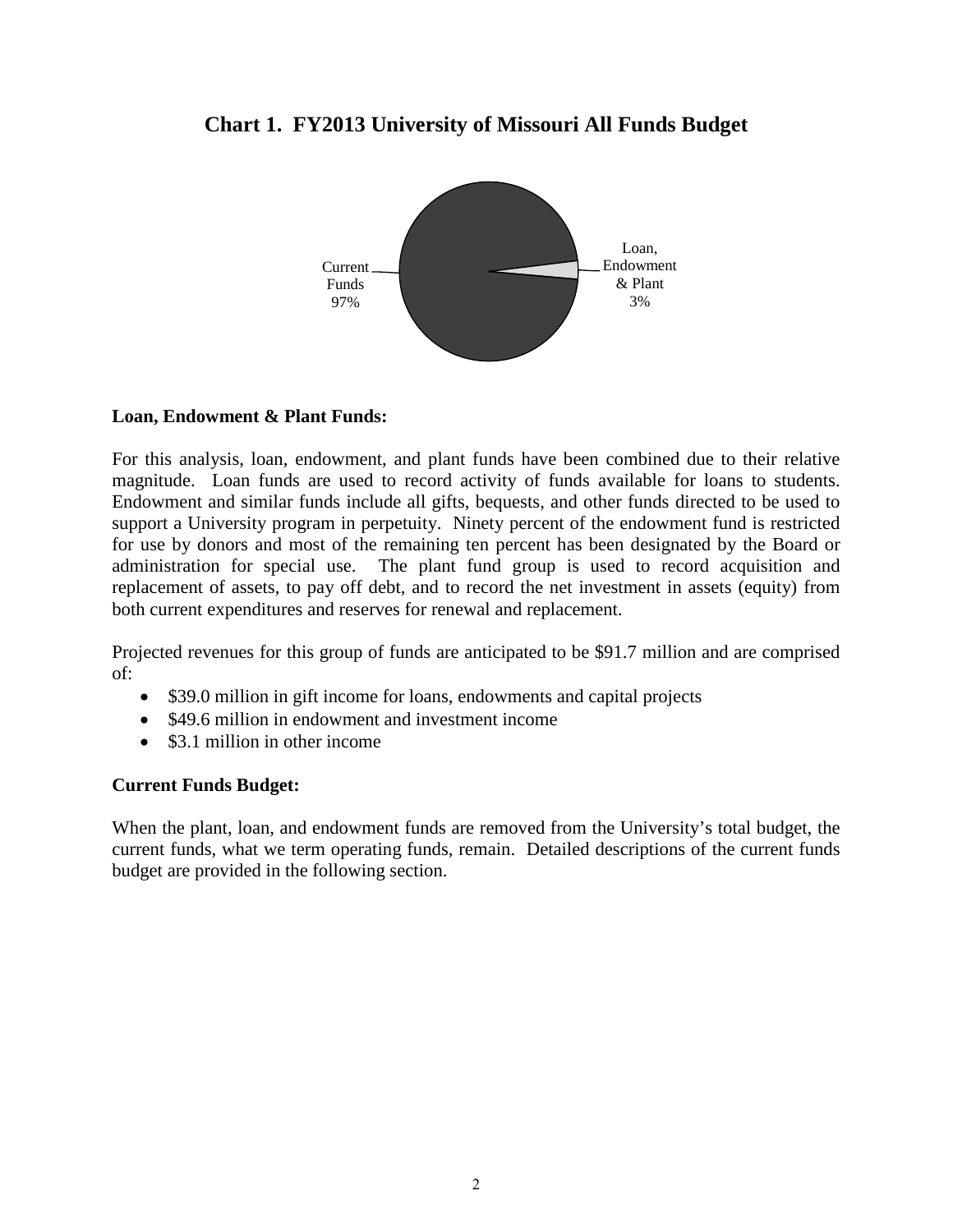## Chart 1. FY2013 University of Missouri All Funds Budget

Current Funds 97%

Loan, Endowment & Plant 3%

**Loan, Endowment & Plant Funds:**

For this analysis, loan, endowment, and plant funds have been combined due to their relative magnitude. Loan funds are used to record activity of funds available for loans to students. Endowment and similar funds include all gifts, bequests, and other funds directed to be used to support a University program in perpetuity. Ninety percent of the endowment fund is restricted for use by donors and most of the remaining ten percent has been designated by the Board or administration for special use. The plant fund group is used to record acquisition and replacement of assets, to pay off debt, and to record the net investment in assets (equity) from both current expenditures and reserves for renewal and replacement.

Projected revenues for this group of funds are anticipated to be $91.7 million and are comprised of:

- $39.0 million in gift income for loans, endowments and capital projects
- $49.6 million in endowment and investment income
- $3.1 million in other income

**Current Funds Budget:**

When the plant, loan, and endowment funds are removed from the University's total budget, the current funds, what we term operating funds, remain. Detailed descriptions of the current funds budget are provided in the following section.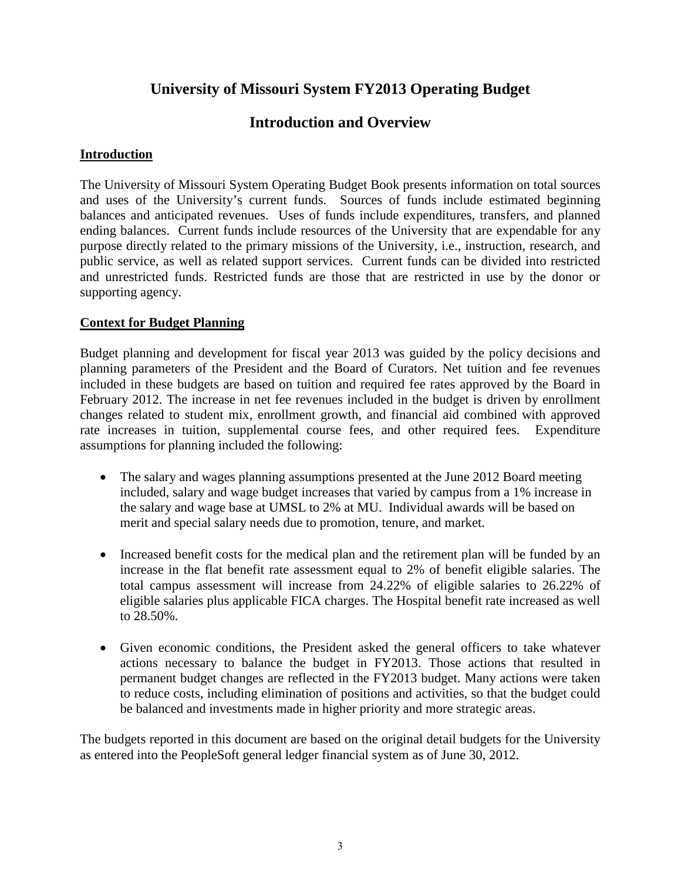# University of Missouri System FY2013 Operating Budget

## Introduction and Overview

**Introduction**

The University of Missouri System Operating Budget Book presents information on total sources and uses of the University's current funds. Sources of funds include estimated beginning balances and anticipated revenues. Uses of funds include expenditures, transfers, and planned ending balances. Current funds include resources of the University that are expendable for any purpose directly related to the primary missions of the University, i.e., instruction, research, and public service, as well as related support services. Current funds can be divided into restricted and unrestricted funds. Restricted funds are those that are restricted in use by the donor or supporting agency.

**Context for Budget Planning**

Budget planning and development for fiscal year 2013 was guided by the policy decisions and planning parameters of the President and the Board of Curators. Net tuition and fee revenues included in these budgets are based on tuition and required fee rates approved by the Board in February 2012. The increase in net fee revenues included in the budget is driven by enrollment changes related to student mix, enrollment growth, and financial aid combined with approved rate increases in tuition, supplemental course fees, and other required fees. Expenditure assumptions for planning included the following:

- The salary and wages planning assumptions presented at the June 2012 Board meeting included, salary and wage budget increases that varied by campus from a 1% increase in the salary and wage base at UMSL to 2% at MU. Individual awards will be based on merit and special salary needs due to promotion, tenure, and market.

- Increased benefit costs for the medical plan and the retirement plan will be funded by an increase in the flat benefit rate assessment equal to 2% of benefit eligible salaries. The total campus assessment will increase from 24.22% of eligible salaries to 26.22% of eligible salaries plus applicable FICA charges. The Hospital benefit rate increased as well to 28.50%.

- Given economic conditions, the President asked the general officers to take whatever actions necessary to balance the budget in FY2013. Those actions that resulted in permanent budget changes are reflected in the FY2013 budget. Many actions were taken to reduce costs, including elimination of positions and activities, so that the budget could be balanced and investments made in higher priority and more strategic areas.

The budgets reported in this document are based on the original detail budgets for the University as entered into the PeopleSoft general ledger financial system as of June 30, 2012.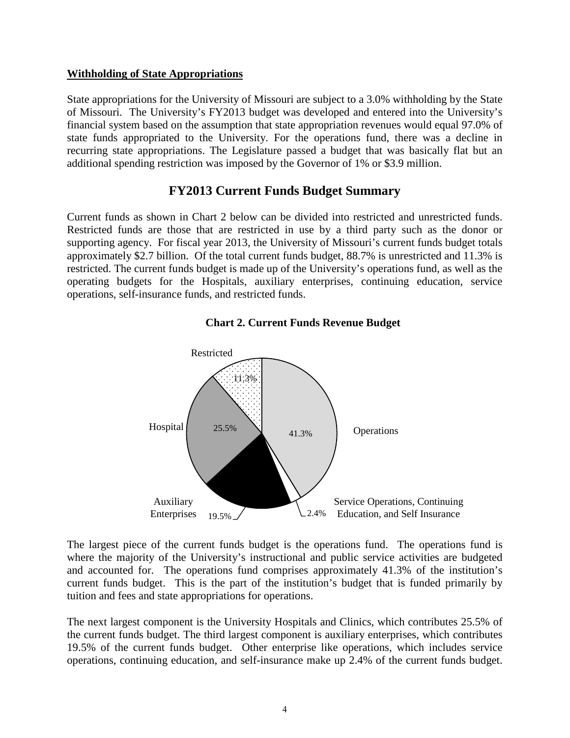**Withholding of State Appropriations**

State appropriations for the University of Missouri are subject to a 3.0% withholding by the State of Missouri. The University's FY2013 budget was developed and entered into the University's financial system based on the assumption that state appropriation revenues would equal 97.0% of state funds appropriated to the University. For the operations fund, there was a decline in recurring state appropriations. The Legislature passed a budget that was basically flat but an additional spending restriction was imposed by the Governor of 1% or $3.9 million.

## FY2013 Current Funds Budget Summary

Current funds as shown in Chart 2 below can be divided into restricted and unrestricted funds. Restricted funds are those that are restricted in use by a third party such as the donor or supporting agency. For fiscal year 2013, the University of Missouri's current funds budget totals approximately $2.7 billion. Of the total current funds budget, 88.7% is unrestricted and 11.3% is restricted. The current funds budget is made up of the University's operations fund, as well as the operating budgets for the Hospitals, auxiliary enterprises, continuing education, service operations, self-insurance funds, and restricted funds.

**Chart 2. Current Funds Revenue Budget**

| Component | Percent |
|---|---|
| Operations | 41.3% |
| Hospital | 25.5% |
| Auxiliary Enterprises | 19.5% |
| Restricted | 11.3% |
| Service Operations, Continuing Education, and Self Insurance | 2.4% |

The largest piece of the current funds budget is the operations fund. The operations fund is where the majority of the University's instructional and public service activities are budgeted and accounted for. The operations fund comprises approximately 41.3% of the institution's current funds budget. This is the part of the institution's budget that is funded primarily by tuition and fees and state appropriations for operations.

The next largest component is the University Hospitals and Clinics, which contributes 25.5% of the current funds budget. The third largest component is auxiliary enterprises, which contributes 19.5% of the current funds budget. Other enterprise like operations, which includes service operations, continuing education, and self-insurance make up 2.4% of the current funds budget.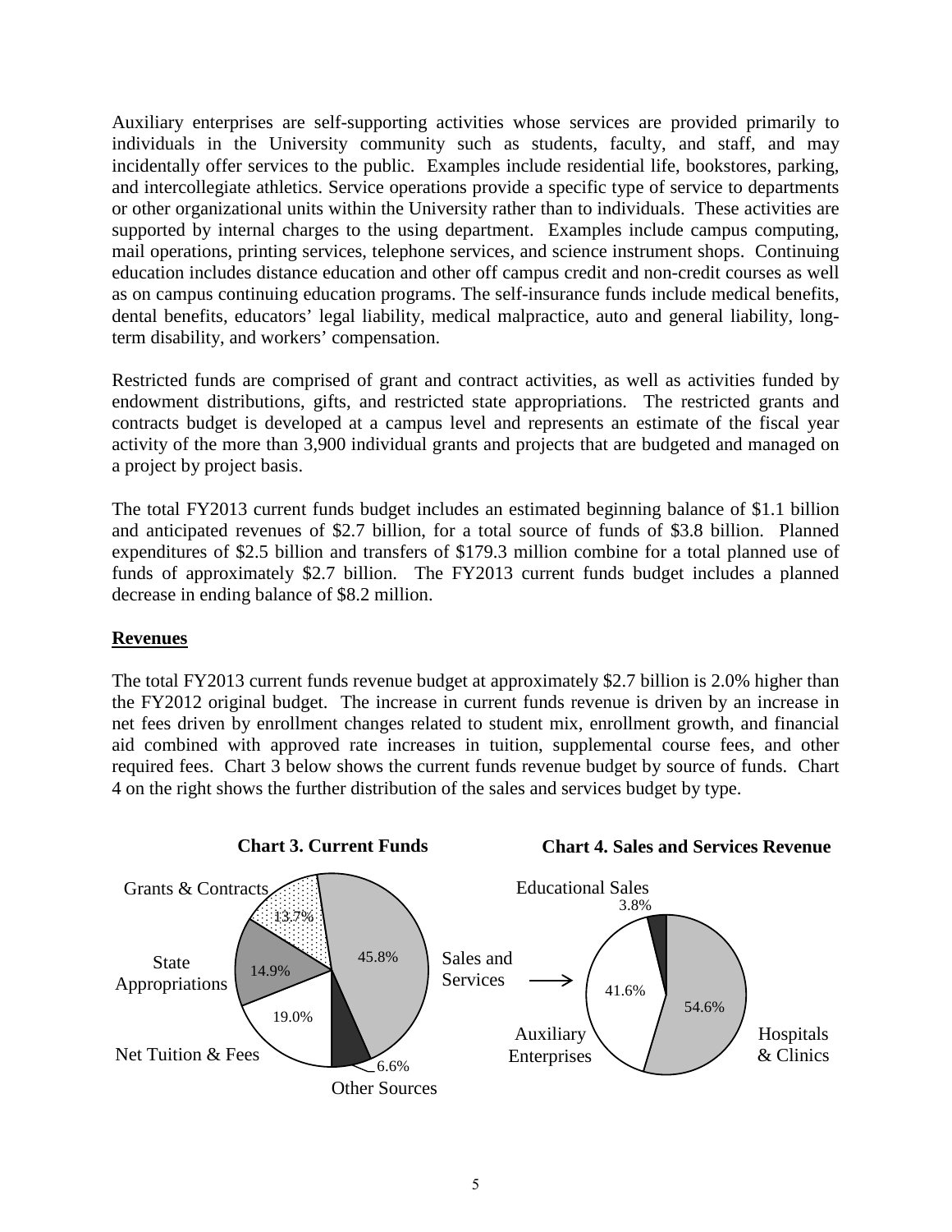Auxiliary enterprises are self-supporting activities whose services are provided primarily to individuals in the University community such as students, faculty, and staff, and may incidentally offer services to the public. Examples include residential life, bookstores, parking, and intercollegiate athletics. Service operations provide a specific type of service to departments or other organizational units within the University rather than to individuals. These activities are supported by internal charges to the using department. Examples include campus computing, mail operations, printing services, telephone services, and science instrument shops. Continuing education includes distance education and other off campus credit and non-credit courses as well as on campus continuing education programs. The self-insurance funds include medical benefits, dental benefits, educators' legal liability, medical malpractice, auto and general liability, long-term disability, and workers' compensation.

Restricted funds are comprised of grant and contract activities, as well as activities funded by endowment distributions, gifts, and restricted state appropriations. The restricted grants and contracts budget is developed at a campus level and represents an estimate of the fiscal year activity of the more than 3,900 individual grants and projects that are budgeted and managed on a project by project basis.

The total FY2013 current funds budget includes an estimated beginning balance of $1.1 billion and anticipated revenues of $2.7 billion, for a total source of funds of $3.8 billion. Planned expenditures of $2.5 billion and transfers of $179.3 million combine for a total planned use of funds of approximately $2.7 billion. The FY2013 current funds budget includes a planned decrease in ending balance of $8.2 million.

## Revenues

The total FY2013 current funds revenue budget at approximately $2.7 billion is 2.0% higher than the FY2012 original budget. The increase in current funds revenue is driven by an increase in net fees driven by enrollment changes related to student mix, enrollment growth, and financial aid combined with approved rate increases in tuition, supplemental course fees, and other required fees. Chart 3 below shows the current funds revenue budget by source of funds. Chart 4 on the right shows the further distribution of the sales and services budget by type.

**Chart 3. Current Funds**

| Source | Percent |
|---|---|
| Sales and Services | 45.8% |
| Net Tuition & Fees | 19.0% |
| State Appropriations | 14.9% |
| Grants & Contracts | 13.7% |
| Other Sources | 6.6% |

**Chart 4. Sales and Services Revenue**

| Type | Percent |
|---|---|
| Hospitals & Clinics | 54.6% |
| Auxiliary Enterprises | 41.6% |
| Educational Sales | 3.8% |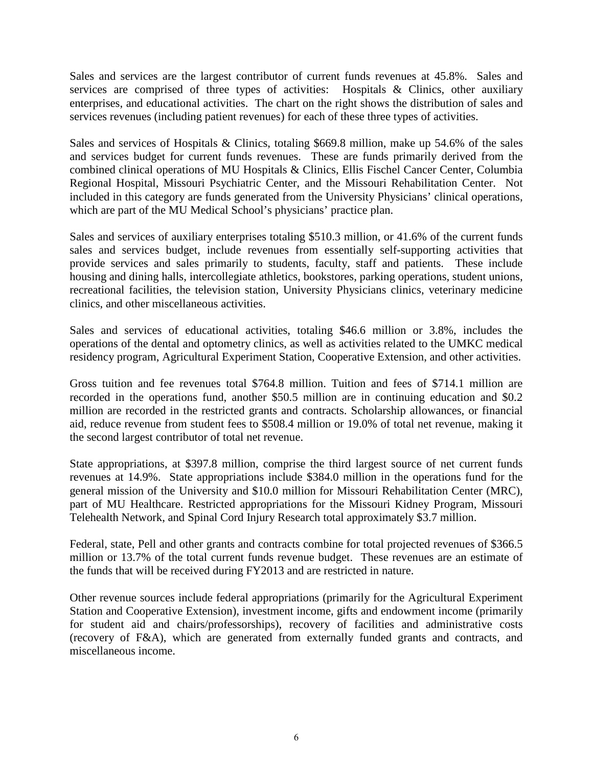Sales and services are the largest contributor of current funds revenues at 45.8%. Sales and services are comprised of three types of activities: Hospitals & Clinics, other auxiliary enterprises, and educational activities. The chart on the right shows the distribution of sales and services revenues (including patient revenues) for each of these three types of activities.

Sales and services of Hospitals & Clinics, totaling $669.8 million, make up 54.6% of the sales and services budget for current funds revenues. These are funds primarily derived from the combined clinical operations of MU Hospitals & Clinics, Ellis Fischel Cancer Center, Columbia Regional Hospital, Missouri Psychiatric Center, and the Missouri Rehabilitation Center. Not included in this category are funds generated from the University Physicians' clinical operations, which are part of the MU Medical School's physicians' practice plan.

Sales and services of auxiliary enterprises totaling $510.3 million, or 41.6% of the current funds sales and services budget, include revenues from essentially self-supporting activities that provide services and sales primarily to students, faculty, staff and patients. These include housing and dining halls, intercollegiate athletics, bookstores, parking operations, student unions, recreational facilities, the television station, University Physicians clinics, veterinary medicine clinics, and other miscellaneous activities.

Sales and services of educational activities, totaling $46.6 million or 3.8%, includes the operations of the dental and optometry clinics, as well as activities related to the UMKC medical residency program, Agricultural Experiment Station, Cooperative Extension, and other activities.

Gross tuition and fee revenues total $764.8 million. Tuition and fees of $714.1 million are recorded in the operations fund, another $50.5 million are in continuing education and $0.2 million are recorded in the restricted grants and contracts. Scholarship allowances, or financial aid, reduce revenue from student fees to $508.4 million or 19.0% of total net revenue, making it the second largest contributor of total net revenue.

State appropriations, at $397.8 million, comprise the third largest source of net current funds revenues at 14.9%. State appropriations include $384.0 million in the operations fund for the general mission of the University and $10.0 million for Missouri Rehabilitation Center (MRC), part of MU Healthcare. Restricted appropriations for the Missouri Kidney Program, Missouri Telehealth Network, and Spinal Cord Injury Research total approximately $3.7 million.

Federal, state, Pell and other grants and contracts combine for total projected revenues of $366.5 million or 13.7% of the total current funds revenue budget. These revenues are an estimate of the funds that will be received during FY2013 and are restricted in nature.

Other revenue sources include federal appropriations (primarily for the Agricultural Experiment Station and Cooperative Extension), investment income, gifts and endowment income (primarily for student aid and chairs/professorships), recovery of facilities and administrative costs (recovery of F&A), which are generated from externally funded grants and contracts, and miscellaneous income.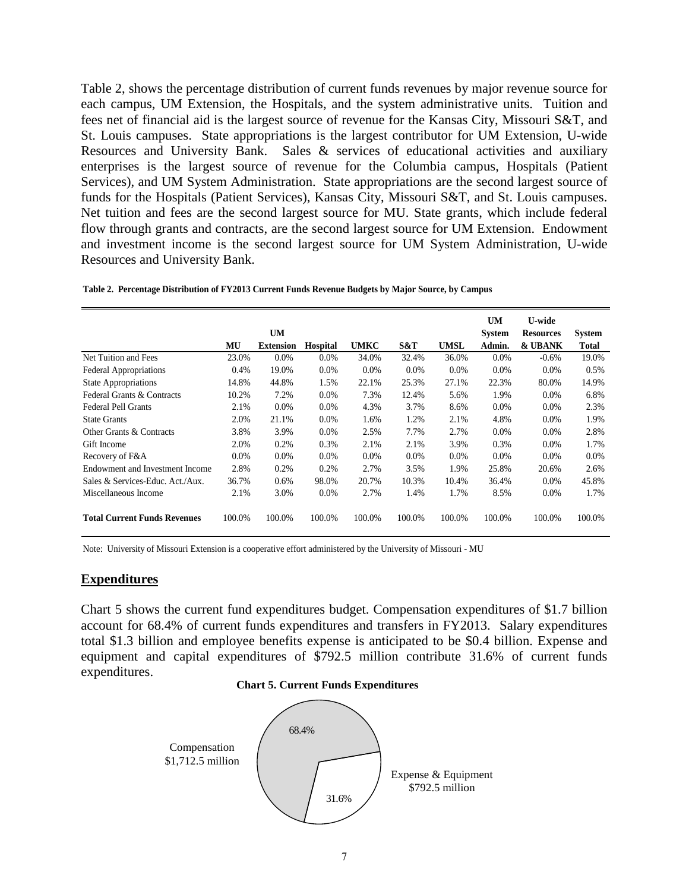Table 2, shows the percentage distribution of current funds revenues by major revenue source for each campus, UM Extension, the Hospitals, and the system administrative units. Tuition and fees net of financial aid is the largest source of revenue for the Kansas City, Missouri S&T, and St. Louis campuses. State appropriations is the largest contributor for UM Extension, U-wide Resources and University Bank. Sales & services of educational activities and auxiliary enterprises is the largest source of revenue for the Columbia campus, Hospitals (Patient Services), and UM System Administration. State appropriations are the second largest source of funds for the Hospitals (Patient Services), Kansas City, Missouri S&T, and St. Louis campuses. Net tuition and fees are the second largest source for MU. State grants, which include federal flow through grants and contracts, are the second largest source for UM Extension. Endowment and investment income is the second largest source for UM System Administration, U-wide Resources and University Bank.

**Table 2. Percentage Distribution of FY2013 Current Funds Revenue Budgets by Major Source, by Campus**

| | MU | UM Extension | Hospital | UMKC | S&T | UMSL | UM System Admin. | U-wide Resources & UBANK | System Total |
|---|---|---|---|---|---|---|---|---|---|
| Net Tuition and Fees | 23.0% | 0.0% | 0.0% | 34.0% | 32.4% | 36.0% | 0.0% | -0.6% | 19.0% |
| Federal Appropriations | 0.4% | 19.0% | 0.0% | 0.0% | 0.0% | 0.0% | 0.0% | 0.0% | 0.5% |
| State Appropriations | 14.8% | 44.8% | 1.5% | 22.1% | 25.3% | 27.1% | 22.3% | 80.0% | 14.9% |
| Federal Grants & Contracts | 10.2% | 7.2% | 0.0% | 7.3% | 12.4% | 5.6% | 1.9% | 0.0% | 6.8% |
| Federal Pell Grants | 2.1% | 0.0% | 0.0% | 4.3% | 3.7% | 8.6% | 0.0% | 0.0% | 2.3% |
| State Grants | 2.0% | 21.1% | 0.0% | 1.6% | 1.2% | 2.1% | 4.8% | 0.0% | 1.9% |
| Other Grants & Contracts | 3.8% | 3.9% | 0.0% | 2.5% | 7.7% | 2.7% | 0.0% | 0.0% | 2.8% |
| Gift Income | 2.0% | 0.2% | 0.3% | 2.1% | 2.1% | 3.9% | 0.3% | 0.0% | 1.7% |
| Recovery of F&A | 0.0% | 0.0% | 0.0% | 0.0% | 0.0% | 0.0% | 0.0% | 0.0% | 0.0% |
| Endowment and Investment Income | 2.8% | 0.2% | 0.2% | 2.7% | 3.5% | 1.9% | 25.8% | 20.6% | 2.6% |
| Sales & Services-Educ. Act./Aux. | 36.7% | 0.6% | 98.0% | 20.7% | 10.3% | 10.4% | 36.4% | 0.0% | 45.8% |
| Miscellaneous Income | 2.1% | 3.0% | 0.0% | 2.7% | 1.4% | 1.7% | 8.5% | 0.0% | 1.7% |
| **Total Current Funds Revenues** | 100.0% | 100.0% | 100.0% | 100.0% | 100.0% | 100.0% | 100.0% | 100.0% | 100.0% |

Note: University of Missouri Extension is a cooperative effort administered by the University of Missouri - MU

## Expenditures

Chart 5 shows the current fund expenditures budget. Compensation expenditures of $1.7 billion account for 68.4% of current funds expenditures and transfers in FY2013. Salary expenditures total $1.3 billion and employee benefits expense is anticipated to be $0.4 billion. Expense and equipment and capital expenditures of $792.5 million contribute 31.6% of current funds expenditures.

**Chart 5. Current Funds Expenditures**

Compensation $1,712.5 million — 68.4%

Expense & Equipment $792.5 million — 31.6%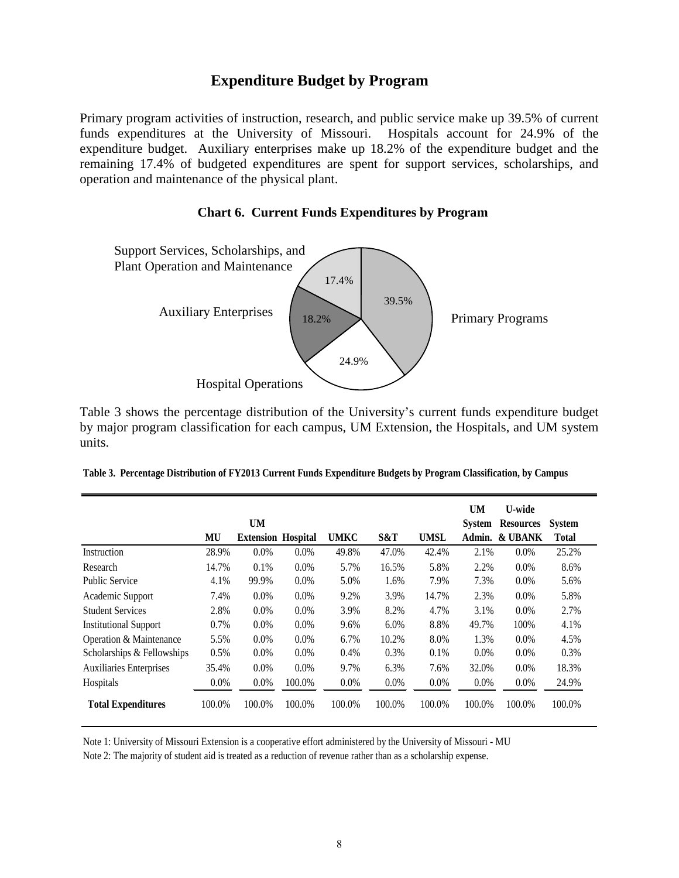## Expenditure Budget by Program

Primary program activities of instruction, research, and public service make up 39.5% of current funds expenditures at the University of Missouri. Hospitals account for 24.9% of the expenditure budget. Auxiliary enterprises make up 18.2% of the expenditure budget and the remaining 17.4% of budgeted expenditures are spent for support services, scholarships, and operation and maintenance of the physical plant.

**Chart 6. Current Funds Expenditures by Program**

Support Services, Scholarships, and Plant Operation and Maintenance 17.4%

Primary Programs 39.5%

Auxiliary Enterprises 18.2%

Hospital Operations 24.9%

Table 3 shows the percentage distribution of the University's current funds expenditure budget by major program classification for each campus, UM Extension, the Hospitals, and UM system units.

**Table 3. Percentage Distribution of FY2013 Current Funds Expenditure Budgets by Program Classification, by Campus**

| | MU | UM Extension | Hospital | UMKC | S&T | UMSL | UM System Admin. | U-wide Resources & UBANK | System Total |
|---|---|---|---|---|---|---|---|---|---|
| Instruction | 28.9% | 0.0% | 0.0% | 49.8% | 47.0% | 42.4% | 2.1% | 0.0% | 25.2% |
| Research | 14.7% | 0.1% | 0.0% | 5.7% | 16.5% | 5.8% | 2.2% | 0.0% | 8.6% |
| Public Service | 4.1% | 99.9% | 0.0% | 5.0% | 1.6% | 7.9% | 7.3% | 0.0% | 5.6% |
| Academic Support | 7.4% | 0.0% | 0.0% | 9.2% | 3.9% | 14.7% | 2.3% | 0.0% | 5.8% |
| Student Services | 2.8% | 0.0% | 0.0% | 3.9% | 8.2% | 4.7% | 3.1% | 0.0% | 2.7% |
| Institutional Support | 0.7% | 0.0% | 0.0% | 9.6% | 6.0% | 8.8% | 49.7% | 100% | 4.1% |
| Operation & Maintenance | 5.5% | 0.0% | 0.0% | 6.7% | 10.2% | 8.0% | 1.3% | 0.0% | 4.5% |
| Scholarships & Fellowships | 0.5% | 0.0% | 0.0% | 0.4% | 0.3% | 0.1% | 0.0% | 0.0% | 0.3% |
| Auxiliaries Enterprises | 35.4% | 0.0% | 0.0% | 9.7% | 6.3% | 7.6% | 32.0% | 0.0% | 18.3% |
| Hospitals | 0.0% | 0.0% | 100.0% | 0.0% | 0.0% | 0.0% | 0.0% | 0.0% | 24.9% |
| **Total Expenditures** | 100.0% | 100.0% | 100.0% | 100.0% | 100.0% | 100.0% | 100.0% | 100.0% | 100.0% |

Note 1: University of Missouri Extension is a cooperative effort administered by the University of Missouri - MU

Note 2: The majority of student aid is treated as a reduction of revenue rather than as a scholarship expense.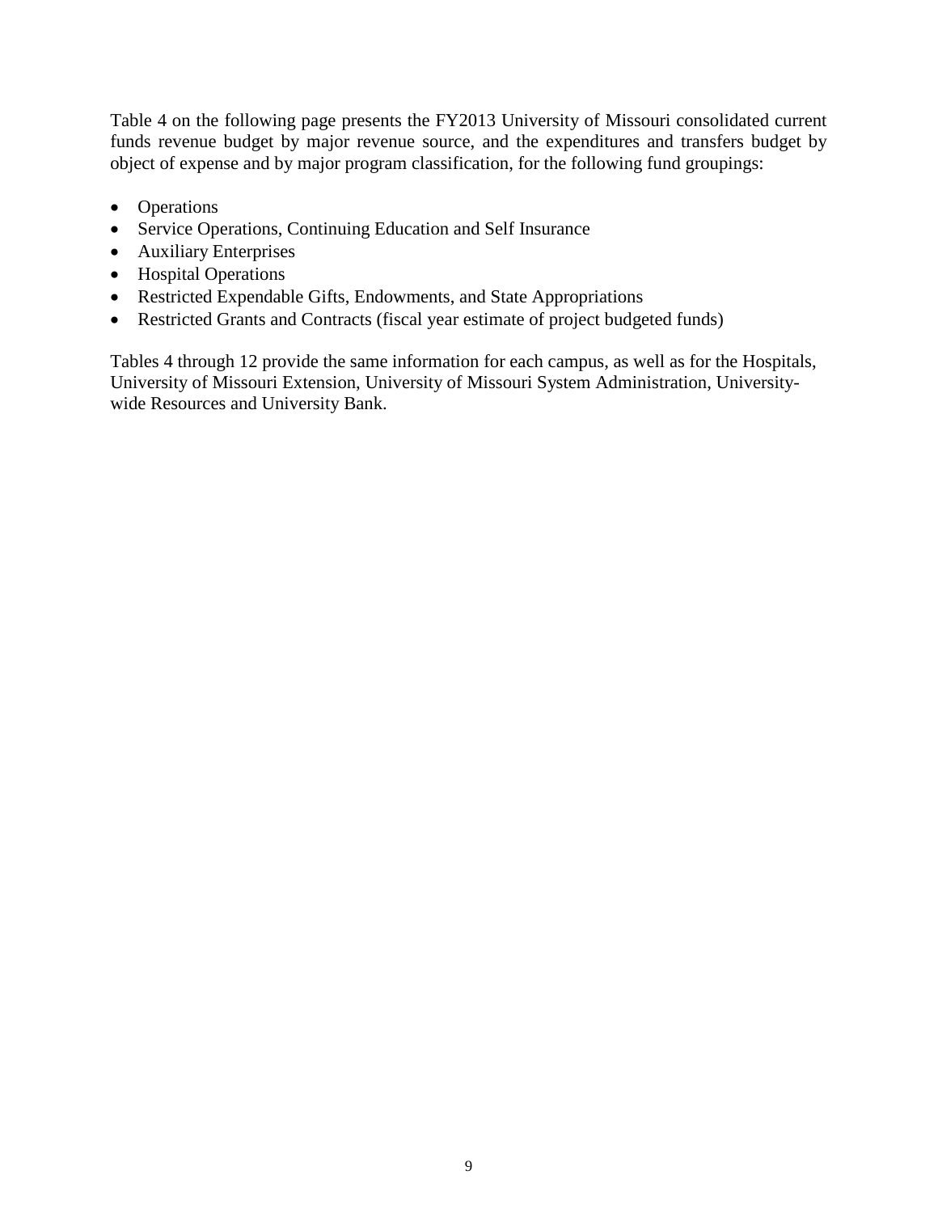Table 4 on the following page presents the FY2013 University of Missouri consolidated current funds revenue budget by major revenue source, and the expenditures and transfers budget by object of expense and by major program classification, for the following fund groupings:

- Operations
- Service Operations, Continuing Education and Self Insurance
- Auxiliary Enterprises
- Hospital Operations
- Restricted Expendable Gifts, Endowments, and State Appropriations
- Restricted Grants and Contracts (fiscal year estimate of project budgeted funds)

Tables 4 through 12 provide the same information for each campus, as well as for the Hospitals, University of Missouri Extension, University of Missouri System Administration, University-wide Resources and University Bank.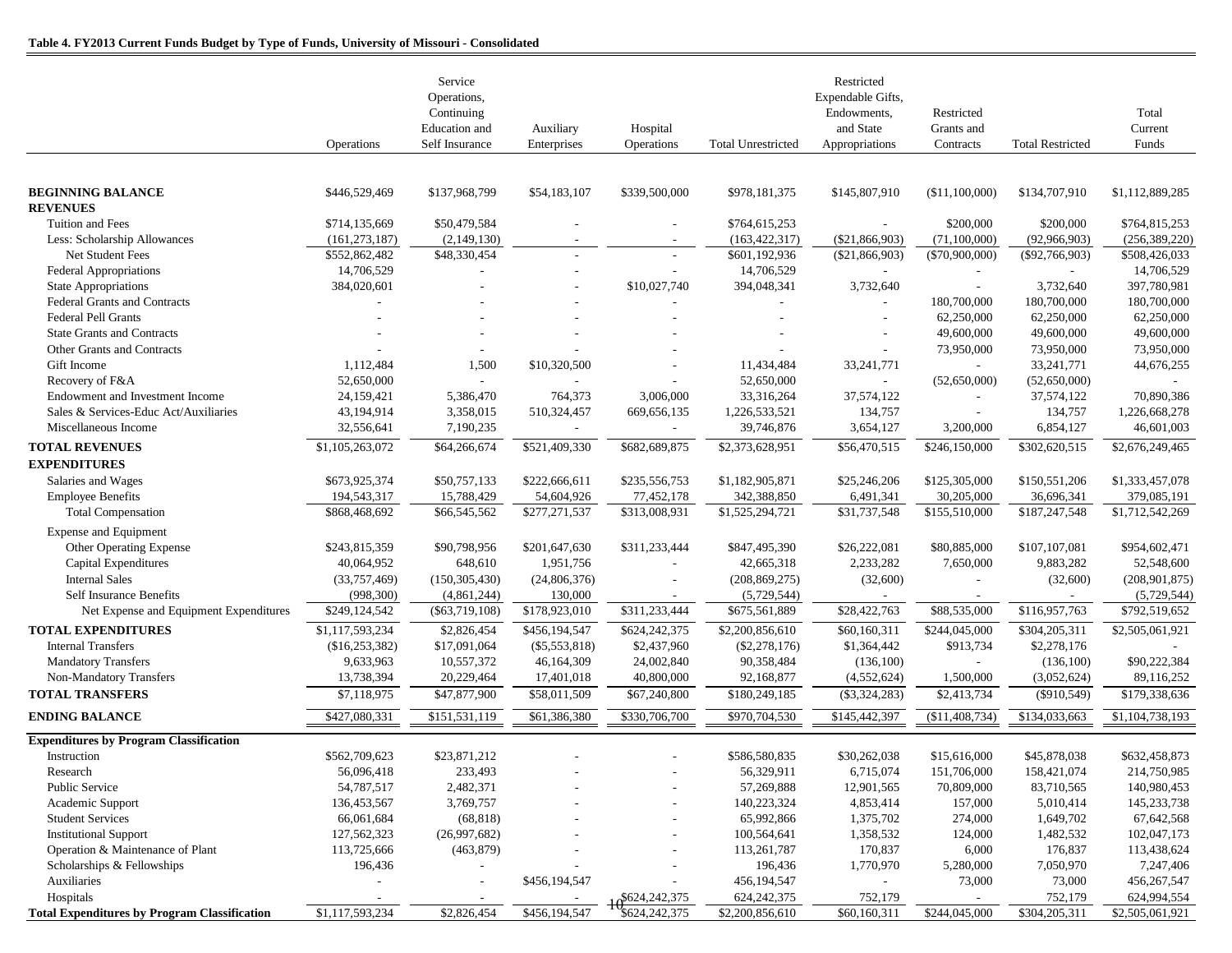**Table 4. FY2013 Current Funds Budget by Type of Funds, University of Missouri - Consolidated**

| | Operations | Service Operations, Continuing Education and Self Insurance | Auxiliary Enterprises | Hospital Operations | Total Unrestricted | Restricted Expendable Gifts, Endowments, and State Appropriations | Restricted Grants and Contracts | Total Restricted | Total Current Funds |
|---|---|---|---|---|---|---|---|---|---|
| **BEGINNING BALANCE** | $446,529,469 | $137,968,799 | $54,183,107 | $339,500,000 | $978,181,375 | $145,807,910 | ($11,100,000) | $134,707,910 | $1,112,889,285 |
| **REVENUES** | | | | | | | | | |
| Tuition and Fees | $714,135,669 | $50,479,584 | - | - | $764,615,253 | - | $200,000 | $200,000 | $764,815,253 |
| Less: Scholarship Allowances | (161,273,187) | (2,149,130) | - | - | (163,422,317) | ($21,866,903) | (71,100,000) | (92,966,903) | (256,389,220) |
| Net Student Fees | $552,862,482 | $48,330,454 | - | - | $601,192,936 | ($21,866,903) | ($70,900,000) | ($92,766,903) | $508,426,033 |
| Federal Appropriations | 14,706,529 | - | - | - | 14,706,529 | - | - | - | 14,706,529 |
| State Appropriations | 384,020,601 | - | - | $10,027,740 | 394,048,341 | 3,732,640 | - | 3,732,640 | 397,780,981 |
| Federal Grants and Contracts | - | - | - | - | - | - | 180,700,000 | 180,700,000 | 180,700,000 |
| Federal Pell Grants | - | - | - | - | - | - | 62,250,000 | 62,250,000 | 62,250,000 |
| State Grants and Contracts | - | - | - | - | - | - | 49,600,000 | 49,600,000 | 49,600,000 |
| Other Grants and Contracts | - | - | - | - | - | - | 73,950,000 | 73,950,000 | 73,950,000 |
| Gift Income | 1,112,484 | 1,500 | $10,320,500 | - | 11,434,484 | 33,241,771 | - | 33,241,771 | 44,676,255 |
| Recovery of F&A | 52,650,000 | - | - | - | 52,650,000 | - | (52,650,000) | (52,650,000) | - |
| Endowment and Investment Income | 24,159,421 | 5,386,470 | 764,373 | 3,006,000 | 33,316,264 | 37,574,122 | - | 37,574,122 | 70,890,386 |
| Sales & Services-Educ Act/Auxiliaries | 43,194,914 | 3,358,015 | 510,324,457 | 669,656,135 | 1,226,533,521 | 134,757 | - | 134,757 | 1,226,668,278 |
| Miscellaneous Income | 32,556,641 | 7,190,235 | - | - | 39,746,876 | 3,654,127 | 3,200,000 | 6,854,127 | 46,601,003 |
| **TOTAL REVENUES** | $1,105,263,072 | $64,266,674 | $521,409,330 | $682,689,875 | $2,373,628,951 | $56,470,515 | $246,150,000 | $302,620,515 | $2,676,249,465 |
| **EXPENDITURES** | | | | | | | | | |
| Salaries and Wages | $673,925,374 | $50,757,133 | $222,666,611 | $235,556,753 | $1,182,905,871 | $25,246,206 | $125,305,000 | $150,551,206 | $1,333,457,078 |
| Employee Benefits | 194,543,317 | 15,788,429 | 54,604,926 | 77,452,178 | 342,388,850 | 6,491,341 | 30,205,000 | 36,696,341 | 379,085,191 |
| Total Compensation | $868,468,692 | $66,545,562 | $277,271,537 | $313,008,931 | $1,525,294,721 | $31,737,548 | $155,510,000 | $187,247,548 | $1,712,542,269 |
| Expense and Equipment | | | | | | | | | |
| Other Operating Expense | $243,815,359 | $90,798,956 | $201,647,630 | $311,233,444 | $847,495,390 | $26,222,081 | $80,885,000 | $107,107,081 | $954,602,471 |
| Capital Expenditures | 40,064,952 | 648,610 | 1,951,756 | - | 42,665,318 | 2,233,282 | 7,650,000 | 9,883,282 | 52,548,600 |
| Internal Sales | (33,757,469) | (150,305,430) | (24,806,376) | - | (208,869,275) | (32,600) | - | (32,600) | (208,901,875) |
| Self Insurance Benefits | (998,300) | (4,861,244) | 130,000 | - | (5,729,544) | - | - | - | (5,729,544) |
| Net Expense and Equipment Expenditures | $249,124,542 | ($63,719,108) | $178,923,010 | $311,233,444 | $675,561,889 | $28,422,763 | $88,535,000 | $116,957,763 | $792,519,652 |
| **TOTAL EXPENDITURES** | $1,117,593,234 | $2,826,454 | $456,194,547 | $624,242,375 | $2,200,856,610 | $60,160,311 | $244,045,000 | $304,205,311 | $2,505,061,921 |
| Internal Transfers | ($16,253,382) | $17,091,064 | ($5,553,818) | $2,437,960 | ($2,278,176) | $1,364,442 | $913,734 | $2,278,176 | - |
| Mandatory Transfers | 9,633,963 | 10,557,372 | 46,164,309 | 24,002,840 | 90,358,484 | (136,100) | - | (136,100) | $90,222,384 |
| Non-Mandatory Transfers | 13,738,394 | 20,229,464 | 17,401,018 | 40,800,000 | 92,168,877 | (4,552,624) | 1,500,000 | (3,052,624) | 89,116,252 |
| **TOTAL TRANSFERS** | $7,118,975 | $47,877,900 | $58,011,509 | $67,240,800 | $180,249,185 | ($3,324,283) | $2,413,734 | ($910,549) | $179,338,636 |
| **ENDING BALANCE** | $427,080,331 | $151,531,119 | $61,386,380 | $330,706,700 | $970,704,530 | $145,442,397 | ($11,408,734) | $134,033,663 | $1,104,738,193 |
| **Expenditures by Program Classification** | | | | | | | | | |
| Instruction | $562,709,623 | $23,871,212 | - | - | $586,580,835 | $30,262,038 | $15,616,000 | $45,878,038 | $632,458,873 |
| Research | 56,096,418 | 233,493 | - | - | 56,329,911 | 6,715,074 | 151,706,000 | 158,421,074 | 214,750,985 |
| Public Service | 54,787,517 | 2,482,371 | - | - | 57,269,888 | 12,901,565 | 70,809,000 | 83,710,565 | 140,980,453 |
| Academic Support | 136,453,567 | 3,769,757 | - | - | 140,223,324 | 4,853,414 | 157,000 | 5,010,414 | 145,233,738 |
| Student Services | 66,061,684 | (68,818) | - | - | 65,992,866 | 1,375,702 | 274,000 | 1,649,702 | 67,642,568 |
| Institutional Support | 127,562,323 | (26,997,682) | - | - | 100,564,641 | 1,358,532 | 124,000 | 1,482,532 | 102,047,173 |
| Operation & Maintenance of Plant | 113,725,666 | (463,879) | - | - | 113,261,787 | 170,837 | 6,000 | 176,837 | 113,438,624 |
| Scholarships & Fellowships | 196,436 | - | - | - | 196,436 | 1,770,970 | 5,280,000 | 7,050,970 | 7,247,406 |
| Auxiliaries | - | - | $456,194,547 | - | 456,194,547 | - | 73,000 | 73,000 | 456,267,547 |
| Hospitals | - | - | - | $624,242,375 | 624,242,375 | 752,179 | - | 752,179 | 624,994,554 |
| **Total Expenditures by Program Classification** | $1,117,593,234 | $2,826,454 | $456,194,547 | $624,242,375 | $2,200,856,610 | $60,160,311 | $244,045,000 | $304,205,311 | $2,505,061,921 |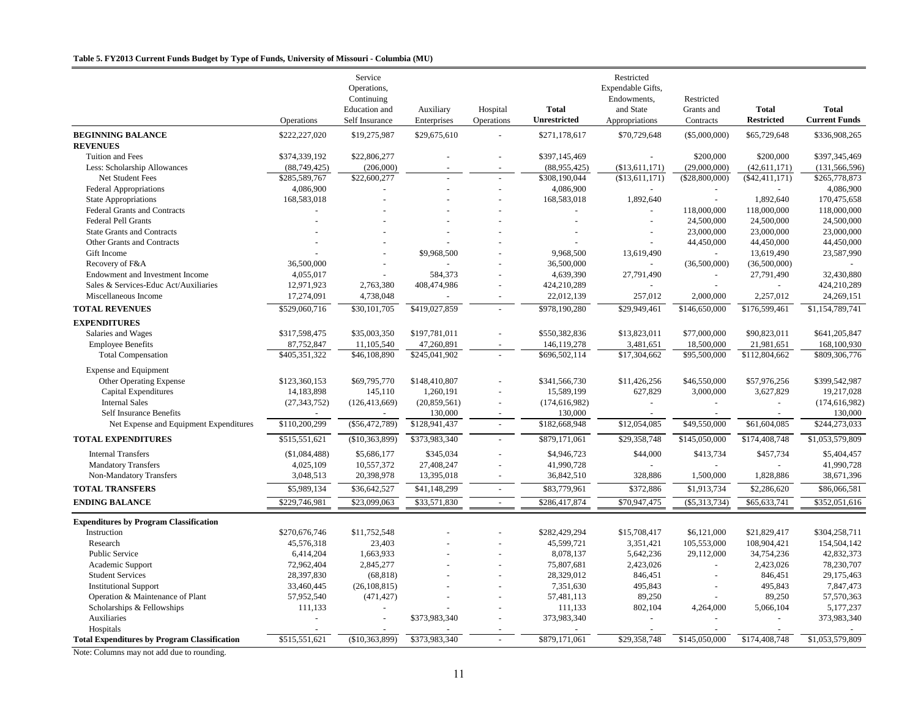**Table 5. FY2013 Current Funds Budget by Type of Funds, University of Missouri - Columbia (MU)**

| | Operations | Service Operations, Continuing Education and Self Insurance | Auxiliary Enterprises | Hospital Operations | **Total Unrestricted** | Restricted Expendable Gifts, Endowments, and State Appropriations | Restricted Grants and Contracts | **Total Restricted** | **Total Current Funds** |
|---|---|---|---|---|---|---|---|---|---|
| **BEGINNING BALANCE** | $222,227,020 | $19,275,987 | $29,675,610 | - | $271,178,617 | $70,729,648 | ($5,000,000) | $65,729,648 | $336,908,265 |
| **REVENUES** | | | | | | | | | |
| Tuition and Fees | $374,339,192 | $22,806,277 | - | - | $397,145,469 | - | $200,000 | $200,000 | $397,345,469 |
| Less: Scholarship Allowances | (88,749,425) | (206,000) | - | - | (88,955,425) | ($13,611,171) | (29,000,000) | (42,611,171) | (131,566,596) |
| Net Student Fees | $285,589,767 | $22,600,277 | - | - | $308,190,044 | ($13,611,171) | ($28,800,000) | ($42,411,171) | $265,778,873 |
| Federal Appropriations | 4,086,900 | - | - | - | 4,086,900 | - | - | - | 4,086,900 |
| State Appropriations | 168,583,018 | - | - | - | 168,583,018 | 1,892,640 | - | 1,892,640 | 170,475,658 |
| Federal Grants and Contracts | - | - | - | - | - | - | 118,000,000 | 118,000,000 | 118,000,000 |
| Federal Pell Grants | - | - | - | - | - | - | 24,500,000 | 24,500,000 | 24,500,000 |
| State Grants and Contracts | - | - | - | - | - | - | 23,000,000 | 23,000,000 | 23,000,000 |
| Other Grants and Contracts | - | - | - | - | - | - | 44,450,000 | 44,450,000 | 44,450,000 |
| Gift Income | - | - | $9,968,500 | - | 9,968,500 | 13,619,490 | - | 13,619,490 | 23,587,990 |
| Recovery of F&A | 36,500,000 | - | - | - | 36,500,000 | - | (36,500,000) | (36,500,000) | - |
| Endowment and Investment Income | 4,055,017 | - | 584,373 | - | 4,639,390 | 27,791,490 | - | 27,791,490 | 32,430,880 |
| Sales & Services-Educ Act/Auxiliaries | 12,971,923 | 2,763,380 | 408,474,986 | - | 424,210,289 | - | - | - | 424,210,289 |
| Miscellaneous Income | 17,274,091 | 4,738,048 | - | - | 22,012,139 | 257,012 | 2,000,000 | 2,257,012 | 24,269,151 |
| **TOTAL REVENUES** | $529,060,716 | $30,101,705 | $419,027,859 | - | $978,190,280 | $29,949,461 | $146,650,000 | $176,599,461 | $1,154,789,741 |
| **EXPENDITURES** | | | | | | | | | |
| Salaries and Wages | $317,598,475 | $35,003,350 | $197,781,011 | - | $550,382,836 | $13,823,011 | $77,000,000 | $90,823,011 | $641,205,847 |
| Employee Benefits | 87,752,847 | 11,105,540 | 47,260,891 | - | 146,119,278 | 3,481,651 | 18,500,000 | 21,981,651 | 168,100,930 |
| Total Compensation | $405,351,322 | $46,108,890 | $245,041,902 | - | $696,502,114 | $17,304,662 | $95,500,000 | $112,804,662 | $809,306,776 |
| Expense and Equipment | | | | | | | | | |
| Other Operating Expense | $123,360,153 | $69,795,770 | $148,410,807 | - | $341,566,730 | $11,426,256 | $46,550,000 | $57,976,256 | $399,542,987 |
| Capital Expenditures | 14,183,898 | 145,110 | 1,260,191 | - | 15,589,199 | 627,829 | 3,000,000 | 3,627,829 | 19,217,028 |
| Internal Sales | (27,343,752) | (126,413,669) | (20,859,561) | - | (174,616,982) | - | - | - | (174,616,982) |
| Self Insurance Benefits | - | - | 130,000 | - | 130,000 | - | - | - | 130,000 |
| Net Expense and Equipment Expenditures | $110,200,299 | ($56,472,789) | $128,941,437 | - | $182,668,948 | $12,054,085 | $49,550,000 | $61,604,085 | $244,273,033 |
| **TOTAL EXPENDITURES** | $515,551,621 | ($10,363,899) | $373,983,340 | - | $879,171,061 | $29,358,748 | $145,050,000 | $174,408,748 | $1,053,579,809 |
| Internal Transfers | ($1,084,488) | $5,686,177 | $345,034 | - | $4,946,723 | $44,000 | $413,734 | $457,734 | $5,404,457 |
| Mandatory Transfers | 4,025,109 | 10,557,372 | 27,408,247 | - | 41,990,728 | - | - | - | 41,990,728 |
| Non-Mandatory Transfers | 3,048,513 | 20,398,978 | 13,395,018 | - | 36,842,510 | 328,886 | 1,500,000 | 1,828,886 | 38,671,396 |
| **TOTAL TRANSFERS** | $5,989,134 | $36,642,527 | $41,148,299 | - | $83,779,961 | $372,886 | $1,913,734 | $2,286,620 | $86,066,581 |
| **ENDING BALANCE** | $229,746,981 | $23,099,063 | $33,571,830 | - | $286,417,874 | $70,947,475 | ($5,313,734) | $65,633,741 | $352,051,616 |
| **Expenditures by Program Classification** | | | | | | | | | |
| Instruction | $270,676,746 | $11,752,548 | - | - | $282,429,294 | $15,708,417 | $6,121,000 | $21,829,417 | $304,258,711 |
| Research | 45,576,318 | 23,403 | - | - | 45,599,721 | 3,351,421 | 105,553,000 | 108,904,421 | 154,504,142 |
| Public Service | 6,414,204 | 1,663,933 | - | - | 8,078,137 | 5,642,236 | 29,112,000 | 34,754,236 | 42,832,373 |
| Academic Support | 72,962,404 | 2,845,277 | - | - | 75,807,681 | 2,423,026 | - | 2,423,026 | 78,230,707 |
| Student Services | 28,397,830 | (68,818) | - | - | 28,329,012 | 846,451 | - | 846,451 | 29,175,463 |
| Institutional Support | 33,460,445 | (26,108,815) | - | - | 7,351,630 | 495,843 | - | 495,843 | 7,847,473 |
| Operation & Maintenance of Plant | 57,952,540 | (471,427) | - | - | 57,481,113 | 89,250 | - | 89,250 | 57,570,363 |
| Scholarships & Fellowships | 111,133 | - | - | - | 111,133 | 802,104 | 4,264,000 | 5,066,104 | 5,177,237 |
| Auxiliaries | - | - | $373,983,340 | - | 373,983,340 | - | - | - | 373,983,340 |
| Hospitals | - | - | - | - | - | - | - | - | - |
| **Total Expenditures by Program Classification** | $515,551,621 | ($10,363,899) | $373,983,340 | - | $879,171,061 | $29,358,748 | $145,050,000 | $174,408,748 | $1,053,579,809 |

Note: Columns may not add due to rounding.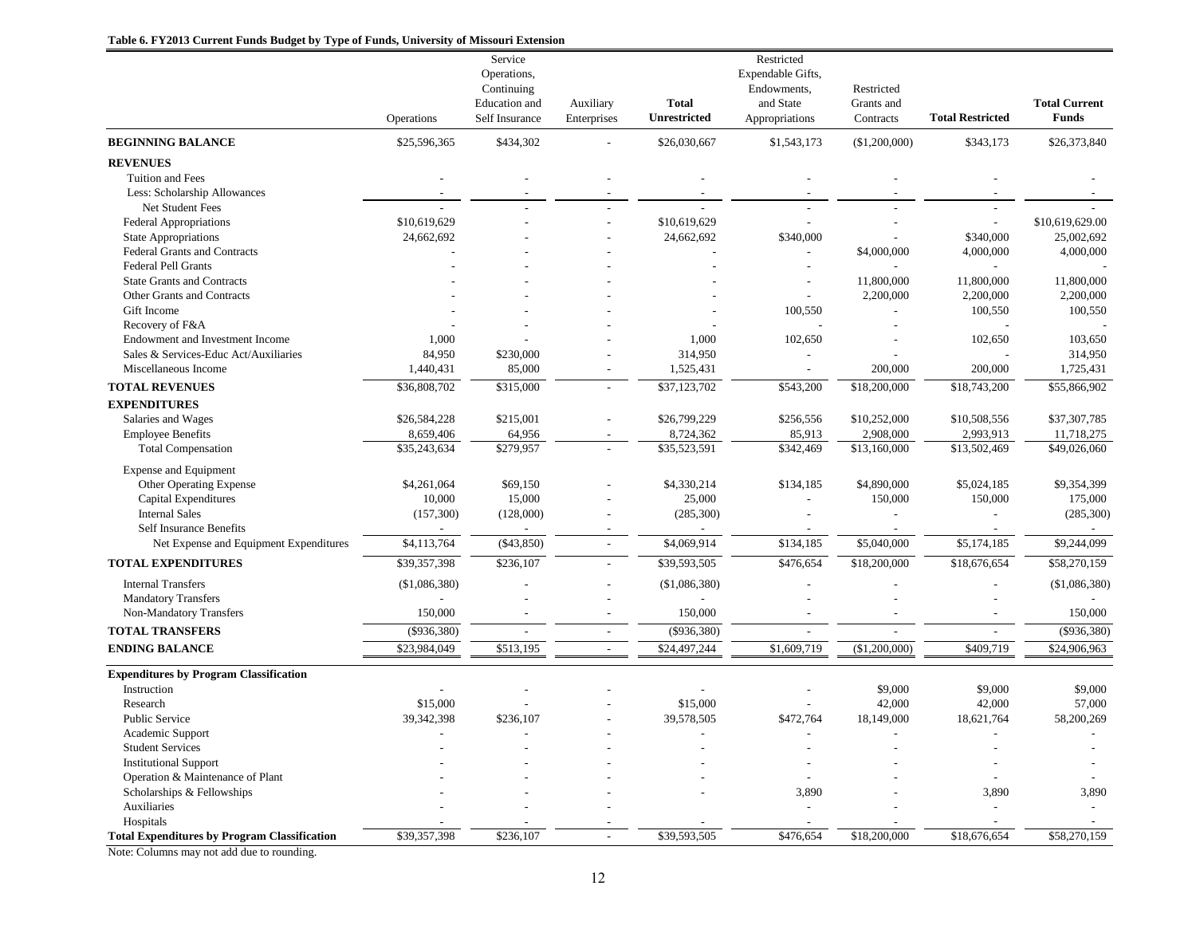**Table 6. FY2013 Current Funds Budget by Type of Funds, University of Missouri Extension**

| | Operations | Service Operations, Continuing Education and Self Insurance | Auxiliary Enterprises | **Total Unrestricted** | Restricted Expendable Gifts, Endowments, and State Appropriations | Restricted Grants and Contracts | **Total Restricted** | **Total Current Funds** |
|---|---|---|---|---|---|---|---|---|
| **BEGINNING BALANCE** | $25,596,365 | $434,302 | - | $26,030,667 | $1,543,173 | ($1,200,000) | $343,173 | $26,373,840 |
| **REVENUES** | | | | | | | | |
| Tuition and Fees | - | - | - | - | - | - | - | - |
| Less: Scholarship Allowances | - | - | - | - | - | - | - | - |
| Net Student Fees | - | - | - | - | - | - | - | - |
| Federal Appropriations | $10,619,629 | - | - | $10,619,629 | - | - | - | $10,619,629.00 |
| State Appropriations | 24,662,692 | - | - | 24,662,692 | $340,000 | - | $340,000 | 25,002,692 |
| Federal Grants and Contracts | - | - | - | - | - | $4,000,000 | 4,000,000 | 4,000,000 |
| Federal Pell Grants | - | - | - | - | - | - | - | - |
| State Grants and Contracts | - | - | - | - | - | 11,800,000 | 11,800,000 | 11,800,000 |
| Other Grants and Contracts | - | - | - | - | - | 2,200,000 | 2,200,000 | 2,200,000 |
| Gift Income | - | - | - | - | 100,550 | - | 100,550 | 100,550 |
| Recovery of F&A | - | - | - | - | - | - | - | - |
| Endowment and Investment Income | 1,000 | - | - | 1,000 | 102,650 | - | 102,650 | 103,650 |
| Sales & Services-Educ Act/Auxiliaries | 84,950 | $230,000 | - | 314,950 | - | - | - | 314,950 |
| Miscellaneous Income | 1,440,431 | 85,000 | - | 1,525,431 | - | 200,000 | 200,000 | 1,725,431 |
| **TOTAL REVENUES** | $36,808,702 | $315,000 | - | $37,123,702 | $543,200 | $18,200,000 | $18,743,200 | $55,866,902 |
| **EXPENDITURES** | | | | | | | | |
| Salaries and Wages | $26,584,228 | $215,001 | - | $26,799,229 | $256,556 | $10,252,000 | $10,508,556 | $37,307,785 |
| Employee Benefits | 8,659,406 | 64,956 | - | 8,724,362 | 85,913 | 2,908,000 | 2,993,913 | 11,718,275 |
| Total Compensation | $35,243,634 | $279,957 | - | $35,523,591 | $342,469 | $13,160,000 | $13,502,469 | $49,026,060 |
| Expense and Equipment | | | | | | | | |
| Other Operating Expense | $4,261,064 | $69,150 | - | $4,330,214 | $134,185 | $4,890,000 | $5,024,185 | $9,354,399 |
| Capital Expenditures | 10,000 | 15,000 | - | 25,000 | - | 150,000 | 150,000 | 175,000 |
| Internal Sales | (157,300) | (128,000) | - | (285,300) | - | - | - | (285,300) |
| Self Insurance Benefits | - | - | - | - | - | - | - | - |
| Net Expense and Equipment Expenditures | $4,113,764 | ($43,850) | - | $4,069,914 | $134,185 | $5,040,000 | $5,174,185 | $9,244,099 |
| **TOTAL EXPENDITURES** | $39,357,398 | $236,107 | - | $39,593,505 | $476,654 | $18,200,000 | $18,676,654 | $58,270,159 |
| Internal Transfers | ($1,086,380) | - | - | ($1,086,380) | - | - | - | ($1,086,380) |
| Mandatory Transfers | - | - | - | - | - | - | - | - |
| Non-Mandatory Transfers | 150,000 | - | - | 150,000 | - | - | - | 150,000 |
| **TOTAL TRANSFERS** | ($936,380) | - | - | ($936,380) | - | - | - | ($936,380) |
| **ENDING BALANCE** | $23,984,049 | $513,195 | - | $24,497,244 | $1,609,719 | ($1,200,000) | $409,719 | $24,906,963 |
| **Expenditures by Program Classification** | | | | | | | | |
| Instruction | - | - | - | - | - | $9,000 | $9,000 | $9,000 |
| Research | $15,000 | - | - | $15,000 | - | 42,000 | 42,000 | 57,000 |
| Public Service | 39,342,398 | $236,107 | - | 39,578,505 | $472,764 | 18,149,000 | 18,621,764 | 58,200,269 |
| Academic Support | - | - | - | - | - | - | - | - |
| Student Services | - | - | - | - | - | - | - | - |
| Institutional Support | - | - | - | - | - | - | - | - |
| Operation & Maintenance of Plant | - | - | - | - | - | - | - | - |
| Scholarships & Fellowships | - | - | - | - | 3,890 | - | 3,890 | 3,890 |
| Auxiliaries | - | - | - | | - | - | - | - |
| Hospitals | - | - | - | - | - | - | - | - |
| **Total Expenditures by Program Classification** | $39,357,398 | $236,107 | - | $39,593,505 | $476,654 | $18,200,000 | $18,676,654 | $58,270,159 |

Note: Columns may not add due to rounding.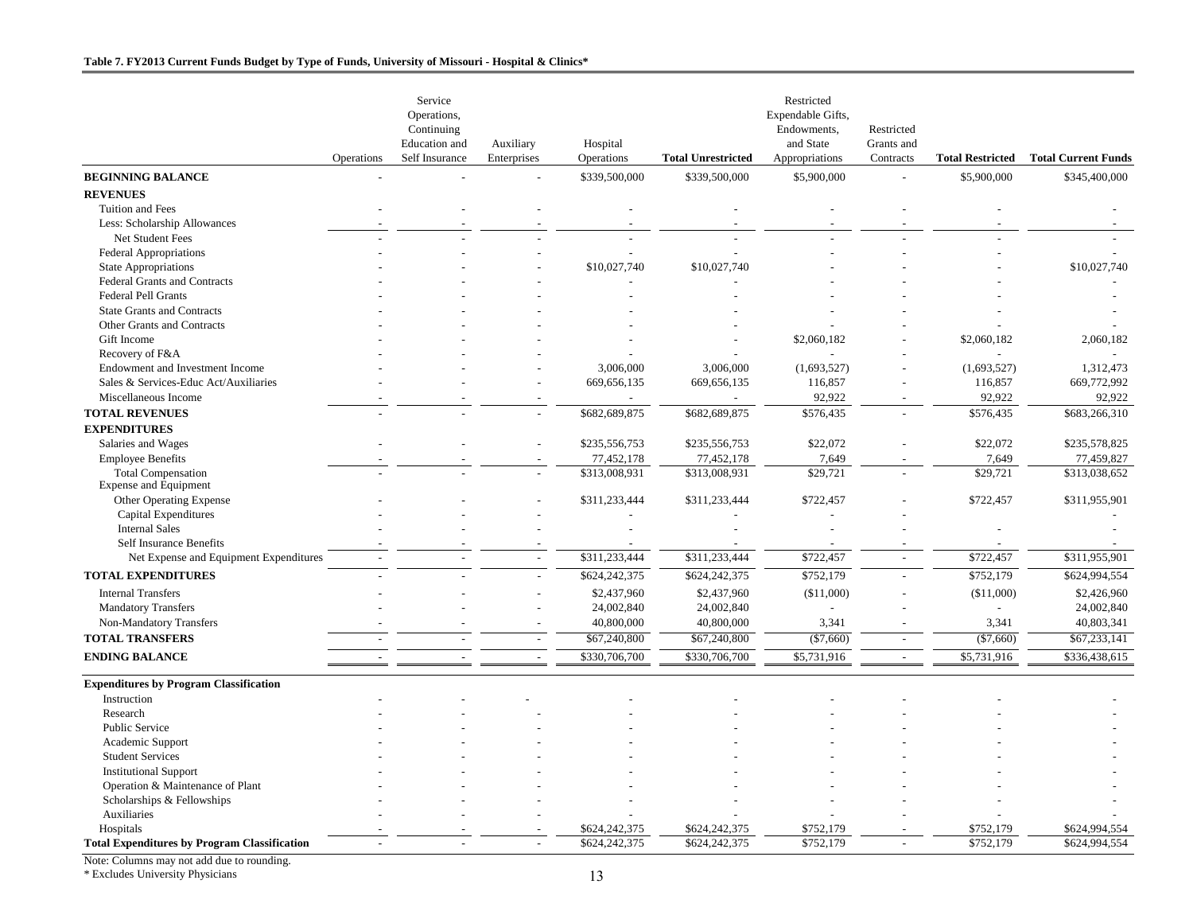**Table 7. FY2013 Current Funds Budget by Type of Funds, University of Missouri - Hospital & Clinics***

| | Operations | Service Operations, Continuing Education and Self Insurance | Auxiliary Enterprises | Hospital Operations | Total Unrestricted | Restricted Expendable Gifts, Endowments, and State Appropriations | Restricted Grants and Contracts | Total Restricted | Total Current Funds |
|---|---|---|---|---|---|---|---|---|---|
| **BEGINNING BALANCE** | - | - | - | $339,500,000 | $339,500,000 | $5,900,000 | - | $5,900,000 | $345,400,000 |
| **REVENUES** | | | | | | | | | |
| Tuition and Fees | - | - | - | - | - | - | - | - | - |
| Less: Scholarship Allowances | - | - | - | - | - | - | - | - | - |
| Net Student Fees | - | - | - | - | - | - | - | - | - |
| Federal Appropriations | - | - | - | - | - | - | - | - | - |
| State Appropriations | - | - | - | $10,027,740 | $10,027,740 | - | - | - | $10,027,740 |
| Federal Grants and Contracts | - | - | - | - | - | - | - | - | - |
| Federal Pell Grants | - | - | - | - | - | - | - | - | - |
| State Grants and Contracts | - | - | - | - | - | - | - | - | - |
| Other Grants and Contracts | - | - | - | - | - | - | - | - | - |
| Gift Income | - | - | - | - | - | $2,060,182 | - | $2,060,182 | 2,060,182 |
| Recovery of F&A | - | - | - | - | - | - | - | - | - |
| Endowment and Investment Income | - | - | - | 3,006,000 | 3,006,000 | (1,693,527) | - | (1,693,527) | 1,312,473 |
| Sales & Services-Educ Act/Auxiliaries | - | - | - | 669,656,135 | 669,656,135 | 116,857 | - | 116,857 | 669,772,992 |
| Miscellaneous Income | - | - | - | - | - | 92,922 | - | 92,922 | 92,922 |
| **TOTAL REVENUES** | - | - | - | $682,689,875 | $682,689,875 | $576,435 | - | $576,435 | $683,266,310 |
| **EXPENDITURES** | | | | | | | | | |
| Salaries and Wages | - | - | - | $235,556,753 | $235,556,753 | $22,072 | - | $22,072 | $235,578,825 |
| Employee Benefits | - | - | - | 77,452,178 | 77,452,178 | 7,649 | - | 7,649 | 77,459,827 |
| Total Compensation | - | - | - | $313,008,931 | $313,008,931 | $29,721 | - | $29,721 | $313,038,652 |
| Expense and Equipment | | | | | | | | | |
| Other Operating Expense | - | - | - | $311,233,444 | $311,233,444 | $722,457 | - | $722,457 | $311,955,901 |
| Capital Expenditures | - | - | - | - | - | - | - | | - |
| Internal Sales | - | - | - | - | - | - | - | - | - |
| Self Insurance Benefits | - | - | - | - | - | - | - | - | - |
| Net Expense and Equipment Expenditures | - | - | - | $311,233,444 | $311,233,444 | $722,457 | - | $722,457 | $311,955,901 |
| **TOTAL EXPENDITURES** | - | - | - | $624,242,375 | $624,242,375 | $752,179 | - | $752,179 | $624,994,554 |
| Internal Transfers | - | - | - | $2,437,960 | $2,437,960 | ($11,000) | - | ($11,000) | $2,426,960 |
| Mandatory Transfers | - | - | - | 24,002,840 | 24,002,840 | - | - | - | 24,002,840 |
| Non-Mandatory Transfers | - | - | - | 40,800,000 | 40,800,000 | 3,341 | - | 3,341 | 40,803,341 |
| **TOTAL TRANSFERS** | - | - | - | $67,240,800 | $67,240,800 | ($7,660) | - | ($7,660) | $67,233,141 |
| **ENDING BALANCE** | - | - | - | $330,706,700 | $330,706,700 | $5,731,916 | - | $5,731,916 | $336,438,615 |
| **Expenditures by Program Classification** | | | | | | | | | |
| Instruction | - | - | - | - | - | - | - | - | - |
| Research | - | - | - | - | - | - | - | - | - |
| Public Service | - | - | - | - | - | - | - | - | - |
| Academic Support | - | - | - | - | - | - | - | - | - |
| Student Services | - | - | - | - | - | - | - | - | - |
| Institutional Support | - | - | - | - | - | - | - | - | - |
| Operation & Maintenance of Plant | - | - | - | - | - | - | - | - | - |
| Scholarships & Fellowships | - | - | - | - | - | - | - | - | - |
| Auxiliaries | - | - | - | - | - | - | - | - | - |
| Hospitals | - | - | - | $624,242,375 | $624,242,375 | $752,179 | - | $752,179 | $624,994,554 |
| **Total Expenditures by Program Classification** | - | - | - | $624,242,375 | $624,242,375 | $752,179 | - | $752,179 | $624,994,554 |

Note: Columns may not add due to rounding.

* Excludes University Physicians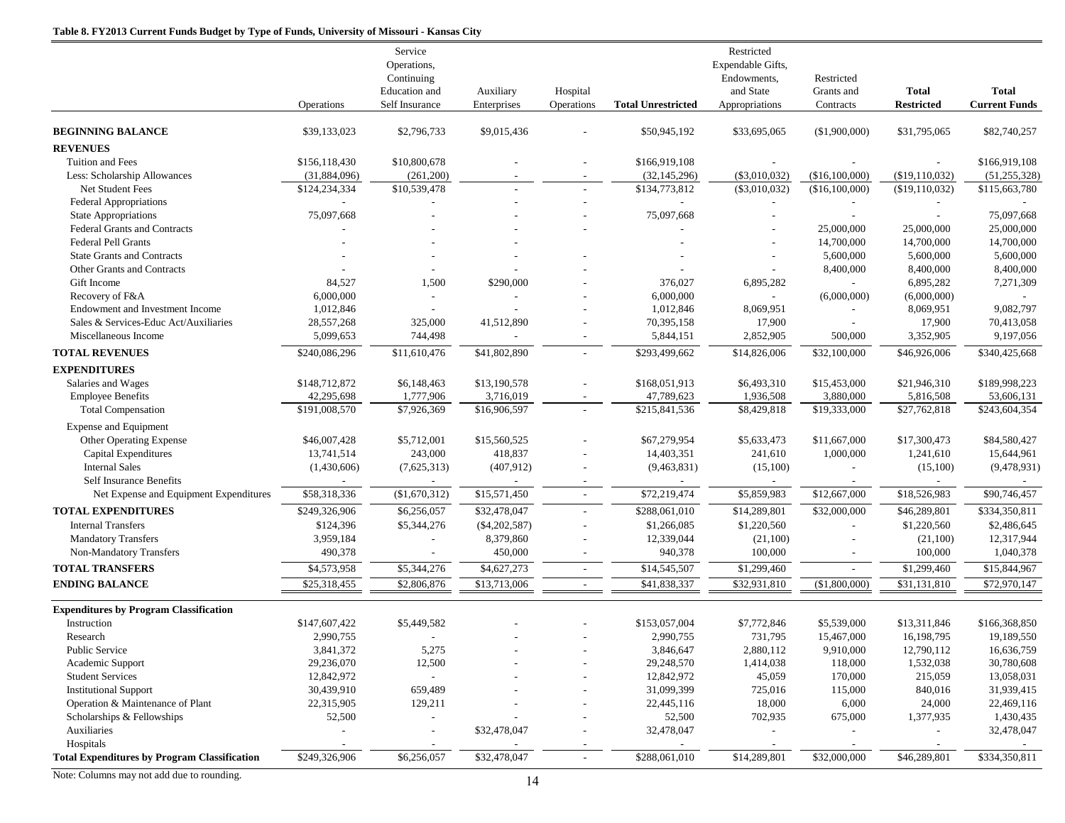**Table 8. FY2013 Current Funds Budget by Type of Funds, University of Missouri - Kansas City**

| | Operations | Service Operations, Continuing Education and Self Insurance | Auxiliary Enterprises | Hospital Operations | **Total Unrestricted** | Restricted Expendable Gifts, Endowments, and State Appropriations | Restricted Grants and Contracts | **Total Restricted** | **Total Current Funds** |
|---|---|---|---|---|---|---|---|---|---|
| **BEGINNING BALANCE** | $39,133,023 | $2,796,733 | $9,015,436 | - | $50,945,192 | $33,695,065 | ($1,900,000) | $31,795,065 | $82,740,257 |
| **REVENUES** | | | | | | | | | |
| Tuition and Fees | $156,118,430 | $10,800,678 | - | - | $166,919,108 | - | - | - | $166,919,108 |
| Less: Scholarship Allowances | (31,884,096) | (261,200) | - | - | (32,145,296) | ($3,010,032) | ($16,100,000) | ($19,110,032) | (51,255,328) |
| Net Student Fees | $124,234,334 | $10,539,478 | - | - | $134,773,812 | ($3,010,032) | ($16,100,000) | ($19,110,032) | $115,663,780 |
| Federal Appropriations | - | - | - | - | - | - | - | - | - |
| State Appropriations | 75,097,668 | - | - | - | 75,097,668 | - | - | - | 75,097,668 |
| Federal Grants and Contracts | - | - | - | - | - | - | 25,000,000 | 25,000,000 | 25,000,000 |
| Federal Pell Grants | - | - | - | | - | - | 14,700,000 | 14,700,000 | 14,700,000 |
| State Grants and Contracts | - | - | - | - | - | - | 5,600,000 | 5,600,000 | 5,600,000 |
| Other Grants and Contracts | - | - | - | - | - | - | 8,400,000 | 8,400,000 | 8,400,000 |
| Gift Income | 84,527 | 1,500 | $290,000 | - | 376,027 | 6,895,282 | - | 6,895,282 | 7,271,309 |
| Recovery of F&A | 6,000,000 | - | - | - | 6,000,000 | - | (6,000,000) | (6,000,000) | - |
| Endowment and Investment Income | 1,012,846 | - | - | - | 1,012,846 | 8,069,951 | - | 8,069,951 | 9,082,797 |
| Sales & Services-Educ Act/Auxiliaries | 28,557,268 | 325,000 | 41,512,890 | - | 70,395,158 | 17,900 | - | 17,900 | 70,413,058 |
| Miscellaneous Income | 5,099,653 | 744,498 | - | - | 5,844,151 | 2,852,905 | 500,000 | 3,352,905 | 9,197,056 |
| **TOTAL REVENUES** | $240,086,296 | $11,610,476 | $41,802,890 | - | $293,499,662 | $14,826,006 | $32,100,000 | $46,926,006 | $340,425,668 |
| **EXPENDITURES** | | | | | | | | | |
| Salaries and Wages | $148,712,872 | $6,148,463 | $13,190,578 | - | $168,051,913 | $6,493,310 | $15,453,000 | $21,946,310 | $189,998,223 |
| Employee Benefits | 42,295,698 | 1,777,906 | 3,716,019 | - | 47,789,623 | 1,936,508 | 3,880,000 | 5,816,508 | 53,606,131 |
| Total Compensation | $191,008,570 | $7,926,369 | $16,906,597 | - | $215,841,536 | $8,429,818 | $19,333,000 | $27,762,818 | $243,604,354 |
| Expense and Equipment | | | | | | | | | |
| Other Operating Expense | $46,007,428 | $5,712,001 | $15,560,525 | - | $67,279,954 | $5,633,473 | $11,667,000 | $17,300,473 | $84,580,427 |
| Capital Expenditures | 13,741,514 | 243,000 | 418,837 | - | 14,403,351 | 241,610 | 1,000,000 | 1,241,610 | 15,644,961 |
| Internal Sales | (1,430,606) | (7,625,313) | (407,912) | - | (9,463,831) | (15,100) | - | (15,100) | (9,478,931) |
| Self Insurance Benefits | - | - | - | - | - | - | - | - | - |
| Net Expense and Equipment Expenditures | $58,318,336 | ($1,670,312) | $15,571,450 | - | $72,219,474 | $5,859,983 | $12,667,000 | $18,526,983 | $90,746,457 |
| **TOTAL EXPENDITURES** | $249,326,906 | $6,256,057 | $32,478,047 | - | $288,061,010 | $14,289,801 | $32,000,000 | $46,289,801 | $334,350,811 |
| Internal Transfers | $124,396 | $5,344,276 | ($4,202,587) | - | $1,266,085 | $1,220,560 | - | $1,220,560 | $2,486,645 |
| Mandatory Transfers | 3,959,184 | - | 8,379,860 | - | 12,339,044 | (21,100) | - | (21,100) | 12,317,944 |
| Non-Mandatory Transfers | 490,378 | - | 450,000 | - | 940,378 | 100,000 | - | 100,000 | 1,040,378 |
| **TOTAL TRANSFERS** | $4,573,958 | $5,344,276 | $4,627,273 | - | $14,545,507 | $1,299,460 | - | $1,299,460 | $15,844,967 |
| **ENDING BALANCE** | $25,318,455 | $2,806,876 | $13,713,006 | - | $41,838,337 | $32,931,810 | ($1,800,000) | $31,131,810 | $72,970,147 |
| **Expenditures by Program Classification** | | | | | | | | | |
| Instruction | $147,607,422 | $5,449,582 | - | - | $153,057,004 | $7,772,846 | $5,539,000 | $13,311,846 | $166,368,850 |
| Research | 2,990,755 | - | - | - | 2,990,755 | 731,795 | 15,467,000 | 16,198,795 | 19,189,550 |
| Public Service | 3,841,372 | 5,275 | - | - | 3,846,647 | 2,880,112 | 9,910,000 | 12,790,112 | 16,636,759 |
| Academic Support | 29,236,070 | 12,500 | - | - | 29,248,570 | 1,414,038 | 118,000 | 1,532,038 | 30,780,608 |
| Student Services | 12,842,972 | - | - | - | 12,842,972 | 45,059 | 170,000 | 215,059 | 13,058,031 |
| Institutional Support | 30,439,910 | 659,489 | - | - | 31,099,399 | 725,016 | 115,000 | 840,016 | 31,939,415 |
| Operation & Maintenance of Plant | 22,315,905 | 129,211 | - | - | 22,445,116 | 18,000 | 6,000 | 24,000 | 22,469,116 |
| Scholarships & Fellowships | 52,500 | - | - | - | 52,500 | 702,935 | 675,000 | 1,377,935 | 1,430,435 |
| Auxiliaries | - | - | $32,478,047 | - | 32,478,047 | - | - | - | 32,478,047 |
| Hospitals | - | - | - | - | - | - | - | - | - |
| **Total Expenditures by Program Classification** | $249,326,906 | $6,256,057 | $32,478,047 | - | $288,061,010 | $14,289,801 | $32,000,000 | $46,289,801 | $334,350,811 |

Note: Columns may not add due to rounding.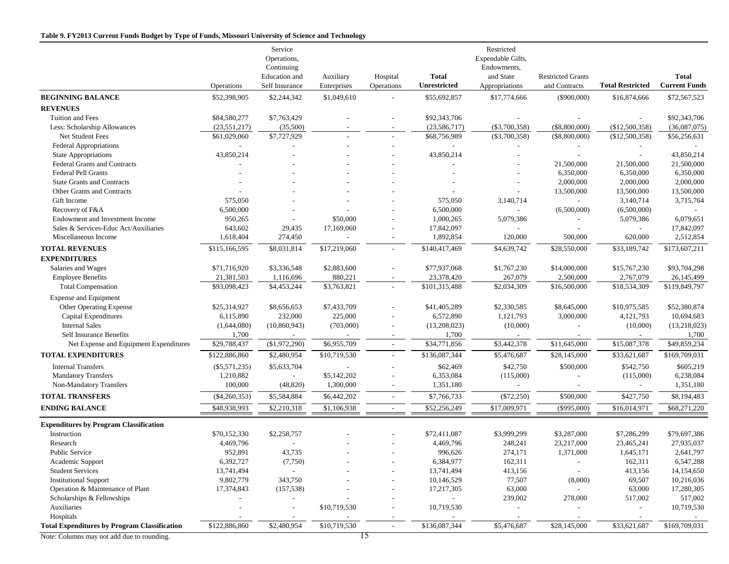**Table 9. FY2013 Current Funds Budget by Type of Funds, Missouri University of Science and Technology**

| | Operations | Service Operations, Continuing Education and Self Insurance | Auxiliary Enterprises | Hospital Operations | **Total Unrestricted** | Restricted Expendable Gifts, Endowments, and State Appropriations | Restricted Grants and Contracts | **Total Restricted** | **Total Current Funds** |
|---|---|---|---|---|---|---|---|---|---|
| **BEGINNING BALANCE** | $52,398,905 | $2,244,342 | $1,049,610 | - | $55,692,857 | $17,774,666 | ($900,000) | $16,874,666 | $72,567,523 |
| **REVENUES** | | | | | | | | | |
| Tuition and Fees | $84,580,277 | $7,763,429 | - | - | $92,343,706 | - | - | - | $92,343,706 |
| Less: Scholarship Allowances | (23,551,217) | (35,500) | - | - | (23,586,717) | ($3,700,358) | ($8,800,000) | ($12,500,358) | (36,087,075) |
| Net Student Fees | $61,029,060 | $7,727,929 | - | - | $68,756,989 | ($3,700,358) | ($8,800,000) | ($12,500,358) | $56,256,631 |
| Federal Appropriations | - | - | - | - | - | - | - | - | - |
| State Appropriations | 43,850,214 | - | - | - | 43,850,214 | - | - | - | 43,850,214 |
| Federal Grants and Contracts | - | - | - | - | - | - | 21,500,000 | 21,500,000 | 21,500,000 |
| Federal Pell Grants | - | - | - | - | - | - | 6,350,000 | 6,350,000 | 6,350,000 |
| State Grants and Contracts | - | - | - | - | - | - | 2,000,000 | 2,000,000 | 2,000,000 |
| Other Grants and Contracts | - | - | - | - | - | - | 13,500,000 | 13,500,000 | 13,500,000 |
| Gift Income | 575,050 | - | - | - | 575,050 | 3,140,714 | - | 3,140,714 | 3,715,764 |
| Recovery of F&A | 6,500,000 | - | - | - | 6,500,000 | - | (6,500,000) | (6,500,000) | - |
| Endowment and Investment Income | 950,265 | - | $50,000 | - | 1,000,265 | 5,079,386 | - | 5,079,386 | 6,079,651 |
| Sales & Services-Educ Act/Auxiliaries | 643,602 | 29,435 | 17,169,060 | - | 17,842,097 | - | - | - | 17,842,097 |
| Miscellaneous Income | 1,618,404 | 274,450 | - | - | 1,892,854 | 120,000 | 500,000 | 620,000 | 2,512,854 |
| **TOTAL REVENUES** | $115,166,595 | $8,031,814 | $17,219,060 | - | $140,417,469 | $4,639,742 | $28,550,000 | $33,189,742 | $173,607,211 |
| **EXPENDITURES** | | | | | | | | | |
| Salaries and Wages | $71,716,920 | $3,336,548 | $2,883,600 | - | $77,937,068 | $1,767,230 | $14,000,000 | $15,767,230 | $93,704,298 |
| Employee Benefits | 21,381,503 | 1,116,696 | 880,221 | - | 23,378,420 | 267,079 | 2,500,000 | 2,767,079 | 26,145,499 |
| Total Compensation | $93,098,423 | $4,453,244 | $3,763,821 | - | $101,315,488 | $2,034,309 | $16,500,000 | $18,534,309 | $119,849,797 |
| Expense and Equipment | | | | | | | | | |
| Other Operating Expense | $25,314,927 | $8,656,653 | $7,433,709 | - | $41,405,289 | $2,330,585 | $8,645,000 | $10,975,585 | $52,380,874 |
| Capital Expenditures | 6,115,890 | 232,000 | 225,000 | - | 6,572,890 | 1,121,793 | 3,000,000 | 4,121,793 | 10,694,683 |
| Internal Sales | (1,644,080) | (10,860,943) | (703,000) | - | (13,208,023) | (10,000) | - | (10,000) | (13,218,023) |
| Self Insurance Benefits | 1,700 | - | - | - | 1,700 | - | - | - | 1,700 |
| Net Expense and Equipment Expenditures | $29,788,437 | ($1,972,290) | $6,955,709 | - | $34,771,856 | $3,442,378 | $11,645,000 | $15,087,378 | $49,859,234 |
| **TOTAL EXPENDITURES** | $122,886,860 | $2,480,954 | $10,719,530 | - | $136,087,344 | $5,476,687 | $28,145,000 | $33,621,687 | $169,709,031 |
| Internal Transfers | ($5,571,235) | $5,633,704 | - | - | $62,469 | $42,750 | $500,000 | $542,750 | $605,219 |
| Mandatory Transfers | 1,210,882 | - | $5,142,202 | - | 6,353,084 | (115,000) | - | (115,000) | 6,238,084 |
| Non-Mandatory Transfers | 100,000 | (48,820) | 1,300,000 | - | 1,351,180 | - | - | - | 1,351,180 |
| **TOTAL TRANSFERS** | ($4,260,353) | $5,584,884 | $6,442,202 | - | $7,766,733 | ($72,250) | $500,000 | $427,750 | $8,194,483 |
| **ENDING BALANCE** | $48,938,993 | $2,210,318 | $1,106,938 | - | $52,256,249 | $17,009,971 | ($995,000) | $16,014,971 | $68,271,220 |
| **Expenditures by Program Classification** | | | | | | | | | |
| Instruction | $70,152,330 | $2,258,757 | - | - | $72,411,087 | $3,999,299 | $3,287,000 | $7,286,299 | $79,697,386 |
| Research | 4,469,796 | - | - | - | 4,469,796 | 248,241 | 23,217,000 | 23,465,241 | 27,935,037 |
| Public Service | 952,891 | 43,735 | - | - | 996,626 | 274,171 | 1,371,000 | 1,645,171 | 2,641,797 |
| Academic Support | 6,392,727 | (7,750) | - | - | 6,384,977 | 162,311 | - | 162,311 | 6,547,288 |
| Student Services | 13,741,494 | - | - | - | 13,741,494 | 413,156 | - | 413,156 | 14,154,650 |
| Institutional Support | 9,802,779 | 343,750 | - | - | 10,146,529 | 77,507 | (8,000) | 69,507 | 10,216,036 |
| Operation & Maintenance of Plant | 17,374,843 | (157,538) | - | - | 17,217,305 | 63,000 | - | 63,000 | 17,280,305 |
| Scholarships & Fellowships | - | - | - | - | - | 239,002 | 278,000 | 517,002 | 517,002 |
| Auxiliaries | - | - | $10,719,530 | - | 10,719,530 | - | - | - | 10,719,530 |
| Hospitals | - | - | - | - | - | - | - | - | - |
| **Total Expenditures by Program Classification** | $122,886,860 | $2,480,954 | $10,719,530 | - | $136,087,344 | $5,476,687 | $28,145,000 | $33,621,687 | $169,709,031 |

Note: Columns may not add due to rounding.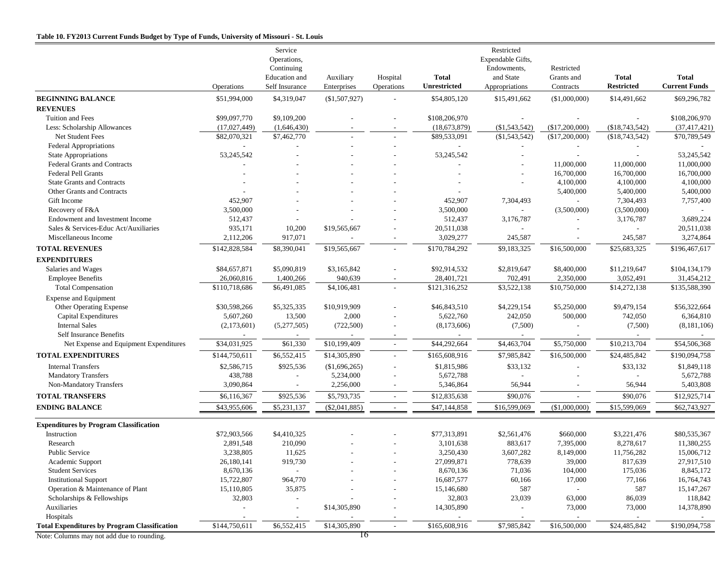**Table 10. FY2013 Current Funds Budget by Type of Funds, University of Missouri - St. Louis**

| | Operations | Service Operations, Continuing Education and Self Insurance | Auxiliary Enterprises | Hospital Operations | **Total Unrestricted** | Restricted Expendable Gifts, Endowments, and State Appropriations | Restricted Grants and Contracts | **Total Restricted** | **Total Current Funds** |
|---|---|---|---|---|---|---|---|---|---|
| **BEGINNING BALANCE** | $51,994,000 | $4,319,047 | ($1,507,927) | - | $54,805,120 | $15,491,662 | ($1,000,000) | $14,491,662 | $69,296,782 |
| **REVENUES** | | | | | | | | | |
| Tuition and Fees | $99,097,770 | $9,109,200 | - | - | $108,206,970 | - | - | - | $108,206,970 |
| Less: Scholarship Allowances | (17,027,449) | (1,646,430) | - | - | (18,673,879) | ($1,543,542) | ($17,200,000) | ($18,743,542) | (37,417,421) |
| Net Student Fees | $82,070,321 | $7,462,770 | - | - | $89,533,091 | ($1,543,542) | ($17,200,000) | ($18,743,542) | $70,789,549 |
| Federal Appropriations | - | - | - | - | - | - | - | - | - |
| State Appropriations | 53,245,542 | - | - | - | 53,245,542 | - | - | - | 53,245,542 |
| Federal Grants and Contracts | - | - | - | - | - | - | 11,000,000 | 11,000,000 | 11,000,000 |
| Federal Pell Grants | - | - | - | - | - | - | 16,700,000 | 16,700,000 | 16,700,000 |
| State Grants and Contracts | - | - | - | - | - | - | 4,100,000 | 4,100,000 | 4,100,000 |
| Other Grants and Contracts | - | - | - | - | - | | 5,400,000 | 5,400,000 | 5,400,000 |
| Gift Income | 452,907 | - | - | - | 452,907 | 7,304,493 | - | 7,304,493 | 7,757,400 |
| Recovery of F&A | 3,500,000 | - | - | - | 3,500,000 | - | (3,500,000) | (3,500,000) | - |
| Endowment and Investment Income | 512,437 | - | - | - | 512,437 | 3,176,787 | - | 3,176,787 | 3,689,224 |
| Sales & Services-Educ Act/Auxiliaries | 935,171 | 10,200 | $19,565,667 | - | 20,511,038 | - | - | - | 20,511,038 |
| Miscellaneous Income | 2,112,206 | 917,071 | - | - | 3,029,277 | 245,587 | - | 245,587 | 3,274,864 |
| **TOTAL REVENUES** | $142,828,584 | $8,390,041 | $19,565,667 | - | $170,784,292 | $9,183,325 | $16,500,000 | $25,683,325 | $196,467,617 |
| **EXPENDITURES** | | | | | | | | | |
| Salaries and Wages | $84,657,871 | $5,090,819 | $3,165,842 | - | $92,914,532 | $2,819,647 | $8,400,000 | $11,219,647 | $104,134,179 |
| Employee Benefits | 26,060,816 | 1,400,266 | 940,639 | - | 28,401,721 | 702,491 | 2,350,000 | 3,052,491 | 31,454,212 |
| Total Compensation | $110,718,686 | $6,491,085 | $4,106,481 | - | $121,316,252 | $3,522,138 | $10,750,000 | $14,272,138 | $135,588,390 |
| Expense and Equipment | | | | | | | | | |
| Other Operating Expense | $30,598,266 | $5,325,335 | $10,919,909 | - | $46,843,510 | $4,229,154 | $5,250,000 | $9,479,154 | $56,322,664 |
| Capital Expenditures | 5,607,260 | 13,500 | 2,000 | - | 5,622,760 | 242,050 | 500,000 | 742,050 | 6,364,810 |
| Internal Sales | (2,173,601) | (5,277,505) | (722,500) | - | (8,173,606) | (7,500) | - | (7,500) | (8,181,106) |
| Self Insurance Benefits | - | - | - | - | - | - | - | - | - |
| Net Expense and Equipment Expenditures | $34,031,925 | $61,330 | $10,199,409 | - | $44,292,664 | $4,463,704 | $5,750,000 | $10,213,704 | $54,506,368 |
| **TOTAL EXPENDITURES** | $144,750,611 | $6,552,415 | $14,305,890 | - | $165,608,916 | $7,985,842 | $16,500,000 | $24,485,842 | $190,094,758 |
| Internal Transfers | $2,586,715 | $925,536 | ($1,696,265) | - | $1,815,986 | $33,132 | - | $33,132 | $1,849,118 |
| Mandatory Transfers | 438,788 | - | 5,234,000 | - | 5,672,788 | - | - | - | 5,672,788 |
| Non-Mandatory Transfers | 3,090,864 | - | 2,256,000 | - | 5,346,864 | 56,944 | - | 56,944 | 5,403,808 |
| **TOTAL TRANSFERS** | $6,116,367 | $925,536 | $5,793,735 | - | $12,835,638 | $90,076 | - | $90,076 | $12,925,714 |
| **ENDING BALANCE** | $43,955,606 | $5,231,137 | ($2,041,885) | - | $47,144,858 | $16,599,069 | ($1,000,000) | $15,599,069 | $62,743,927 |
| | | | | | | | | | |
| **Expenditures by Program Classification** | | | | | | | | | |
| Instruction | $72,903,566 | $4,410,325 | - | - | $77,313,891 | $2,561,476 | $660,000 | $3,221,476 | $80,535,367 |
| Research | 2,891,548 | 210,090 | - | - | 3,101,638 | 883,617 | 7,395,000 | 8,278,617 | 11,380,255 |
| Public Service | 3,238,805 | 11,625 | - | - | 3,250,430 | 3,607,282 | 8,149,000 | 11,756,282 | 15,006,712 |
| Academic Support | 26,180,141 | 919,730 | - | - | 27,099,871 | 778,639 | 39,000 | 817,639 | 27,917,510 |
| Student Services | 8,670,136 | - | - | - | 8,670,136 | 71,036 | 104,000 | 175,036 | 8,845,172 |
| Institutional Support | 15,722,807 | 964,770 | - | - | 16,687,577 | 60,166 | 17,000 | 77,166 | 16,764,743 |
| Operation & Maintenance of Plant | 15,110,805 | 35,875 | - | - | 15,146,680 | 587 | - | 587 | 15,147,267 |
| Scholarships & Fellowships | 32,803 | - | - | - | 32,803 | 23,039 | 63,000 | 86,039 | 118,842 |
| Auxiliaries | - | - | $14,305,890 | - | 14,305,890 | - | 73,000 | 73,000 | 14,378,890 |
| Hospitals | - | - | - | - | - | - | - | - | - |
| **Total Expenditures by Program Classification** | $144,750,611 | $6,552,415 | $14,305,890 | - | $165,608,916 | $7,985,842 | $16,500,000 | $24,485,842 | $190,094,758 |

Note: Columns may not add due to rounding.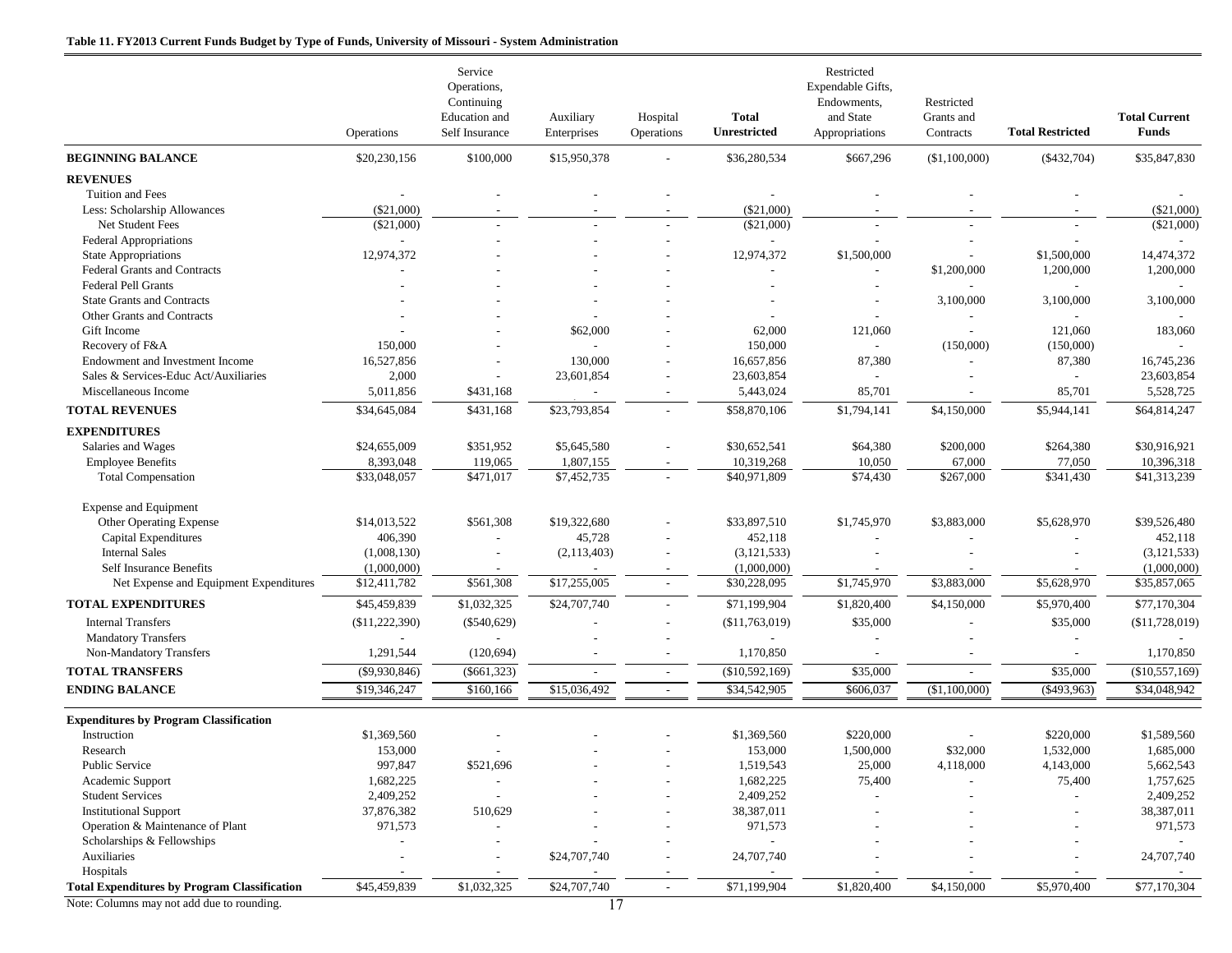**Table 11. FY2013 Current Funds Budget by Type of Funds, University of Missouri - System Administration**

| | Operations | Service Operations, Continuing Education and Self Insurance | Auxiliary Enterprises | Hospital Operations | Total Unrestricted | Restricted Expendable Gifts, Endowments, and State Appropriations | Restricted Grants and Contracts | Total Restricted | Total Current Funds |
|---|---|---|---|---|---|---|---|---|---|
| **BEGINNING BALANCE** | $20,230,156 | $100,000 | $15,950,378 | - | $36,280,534 | $667,296 | ($1,100,000) | ($432,704) | $35,847,830 |
| **REVENUES** | | | | | | | | | |
| Tuition and Fees | - | - | - | - | - | - | - | - | - |
| Less: Scholarship Allowances | ($21,000) | - | - | - | ($21,000) | - | - | - | ($21,000) |
| Net Student Fees | ($21,000) | - | - | - | ($21,000) | - | - | - | ($21,000) |
| Federal Appropriations | - | - | - | - | - | - | - | - | - |
| State Appropriations | 12,974,372 | - | - | - | 12,974,372 | $1,500,000 | - | $1,500,000 | 14,474,372 |
| Federal Grants and Contracts | - | - | - | - | - | - | $1,200,000 | 1,200,000 | 1,200,000 |
| Federal Pell Grants | - | - | - | - | - | - | - | - | - |
| State Grants and Contracts | - | - | - | - | - | - | 3,100,000 | 3,100,000 | 3,100,000 |
| Other Grants and Contracts | - | - | - | - | - | - | - | - | - |
| Gift Income | - | - | $62,000 | - | 62,000 | 121,060 | - | 121,060 | 183,060 |
| Recovery of F&A | 150,000 | - | - | - | 150,000 | - | (150,000) | (150,000) | - |
| Endowment and Investment Income | 16,527,856 | - | 130,000 | - | 16,657,856 | 87,380 | - | 87,380 | 16,745,236 |
| Sales & Services-Educ Act/Auxiliaries | 2,000 | - | 23,601,854 | - | 23,603,854 | - | - | - | 23,603,854 |
| Miscellaneous Income | 5,011,856 | $431,168 | - | - | 5,443,024 | 85,701 | - | 85,701 | 5,528,725 |
| **TOTAL REVENUES** | $34,645,084 | $431,168 | $23,793,854 | - | $58,870,106 | $1,794,141 | $4,150,000 | $5,944,141 | $64,814,247 |
| **EXPENDITURES** | | | | | | | | | |
| Salaries and Wages | $24,655,009 | $351,952 | $5,645,580 | - | $30,652,541 | $64,380 | $200,000 | $264,380 | $30,916,921 |
| Employee Benefits | 8,393,048 | 119,065 | 1,807,155 | - | 10,319,268 | 10,050 | 67,000 | 77,050 | 10,396,318 |
| Total Compensation | $33,048,057 | $471,017 | $7,452,735 | - | $40,971,809 | $74,430 | $267,000 | $341,430 | $41,313,239 |
| Expense and Equipment | | | | | | | | | |
| Other Operating Expense | $14,013,522 | $561,308 | $19,322,680 | - | $33,897,510 | $1,745,970 | $3,883,000 | $5,628,970 | $39,526,480 |
| Capital Expenditures | 406,390 | - | 45,728 | - | 452,118 | - | - | - | 452,118 |
| Internal Sales | (1,008,130) | - | (2,113,403) | - | (3,121,533) | - | - | - | (3,121,533) |
| Self Insurance Benefits | (1,000,000) | - | - | - | (1,000,000) | - | - | - | (1,000,000) |
| Net Expense and Equipment Expenditures | $12,411,782 | $561,308 | $17,255,005 | - | $30,228,095 | $1,745,970 | $3,883,000 | $5,628,970 | $35,857,065 |
| **TOTAL EXPENDITURES** | $45,459,839 | $1,032,325 | $24,707,740 | - | $71,199,904 | $1,820,400 | $4,150,000 | $5,970,400 | $77,170,304 |
| Internal Transfers | ($11,222,390) | ($540,629) | - | - | ($11,763,019) | $35,000 | - | $35,000 | ($11,728,019) |
| Mandatory Transfers | - | - | - | - | - | - | - | - | - |
| Non-Mandatory Transfers | 1,291,544 | (120,694) | - | - | 1,170,850 | - | - | - | 1,170,850 |
| **TOTAL TRANSFERS** | ($9,930,846) | ($661,323) | - | - | ($10,592,169) | $35,000 | - | $35,000 | ($10,557,169) |
| **ENDING BALANCE** | $19,346,247 | $160,166 | $15,036,492 | - | $34,542,905 | $606,037 | ($1,100,000) | ($493,963) | $34,048,942 |
| **Expenditures by Program Classification** | | | | | | | | | |
| Instruction | $1,369,560 | - | - | - | $1,369,560 | $220,000 | - | $220,000 | $1,589,560 |
| Research | 153,000 | - | - | - | 153,000 | 1,500,000 | $32,000 | 1,532,000 | 1,685,000 |
| Public Service | 997,847 | $521,696 | - | - | 1,519,543 | 25,000 | 4,118,000 | 4,143,000 | 5,662,543 |
| Academic Support | 1,682,225 | - | - | - | 1,682,225 | 75,400 | - | 75,400 | 1,757,625 |
| Student Services | 2,409,252 | - | - | - | 2,409,252 | - | - | - | 2,409,252 |
| Institutional Support | 37,876,382 | 510,629 | - | - | 38,387,011 | - | - | - | 38,387,011 |
| Operation & Maintenance of Plant | 971,573 | - | - | - | 971,573 | - | - | - | 971,573 |
| Scholarships & Fellowships | - | - | - | - | - | - | - | - | - |
| Auxiliaries | - | - | $24,707,740 | - | 24,707,740 | - | - | - | 24,707,740 |
| Hospitals | - | - | - | - | - | - | - | - | - |
| **Total Expenditures by Program Classification** | $45,459,839 | $1,032,325 | $24,707,740 | - | $71,199,904 | $1,820,400 | $4,150,000 | $5,970,400 | $77,170,304 |

Note: Columns may not add due to rounding.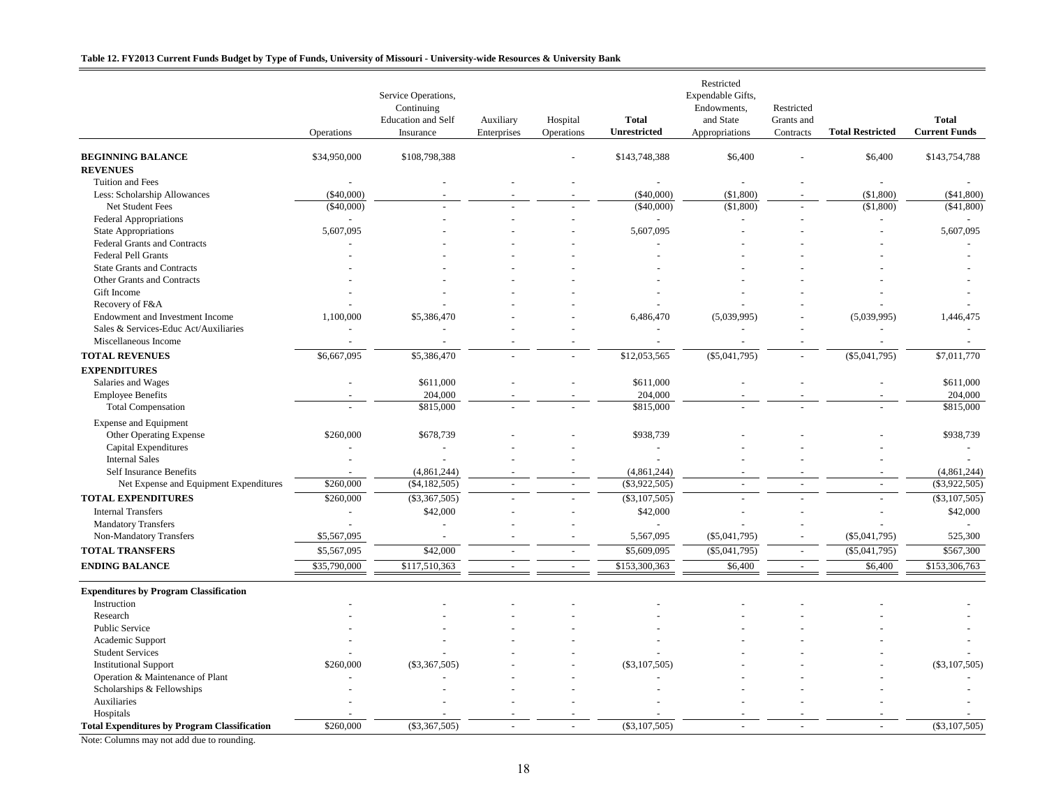**Table 12. FY2013 Current Funds Budget by Type of Funds, University of Missouri - University-wide Resources & University Bank**

| | Operations | Service Operations, Continuing Education and Self Insurance | Auxiliary Enterprises | Hospital Operations | **Total Unrestricted** | Restricted Expendable Gifts, Endowments, and State Appropriations | Restricted Grants and Contracts | **Total Restricted** | **Total Current Funds** |
|---|---|---|---|---|---|---|---|---|---|
| **BEGINNING BALANCE** | $34,950,000 | $108,798,388 | | - | $143,748,388 | $6,400 | - | $6,400 | $143,754,788 |
| **REVENUES** | | | | | | | | | |
| Tuition and Fees | - | - | - | - | - | - | - | - | - |
| Less: Scholarship Allowances | ($40,000) | - | - | - | ($40,000) | ($1,800) | - | ($1,800) | ($41,800) |
| Net Student Fees | ($40,000) | - | - | - | ($40,000) | ($1,800) | - | ($1,800) | ($41,800) |
| Federal Appropriations | - | - | - | - | - | - | - | - | - |
| State Appropriations | 5,607,095 | - | - | - | 5,607,095 | - | - | - | 5,607,095 |
| Federal Grants and Contracts | - | - | - | - | - | - | - | - | - |
| Federal Pell Grants | - | - | - | - | - | - | - | - | - |
| State Grants and Contracts | - | - | - | - | - | - | - | - | - |
| Other Grants and Contracts | - | - | - | - | - | - | - | - | - |
| Gift Income | - | - | - | - | - | - | - | - | - |
| Recovery of F&A | - | - | - | - | - | - | - | - | - |
| Endowment and Investment Income | 1,100,000 | $5,386,470 | - | - | 6,486,470 | (5,039,995) | - | (5,039,995) | 1,446,475 |
| Sales & Services-Educ Act/Auxiliaries | - | - | - | - | - | - | - | - | - |
| Miscellaneous Income | - | - | - | - | - | - | - | - | - |
| **TOTAL REVENUES** | $6,667,095 | $5,386,470 | - | - | $12,053,565 | ($5,041,795) | - | ($5,041,795) | $7,011,770 |
| **EXPENDITURES** | | | | | | | | | |
| Salaries and Wages | - | $611,000 | - | - | $611,000 | - | - | - | $611,000 |
| Employee Benefits | - | 204,000 | - | - | 204,000 | - | - | - | 204,000 |
| Total Compensation | - | $815,000 | - | - | $815,000 | - | - | - | $815,000 |
| Expense and Equipment | | | | | | | | | |
| Other Operating Expense | $260,000 | $678,739 | - | - | $938,739 | - | - | - | $938,739 |
| Capital Expenditures | - | - | - | - | - | - | - | - | - |
| Internal Sales | - | - | - | - | - | - | - | - | - |
| Self Insurance Benefits | - | (4,861,244) | - | - | (4,861,244) | - | - | - | (4,861,244) |
| Net Expense and Equipment Expenditures | $260,000 | ($4,182,505) | - | - | ($3,922,505) | - | - | - | ($3,922,505) |
| **TOTAL EXPENDITURES** | $260,000 | ($3,367,505) | - | - | ($3,107,505) | - | - | - | ($3,107,505) |
| Internal Transfers | - | $42,000 | - | - | $42,000 | - | - | - | $42,000 |
| Mandatory Transfers | - | - | - | - | - | - | - | - | - |
| Non-Mandatory Transfers | $5,567,095 | - | - | - | 5,567,095 | ($5,041,795) | - | ($5,041,795) | 525,300 |
| **TOTAL TRANSFERS** | $5,567,095 | $42,000 | - | - | $5,609,095 | ($5,041,795) | - | ($5,041,795) | $567,300 |
| **ENDING BALANCE** | $35,790,000 | $117,510,363 | - | - | $153,300,363 | $6,400 | - | $6,400 | $153,306,763 |
| **Expenditures by Program Classification** | | | | | | | | | |
| Instruction | - | - | - | - | - | - | - | - | - |
| Research | - | - | - | - | - | - | - | - | - |
| Public Service | - | - | - | - | - | - | - | - | - |
| Academic Support | - | - | - | - | - | - | - | - | - |
| Student Services | - | - | - | - | - | - | - | - | - |
| Institutional Support | $260,000 | ($3,367,505) | - | - | ($3,107,505) | - | - | - | ($3,107,505) |
| Operation & Maintenance of Plant | - | - | - | - | - | - | - | - | - |
| Scholarships & Fellowships | - | - | - | - | - | - | - | - | - |
| Auxiliaries | - | - | - | - | - | - | - | - | - |
| Hospitals | - | - | - | - | - | - | - | - | - |
| **Total Expenditures by Program Classification** | $260,000 | ($3,367,505) | - | - | ($3,107,505) | - | - | - | ($3,107,505) |

Note: Columns may not add due to rounding.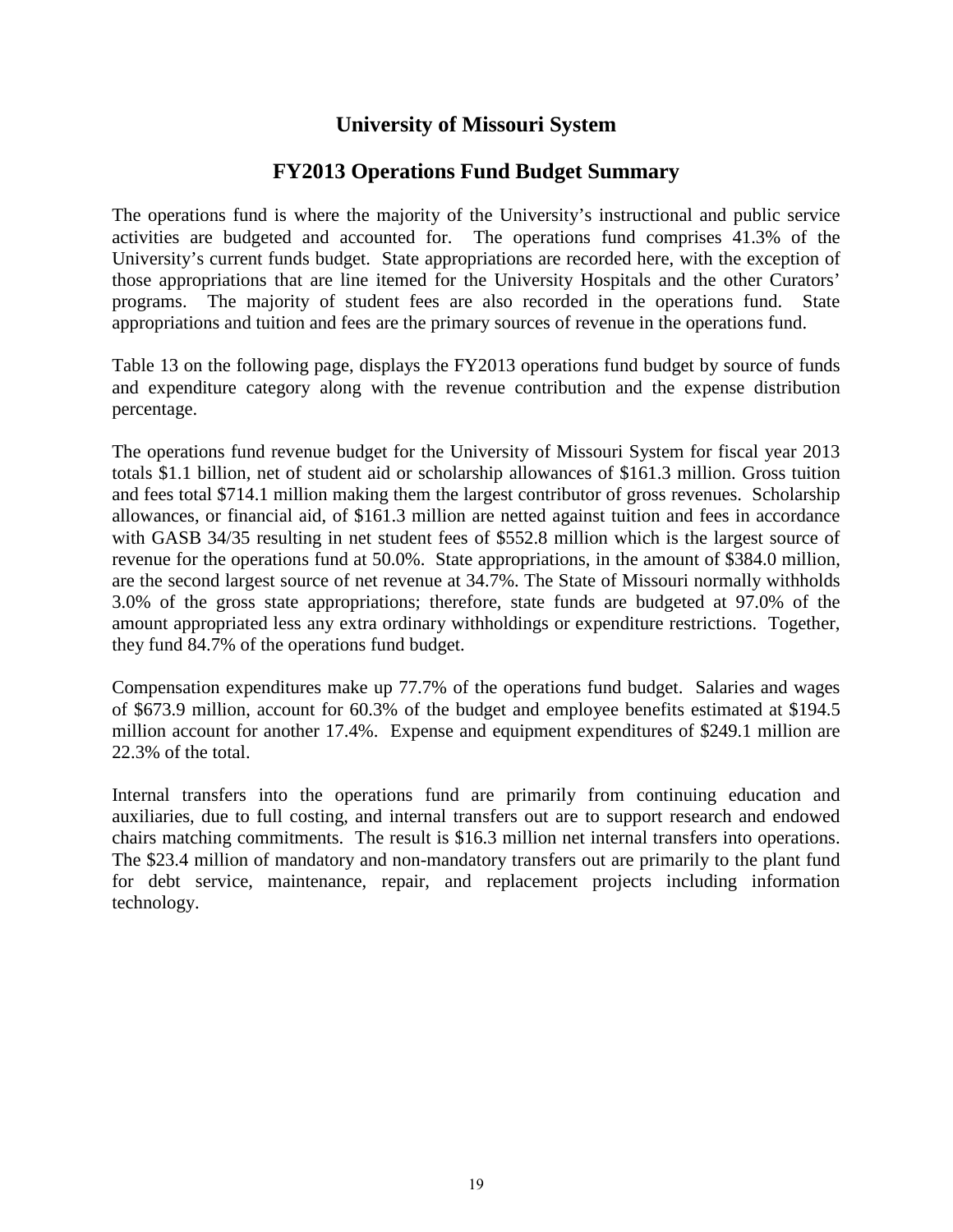# University of Missouri System

## FY2013 Operations Fund Budget Summary

The operations fund is where the majority of the University's instructional and public service activities are budgeted and accounted for. The operations fund comprises 41.3% of the University's current funds budget. State appropriations are recorded here, with the exception of those appropriations that are line itemed for the University Hospitals and the other Curators' programs. The majority of student fees are also recorded in the operations fund. State appropriations and tuition and fees are the primary sources of revenue in the operations fund.

Table 13 on the following page, displays the FY2013 operations fund budget by source of funds and expenditure category along with the revenue contribution and the expense distribution percentage.

The operations fund revenue budget for the University of Missouri System for fiscal year 2013 totals $1.1 billion, net of student aid or scholarship allowances of $161.3 million. Gross tuition and fees total $714.1 million making them the largest contributor of gross revenues. Scholarship allowances, or financial aid, of $161.3 million are netted against tuition and fees in accordance with GASB 34/35 resulting in net student fees of $552.8 million which is the largest source of revenue for the operations fund at 50.0%. State appropriations, in the amount of $384.0 million, are the second largest source of net revenue at 34.7%. The State of Missouri normally withholds 3.0% of the gross state appropriations; therefore, state funds are budgeted at 97.0% of the amount appropriated less any extra ordinary withholdings or expenditure restrictions. Together, they fund 84.7% of the operations fund budget.

Compensation expenditures make up 77.7% of the operations fund budget. Salaries and wages of $673.9 million, account for 60.3% of the budget and employee benefits estimated at $194.5 million account for another 17.4%. Expense and equipment expenditures of $249.1 million are 22.3% of the total.

Internal transfers into the operations fund are primarily from continuing education and auxiliaries, due to full costing, and internal transfers out are to support research and endowed chairs matching commitments. The result is $16.3 million net internal transfers into operations. The $23.4 million of mandatory and non-mandatory transfers out are primarily to the plant fund for debt service, maintenance, repair, and replacement projects including information technology.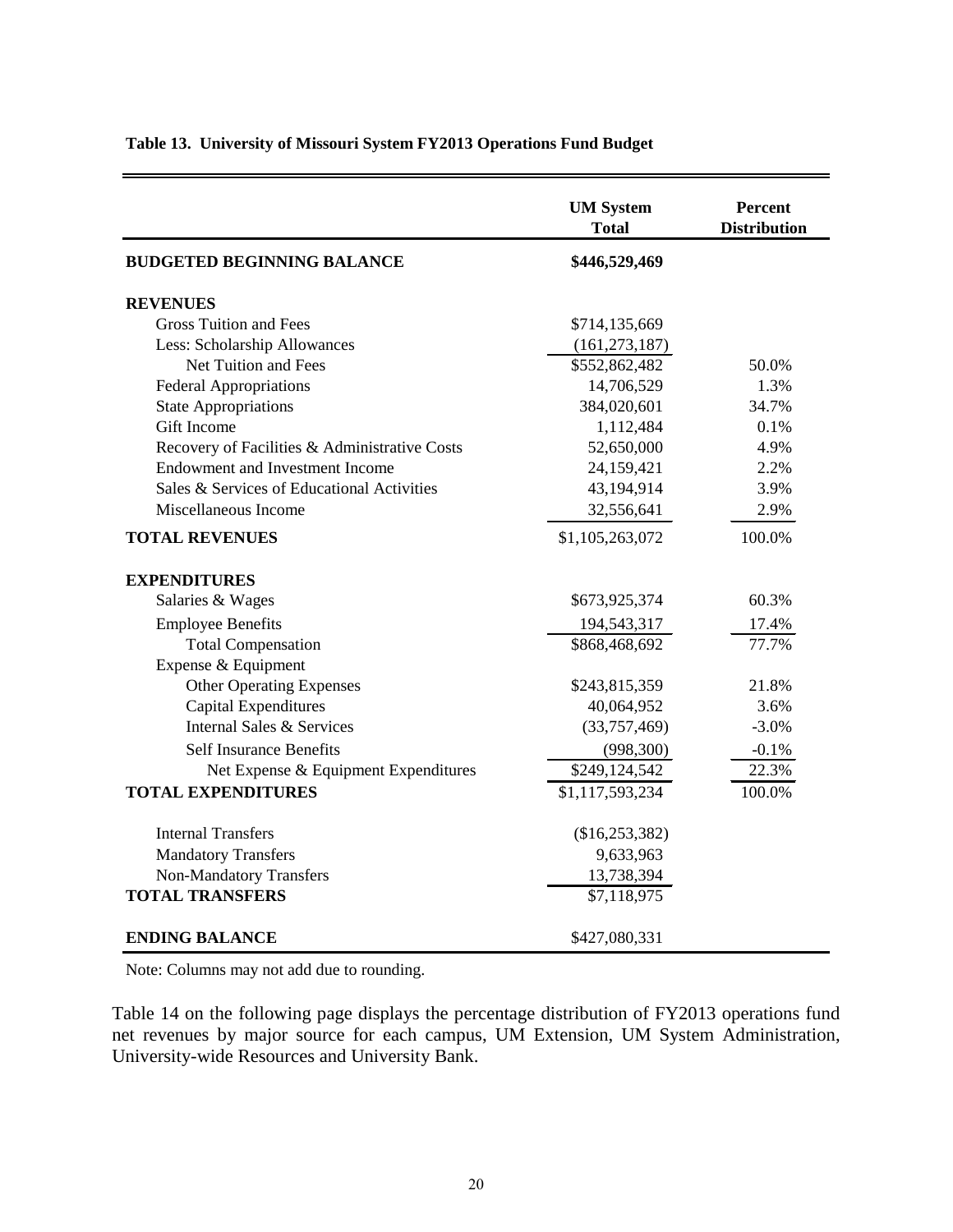**Table 13. University of Missouri System FY2013 Operations Fund Budget**

| | UM System Total | Percent Distribution |
|---|---|---|
| **BUDGETED BEGINNING BALANCE** | **\$446,529,469** | |
| **REVENUES** | | |
| Gross Tuition and Fees | \$714,135,669 | |
| Less: Scholarship Allowances | (161,273,187) | |
| Net Tuition and Fees | \$552,862,482 | 50.0% |
| Federal Appropriations | 14,706,529 | 1.3% |
| State Appropriations | 384,020,601 | 34.7% |
| Gift Income | 1,112,484 | 0.1% |
| Recovery of Facilities & Administrative Costs | 52,650,000 | 4.9% |
| Endowment and Investment Income | 24,159,421 | 2.2% |
| Sales & Services of Educational Activities | 43,194,914 | 3.9% |
| Miscellaneous Income | 32,556,641 | 2.9% |
| **TOTAL REVENUES** | \$1,105,263,072 | 100.0% |
| **EXPENDITURES** | | |
| Salaries & Wages | \$673,925,374 | 60.3% |
| Employee Benefits | 194,543,317 | 17.4% |
| Total Compensation | \$868,468,692 | 77.7% |
| Expense & Equipment | | |
| Other Operating Expenses | \$243,815,359 | 21.8% |
| Capital Expenditures | 40,064,952 | 3.6% |
| Internal Sales & Services | (33,757,469) | -3.0% |
| Self Insurance Benefits | (998,300) | -0.1% |
| Net Expense & Equipment Expenditures | \$249,124,542 | 22.3% |
| **TOTAL EXPENDITURES** | \$1,117,593,234 | 100.0% |
| Internal Transfers | (\$16,253,382) | |
| Mandatory Transfers | 9,633,963 | |
| Non-Mandatory Transfers | 13,738,394 | |
| **TOTAL TRANSFERS** | \$7,118,975 | |
| **ENDING BALANCE** | \$427,080,331 | |

Note: Columns may not add due to rounding.

Table 14 on the following page displays the percentage distribution of FY2013 operations fund net revenues by major source for each campus, UM Extension, UM System Administration, University-wide Resources and University Bank.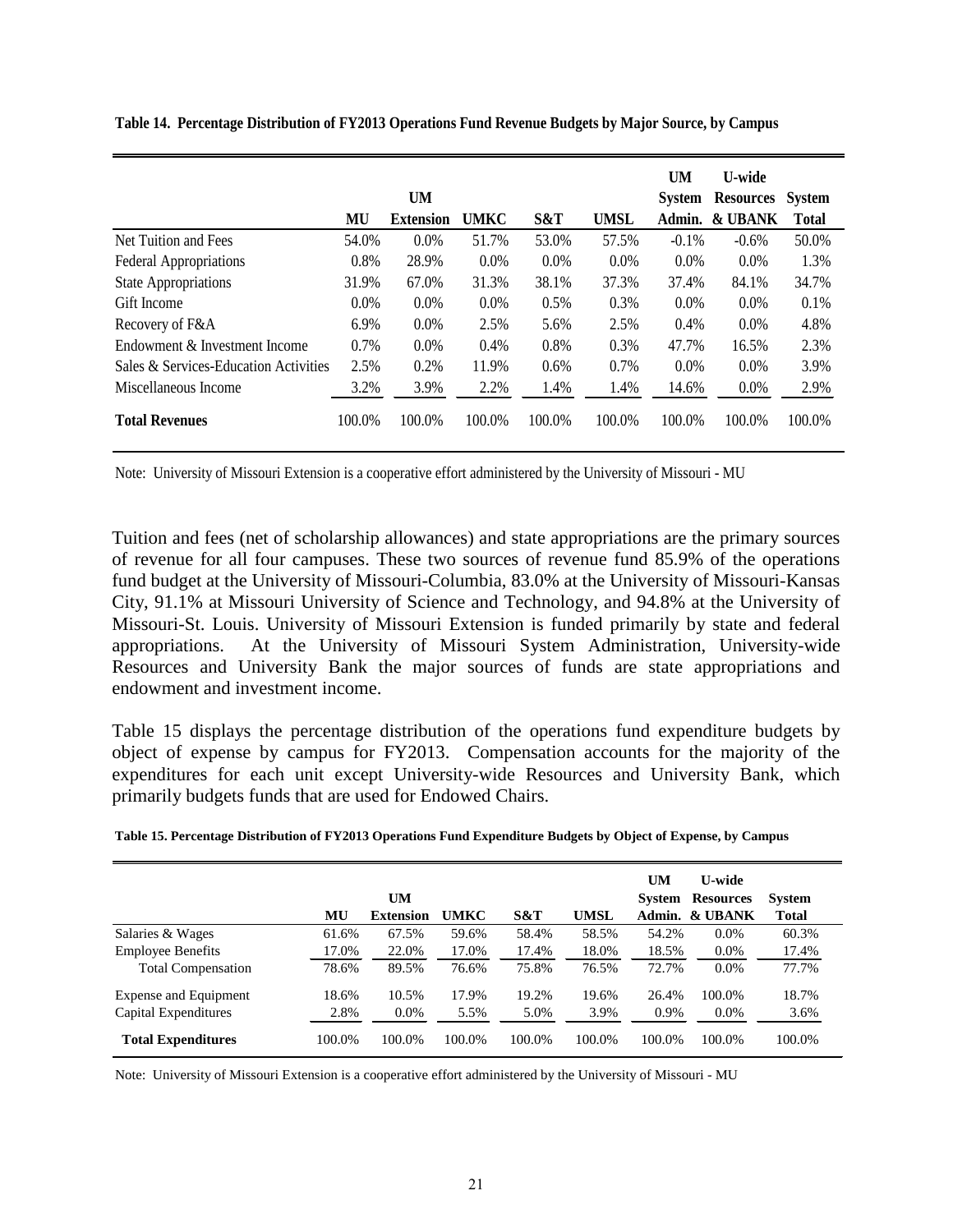**Table 14. Percentage Distribution of FY2013 Operations Fund Revenue Budgets by Major Source, by Campus**

| | MU | UM Extension | UMKC | S&T | UMSL | UM System Admin. | U-wide Resources & UBANK | System Total |
|---|---|---|---|---|---|---|---|---|
| Net Tuition and Fees | 54.0% | 0.0% | 51.7% | 53.0% | 57.5% | -0.1% | -0.6% | 50.0% |
| Federal Appropriations | 0.8% | 28.9% | 0.0% | 0.0% | 0.0% | 0.0% | 0.0% | 1.3% |
| State Appropriations | 31.9% | 67.0% | 31.3% | 38.1% | 37.3% | 37.4% | 84.1% | 34.7% |
| Gift Income | 0.0% | 0.0% | 0.0% | 0.5% | 0.3% | 0.0% | 0.0% | 0.1% |
| Recovery of F&A | 6.9% | 0.0% | 2.5% | 5.6% | 2.5% | 0.4% | 0.0% | 4.8% |
| Endowment & Investment Income | 0.7% | 0.0% | 0.4% | 0.8% | 0.3% | 47.7% | 16.5% | 2.3% |
| Sales & Services-Education Activities | 2.5% | 0.2% | 11.9% | 0.6% | 0.7% | 0.0% | 0.0% | 3.9% |
| Miscellaneous Income | 3.2% | 3.9% | 2.2% | 1.4% | 1.4% | 14.6% | 0.0% | 2.9% |
| **Total Revenues** | 100.0% | 100.0% | 100.0% | 100.0% | 100.0% | 100.0% | 100.0% | 100.0% |

Note: University of Missouri Extension is a cooperative effort administered by the University of Missouri - MU

Tuition and fees (net of scholarship allowances) and state appropriations are the primary sources of revenue for all four campuses. These two sources of revenue fund 85.9% of the operations fund budget at the University of Missouri-Columbia, 83.0% at the University of Missouri-Kansas City, 91.1% at Missouri University of Science and Technology, and 94.8% at the University of Missouri-St. Louis. University of Missouri Extension is funded primarily by state and federal appropriations. At the University of Missouri System Administration, University-wide Resources and University Bank the major sources of funds are state appropriations and endowment and investment income.

Table 15 displays the percentage distribution of the operations fund expenditure budgets by object of expense by campus for FY2013. Compensation accounts for the majority of the expenditures for each unit except University-wide Resources and University Bank, which primarily budgets funds that are used for Endowed Chairs.

**Table 15. Percentage Distribution of FY2013 Operations Fund Expenditure Budgets by Object of Expense, by Campus**

| | MU | UM Extension | UMKC | S&T | UMSL | UM System Admin. | U-wide Resources & UBANK | System Total |
|---|---|---|---|---|---|---|---|---|
| Salaries & Wages | 61.6% | 67.5% | 59.6% | 58.4% | 58.5% | 54.2% | 0.0% | 60.3% |
| Employee Benefits | 17.0% | 22.0% | 17.0% | 17.4% | 18.0% | 18.5% | 0.0% | 17.4% |
| Total Compensation | 78.6% | 89.5% | 76.6% | 75.8% | 76.5% | 72.7% | 0.0% | 77.7% |
| Expense and Equipment | 18.6% | 10.5% | 17.9% | 19.2% | 19.6% | 26.4% | 100.0% | 18.7% |
| Capital Expenditures | 2.8% | 0.0% | 5.5% | 5.0% | 3.9% | 0.9% | 0.0% | 3.6% |
| **Total Expenditures** | 100.0% | 100.0% | 100.0% | 100.0% | 100.0% | 100.0% | 100.0% | 100.0% |

Note: University of Missouri Extension is a cooperative effort administered by the University of Missouri - MU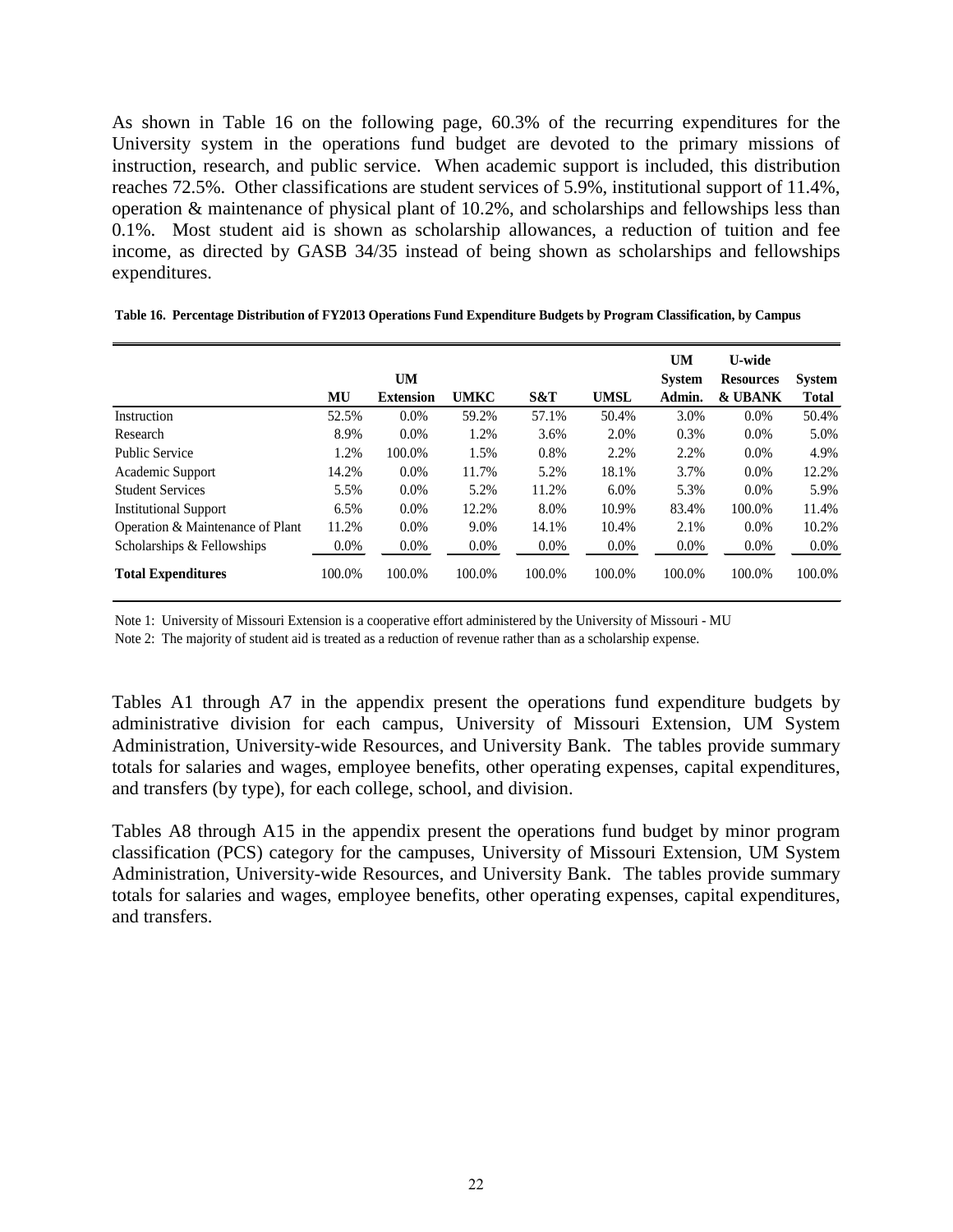As shown in Table 16 on the following page, 60.3% of the recurring expenditures for the University system in the operations fund budget are devoted to the primary missions of instruction, research, and public service. When academic support is included, this distribution reaches 72.5%. Other classifications are student services of 5.9%, institutional support of 11.4%, operation & maintenance of physical plant of 10.2%, and scholarships and fellowships less than 0.1%. Most student aid is shown as scholarship allowances, a reduction of tuition and fee income, as directed by GASB 34/35 instead of being shown as scholarships and fellowships expenditures.

**Table 16. Percentage Distribution of FY2013 Operations Fund Expenditure Budgets by Program Classification, by Campus**

| | MU | UM Extension | UMKC | S&T | UMSL | UM System Admin. | U-wide Resources & UBANK | System Total |
|---|---|---|---|---|---|---|---|---|
| Instruction | 52.5% | 0.0% | 59.2% | 57.1% | 50.4% | 3.0% | 0.0% | 50.4% |
| Research | 8.9% | 0.0% | 1.2% | 3.6% | 2.0% | 0.3% | 0.0% | 5.0% |
| Public Service | 1.2% | 100.0% | 1.5% | 0.8% | 2.2% | 2.2% | 0.0% | 4.9% |
| Academic Support | 14.2% | 0.0% | 11.7% | 5.2% | 18.1% | 3.7% | 0.0% | 12.2% |
| Student Services | 5.5% | 0.0% | 5.2% | 11.2% | 6.0% | 5.3% | 0.0% | 5.9% |
| Institutional Support | 6.5% | 0.0% | 12.2% | 8.0% | 10.9% | 83.4% | 100.0% | 11.4% |
| Operation & Maintenance of Plant | 11.2% | 0.0% | 9.0% | 14.1% | 10.4% | 2.1% | 0.0% | 10.2% |
| Scholarships & Fellowships | 0.0% | 0.0% | 0.0% | 0.0% | 0.0% | 0.0% | 0.0% | 0.0% |
| **Total Expenditures** | 100.0% | 100.0% | 100.0% | 100.0% | 100.0% | 100.0% | 100.0% | 100.0% |

Note 1: University of Missouri Extension is a cooperative effort administered by the University of Missouri - MU

Note 2: The majority of student aid is treated as a reduction of revenue rather than as a scholarship expense.

Tables A1 through A7 in the appendix present the operations fund expenditure budgets by administrative division for each campus, University of Missouri Extension, UM System Administration, University-wide Resources, and University Bank. The tables provide summary totals for salaries and wages, employee benefits, other operating expenses, capital expenditures, and transfers (by type), for each college, school, and division.

Tables A8 through A15 in the appendix present the operations fund budget by minor program classification (PCS) category for the campuses, University of Missouri Extension, UM System Administration, University-wide Resources, and University Bank. The tables provide summary totals for salaries and wages, employee benefits, other operating expenses, capital expenditures, and transfers.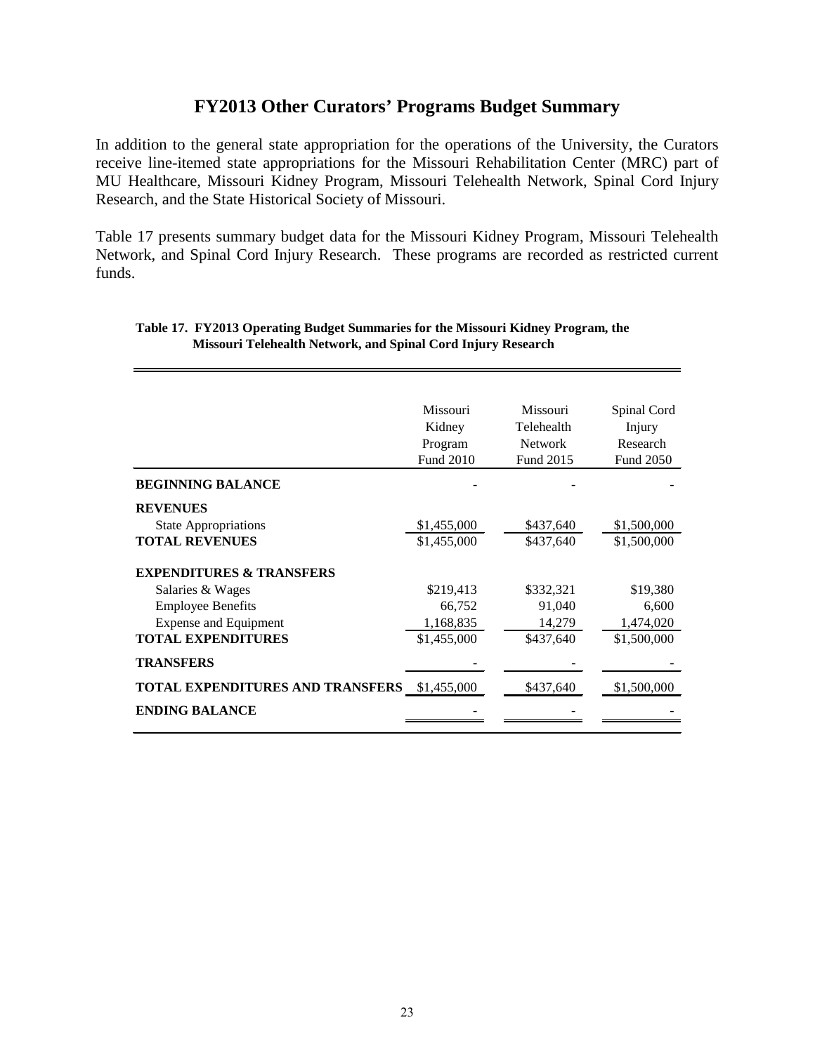# FY2013 Other Curators' Programs Budget Summary

In addition to the general state appropriation for the operations of the University, the Curators receive line-itemed state appropriations for the Missouri Rehabilitation Center (MRC) part of MU Healthcare, Missouri Kidney Program, Missouri Telehealth Network, Spinal Cord Injury Research, and the State Historical Society of Missouri.

Table 17 presents summary budget data for the Missouri Kidney Program, Missouri Telehealth Network, and Spinal Cord Injury Research. These programs are recorded as restricted current funds.

**Table 17. FY2013 Operating Budget Summaries for the Missouri Kidney Program, the Missouri Telehealth Network, and Spinal Cord Injury Research**

| | Missouri Kidney Program Fund 2010 | Missouri Telehealth Network Fund 2015 | Spinal Cord Injury Research Fund 2050 |
|---|---|---|---|
| **BEGINNING BALANCE** | - | - | - |
| **REVENUES** | | | |
| State Appropriations | $1,455,000 | $437,640 | $1,500,000 |
| **TOTAL REVENUES** | $1,455,000 | $437,640 | $1,500,000 |
| **EXPENDITURES & TRANSFERS** | | | |
| Salaries & Wages | $219,413 | $332,321 | $19,380 |
| Employee Benefits | 66,752 | 91,040 | 6,600 |
| Expense and Equipment | 1,168,835 | 14,279 | 1,474,020 |
| **TOTAL EXPENDITURES** | $1,455,000 | $437,640 | $1,500,000 |
| **TRANSFERS** | - | - | - |
| **TOTAL EXPENDITURES AND TRANSFERS** | $1,455,000 | $437,640 | $1,500,000 |
| **ENDING BALANCE** | - | - | - |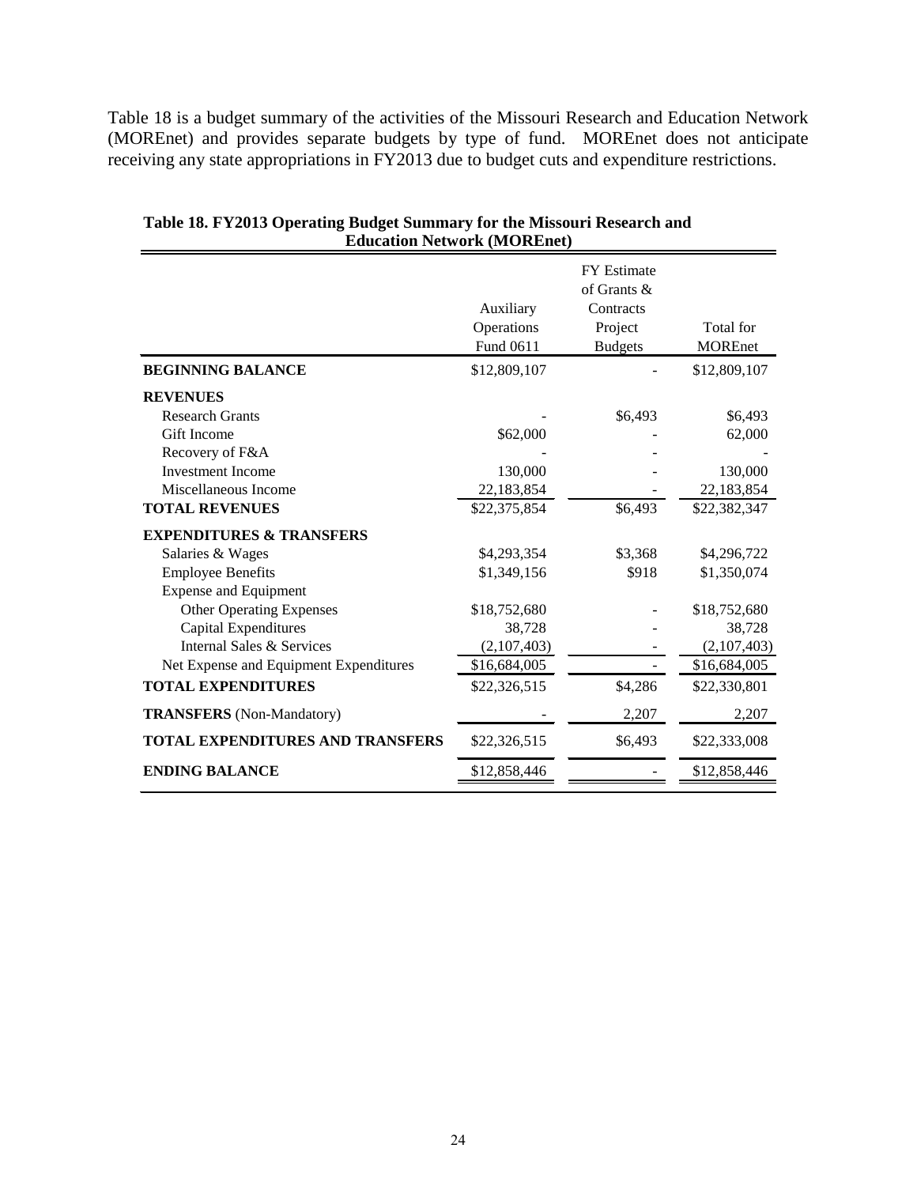Table 18 is a budget summary of the activities of the Missouri Research and Education Network (MOREnet) and provides separate budgets by type of fund. MOREnet does not anticipate receiving any state appropriations in FY2013 due to budget cuts and expenditure restrictions.

**Table 18. FY2013 Operating Budget Summary for the Missouri Research and Education Network (MOREnet)**

| | Auxiliary Operations Fund 0611 | FY Estimate of Grants & Contracts Project Budgets | Total for MOREnet |
|---|---|---|---|
| **BEGINNING BALANCE** | $12,809,107 | - | $12,809,107 |
| **REVENUES** | | | |
| Research Grants | - | $6,493 | $6,493 |
| Gift Income | $62,000 | - | 62,000 |
| Recovery of F&A | - | - | - |
| Investment Income | 130,000 | - | 130,000 |
| Miscellaneous Income | 22,183,854 | - | 22,183,854 |
| **TOTAL REVENUES** | $22,375,854 | $6,493 | $22,382,347 |
| **EXPENDITURES & TRANSFERS** | | | |
| Salaries & Wages | $4,293,354 | $3,368 | $4,296,722 |
| Employee Benefits | $1,349,156 | $918 | $1,350,074 |
| Expense and Equipment | | | |
| Other Operating Expenses | $18,752,680 | - | $18,752,680 |
| Capital Expenditures | 38,728 | - | 38,728 |
| Internal Sales & Services | (2,107,403) | - | (2,107,403) |
| Net Expense and Equipment Expenditures | $16,684,005 | - | $16,684,005 |
| **TOTAL EXPENDITURES** | $22,326,515 | $4,286 | $22,330,801 |
| **TRANSFERS** (Non-Mandatory) | - | 2,207 | 2,207 |
| **TOTAL EXPENDITURES AND TRANSFERS** | $22,326,515 | $6,493 | $22,333,008 |
| **ENDING BALANCE** | $12,858,446 | - | $12,858,446 |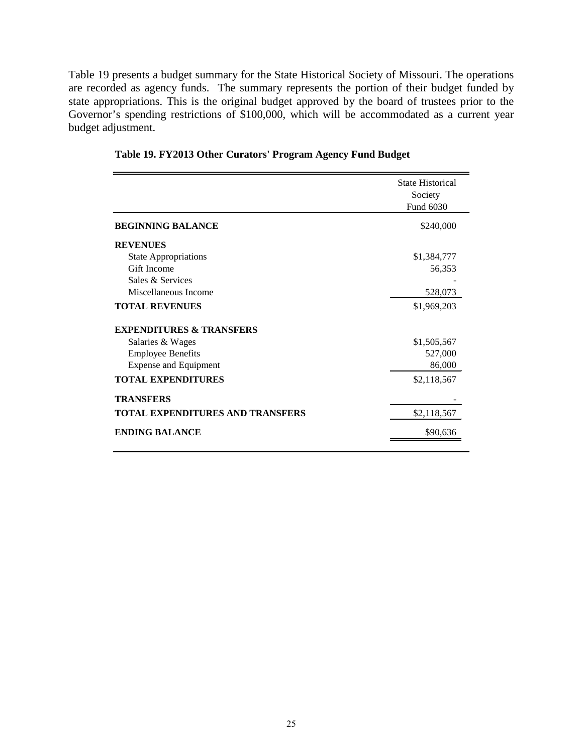Table 19 presents a budget summary for the State Historical Society of Missouri. The operations are recorded as agency funds. The summary represents the portion of their budget funded by state appropriations. This is the original budget approved by the board of trustees prior to the Governor's spending restrictions of $100,000, which will be accommodated as a current year budget adjustment.

**Table 19. FY2013 Other Curators' Program Agency Fund Budget**

| | State Historical Society Fund 6030 |
|---|---|
| **BEGINNING BALANCE** | $240,000 |
| **REVENUES** | |
| State Appropriations | $1,384,777 |
| Gift Income | 56,353 |
| Sales & Services | - |
| Miscellaneous Income | 528,073 |
| **TOTAL REVENUES** | $1,969,203 |
| **EXPENDITURES & TRANSFERS** | |
| Salaries & Wages | $1,505,567 |
| Employee Benefits | 527,000 |
| Expense and Equipment | 86,000 |
| **TOTAL EXPENDITURES** | $2,118,567 |
| **TRANSFERS** | - |
| **TOTAL EXPENDITURES AND TRANSFERS** | $2,118,567 |
| **ENDING BALANCE** | $90,636 |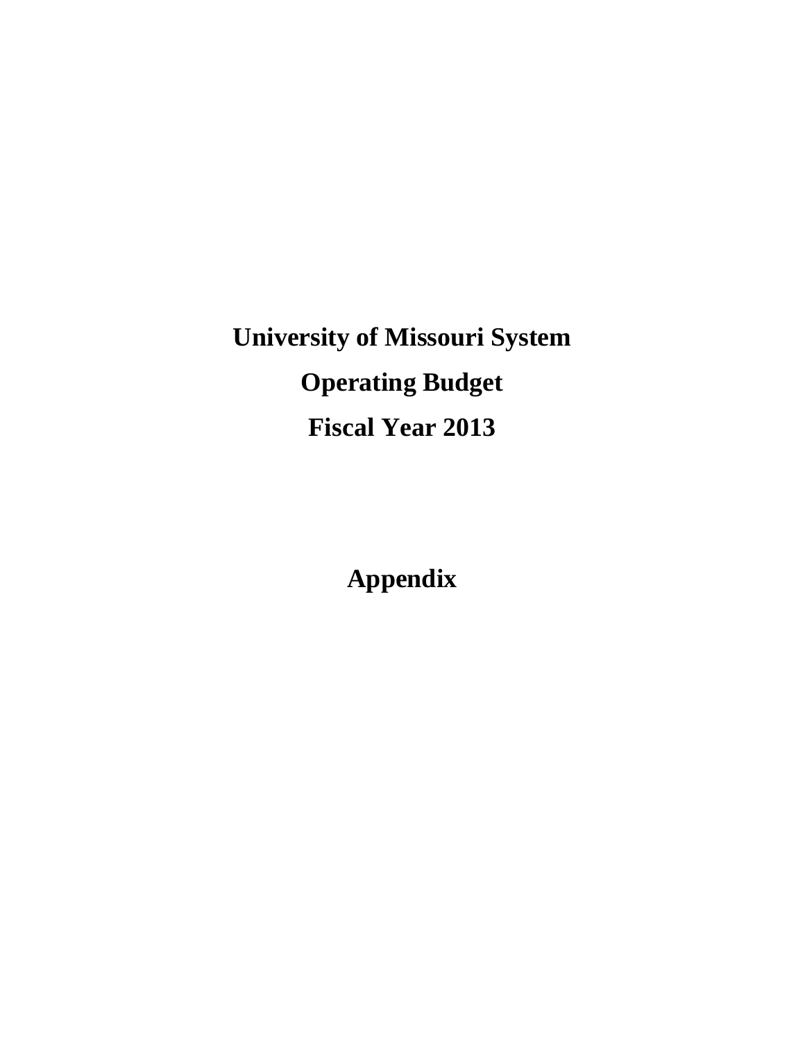# University of Missouri System

# Operating Budget

# Fiscal Year 2013

# Appendix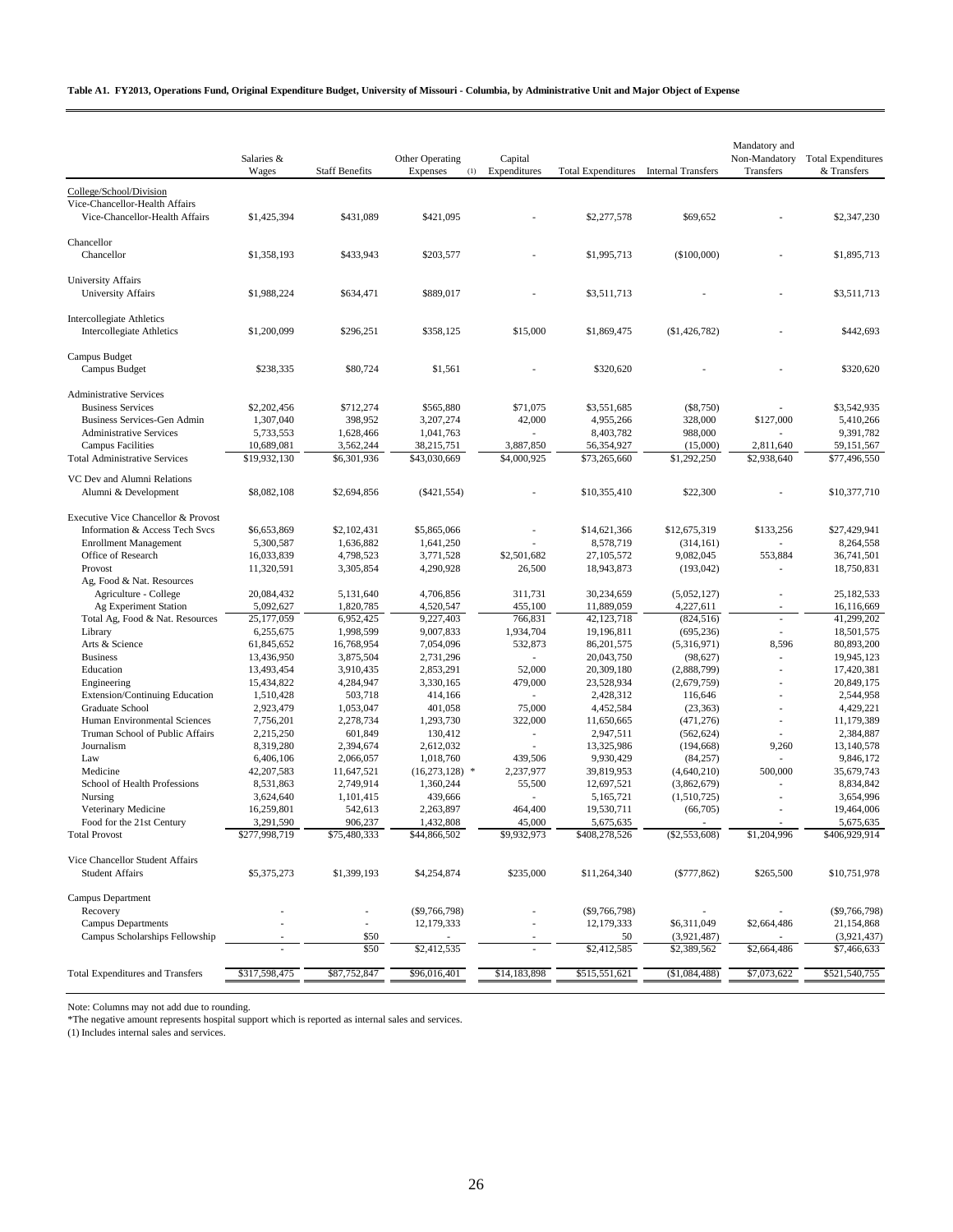**Table A1. FY2013, Operations Fund, Original Expenditure Budget, University of Missouri - Columbia, by Administrative Unit and Major Object of Expense**

| | Salaries & Wages | Staff Benefits | Other Operating Expenses (1) | Capital Expenditures | Total Expenditures | Internal Transfers | Mandatory and Non-Mandatory Transfers | Total Expenditures & Transfers |
|---|---|---|---|---|---|---|---|---|
| College/School/Division | | | | | | | | |
| Vice-Chancellor-Health Affairs | | | | | | | | |
| Vice-Chancellor-Health Affairs | $1,425,394 | $431,089 | $421,095 | - | $2,277,578 | $69,652 | - | $2,347,230 |
| Chancellor | | | | | | | | |
| Chancellor | $1,358,193 | $433,943 | $203,577 | - | $1,995,713 | ($100,000) | - | $1,895,713 |
| University Affairs | | | | | | | | |
| University Affairs | $1,988,224 | $634,471 | $889,017 | - | $3,511,713 | - | - | $3,511,713 |
| Intercollegiate Athletics | | | | | | | | |
| Intercollegiate Athletics | $1,200,099 | $296,251 | $358,125 | $15,000 | $1,869,475 | ($1,426,782) | - | $442,693 |
| Campus Budget | | | | | | | | |
| Campus Budget | $238,335 | $80,724 | $1,561 | - | $320,620 | - | - | $320,620 |
| Administrative Services | | | | | | | | |
| Business Services | $2,202,456 | $712,274 | $565,880 | $71,075 | $3,551,685 | ($8,750) | - | $3,542,935 |
| Business Services-Gen Admin | 1,307,040 | 398,952 | 3,207,274 | 42,000 | 4,955,266 | 328,000 | $127,000 | 5,410,266 |
| Administrative Services | 5,733,553 | 1,628,466 | 1,041,763 | - | 8,403,782 | 988,000 | - | 9,391,782 |
| Campus Facilities | 10,689,081 | 3,562,244 | 38,215,751 | 3,887,850 | 56,354,927 | (15,000) | 2,811,640 | 59,151,567 |
| Total Administrative Services | $19,932,130 | $6,301,936 | $43,030,669 | $4,000,925 | $73,265,660 | $1,292,250 | $2,938,640 | $77,496,550 |
| VC Dev and Alumni Relations | | | | | | | | |
| Alumni & Development | $8,082,108 | $2,694,856 | ($421,554) | - | $10,355,410 | $22,300 | - | $10,377,710 |
| Executive Vice Chancellor & Provost | | | | | | | | |
| Information & Access Tech Svcs | $6,653,869 | $2,102,431 | $5,865,066 | - | $14,621,366 | $12,675,319 | $133,256 | $27,429,941 |
| Enrollment Management | 5,300,587 | 1,636,882 | 1,641,250 | - | 8,578,719 | (314,161) | - | 8,264,558 |
| Office of Research | 16,033,839 | 4,798,523 | 3,771,528 | $2,501,682 | 27,105,572 | 9,082,045 | 553,884 | 36,741,501 |
| Provost | 11,320,591 | 3,305,854 | 4,290,928 | 26,500 | 18,943,873 | (193,042) | - | 18,750,831 |
| Ag, Food & Nat. Resources | | | | | | | | |
| Agriculture - College | 20,084,432 | 5,131,640 | 4,706,856 | 311,731 | 30,234,659 | (5,052,127) | - | 25,182,533 |
| Ag Experiment Station | 5,092,627 | 1,820,785 | 4,520,547 | 455,100 | 11,889,059 | 4,227,611 | - | 16,116,669 |
| Total Ag, Food & Nat. Resources | 25,177,059 | 6,952,425 | 9,227,403 | 766,831 | 42,123,718 | (824,516) | - | 41,299,202 |
| Library | 6,255,675 | 1,998,599 | 9,007,833 | 1,934,704 | 19,196,811 | (695,236) | - | 18,501,575 |
| Arts & Science | 61,845,652 | 16,768,954 | 7,054,096 | 532,873 | 86,201,575 | (5,316,971) | 8,596 | 80,893,200 |
| Business | 13,436,950 | 3,875,504 | 2,731,296 | - | 20,043,750 | (98,627) | - | 19,945,123 |
| Education | 13,493,454 | 3,910,435 | 2,853,291 | 52,000 | 20,309,180 | (2,888,799) | - | 17,420,381 |
| Engineering | 15,434,822 | 4,284,947 | 3,330,165 | 479,000 | 23,528,934 | (2,679,759) | - | 20,849,175 |
| Extension/Continuing Education | 1,510,428 | 503,718 | 414,166 | - | 2,428,312 | 116,646 | - | 2,544,958 |
| Graduate School | 2,923,479 | 1,053,047 | 401,058 | 75,000 | 4,452,584 | (23,363) | - | 4,429,221 |
| Human Environmental Sciences | 7,756,201 | 2,278,734 | 1,293,730 | 322,000 | 11,650,665 | (471,276) | - | 11,179,389 |
| Truman School of Public Affairs | 2,215,250 | 601,849 | 130,412 | - | 2,947,511 | (562,624) | - | 2,384,887 |
| Journalism | 8,319,280 | 2,394,674 | 2,612,032 | - | 13,325,986 | (194,668) | 9,260 | 13,140,578 |
| Law | 6,406,106 | 2,066,057 | 1,018,760 | 439,506 | 9,930,429 | (84,257) | - | 9,846,172 |
| Medicine | 42,207,583 | 11,647,521 | (16,273,128) * | 2,237,977 | 39,819,953 | (4,640,210) | 500,000 | 35,679,743 |
| School of Health Professions | 8,531,863 | 2,749,914 | 1,360,244 | 55,500 | 12,697,521 | (3,862,679) | - | 8,834,842 |
| Nursing | 3,624,640 | 1,101,415 | 439,666 | - | 5,165,721 | (1,510,725) | - | 3,654,996 |
| Veterinary Medicine | 16,259,801 | 542,613 | 2,263,897 | 464,400 | 19,530,711 | (66,705) | - | 19,464,006 |
| Food for the 21st Century | 3,291,590 | 906,237 | 1,432,808 | 45,000 | 5,675,635 | - | - | 5,675,635 |
| Total Provost | $277,998,719 | $75,480,333 | $44,866,502 | $9,932,973 | $408,278,526 | ($2,553,608) | $1,204,996 | $406,929,914 |
| Vice Chancellor Student Affairs | | | | | | | | |
| Student Affairs | $5,375,273 | $1,399,193 | $4,254,874 | $235,000 | $11,264,340 | ($777,862) | $265,500 | $10,751,978 |
| Campus Department | | | | | | | | |
| Recovery | - | - | ($9,766,798) | - | ($9,766,798) | - | - | ($9,766,798) |
| Campus Departments | - | - | 12,179,333 | - | 12,179,333 | $6,311,049 | $2,664,486 | 21,154,868 |
| Campus Scholarships Fellowship | - | $50 | - | - | 50 | (3,921,487) | - | (3,921,437) |
| | - | $50 | $2,412,535 | - | $2,412,585 | $2,389,562 | $2,664,486 | $7,466,633 |
| Total Expenditures and Transfers | $317,598,475 | $87,752,847 | $96,016,401 | $14,183,898 | $515,551,621 | ($1,084,488) | $7,073,622 | $521,540,755 |

Note: Columns may not add due to rounding.

*The negative amount represents hospital support which is reported as internal sales and services.

(1) Includes internal sales and services.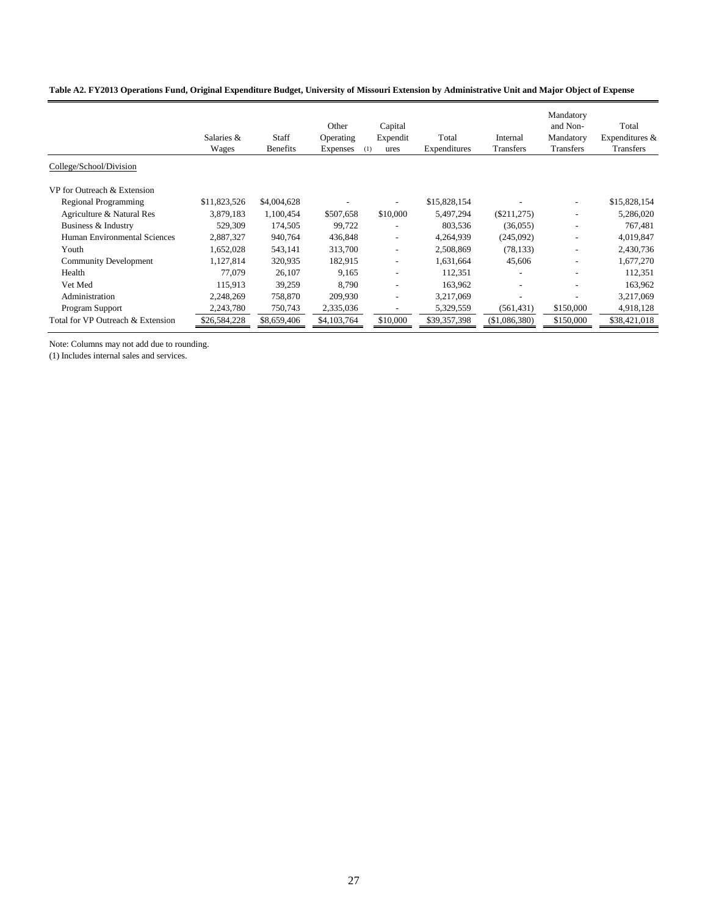**Table A2. FY2013 Operations Fund, Original Expenditure Budget, University of Missouri Extension by Administrative Unit and Major Object of Expense**

| | Salaries & Wages | Staff Benefits | Other Operating Expenses (1) | Capital Expenditures | Total Expenditures | Internal Transfers | Mandatory and Non-Mandatory Transfers | Total Expenditures & Transfers |
|---|---|---|---|---|---|---|---|---|
| College/School/Division | | | | | | | | |
| VP for Outreach & Extension | | | | | | | | |
| Regional Programming | $11,823,526 | $4,004,628 | - | - | $15,828,154 | - | - | $15,828,154 |
| Agriculture & Natural Res | 3,879,183 | 1,100,454 | $507,658 | $10,000 | 5,497,294 | ($211,275) | - | 5,286,020 |
| Business & Industry | 529,309 | 174,505 | 99,722 | - | 803,536 | (36,055) | - | 767,481 |
| Human Environmental Sciences | 2,887,327 | 940,764 | 436,848 | - | 4,264,939 | (245,092) | - | 4,019,847 |
| Youth | 1,652,028 | 543,141 | 313,700 | - | 2,508,869 | (78,133) | - | 2,430,736 |
| Community Development | 1,127,814 | 320,935 | 182,915 | - | 1,631,664 | 45,606 | - | 1,677,270 |
| Health | 77,079 | 26,107 | 9,165 | - | 112,351 | - | - | 112,351 |
| Vet Med | 115,913 | 39,259 | 8,790 | - | 163,962 | - | - | 163,962 |
| Administration | 2,248,269 | 758,870 | 209,930 | - | 3,217,069 | - | - | 3,217,069 |
| Program Support | 2,243,780 | 750,743 | 2,335,036 | - | 5,329,559 | (561,431) | $150,000 | 4,918,128 |
| Total for VP Outreach & Extension | $26,584,228 | $8,659,406 | $4,103,764 | $10,000 | $39,357,398 | ($1,086,380) | $150,000 | $38,421,018 |

Note: Columns may not add due to rounding.
(1) Includes internal sales and services.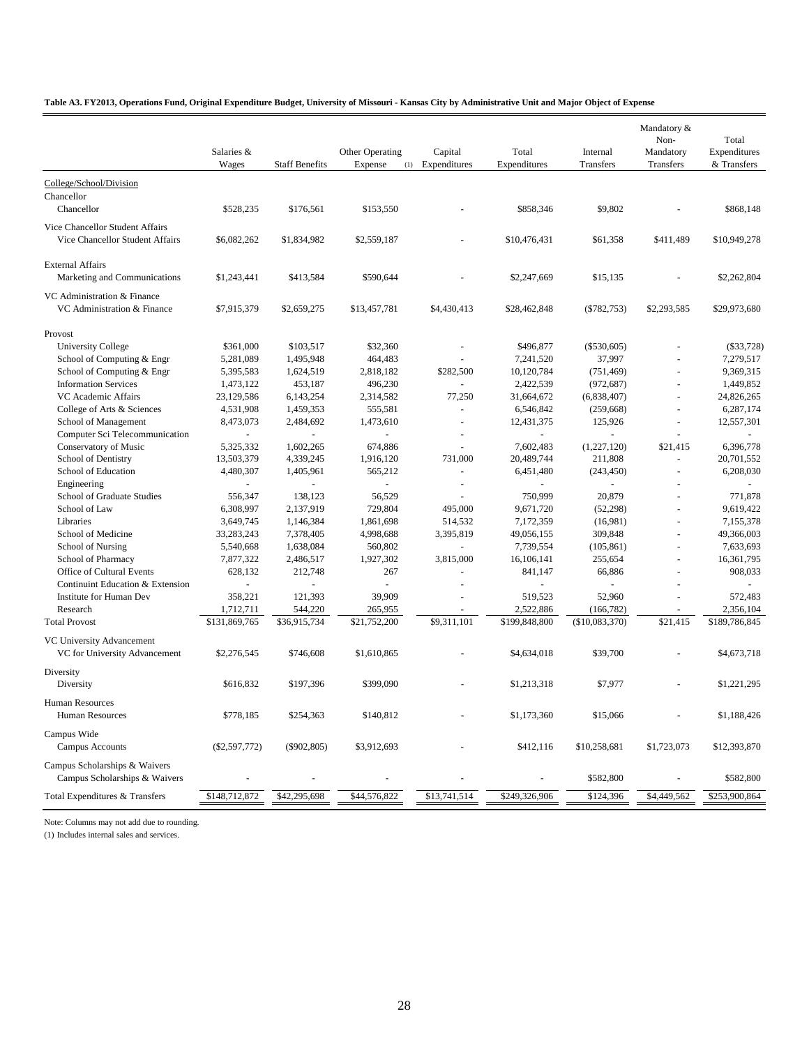**Table A3. FY2013, Operations Fund, Original Expenditure Budget, University of Missouri - Kansas City by Administrative Unit and Major Object of Expense**

| | Salaries & Wages | Staff Benefits | Other Operating Expense (1) | Capital Expenditures | Total Expenditures | Internal Transfers | Mandatory & Non-Mandatory Transfers | Total Expenditures & Transfers |
|---|---|---|---|---|---|---|---|---|
| College/School/Division | | | | | | | | |
| Chancellor | | | | | | | | |
| Chancellor | $528,235 | $176,561 | $153,550 | - | $858,346 | $9,802 | - | $868,148 |
| Vice Chancellor Student Affairs | | | | | | | | |
| Vice Chancellor Student Affairs | $6,082,262 | $1,834,982 | $2,559,187 | - | $10,476,431 | $61,358 | $411,489 | $10,949,278 |
| External Affairs | | | | | | | | |
| Marketing and Communications | $1,243,441 | $413,584 | $590,644 | - | $2,247,669 | $15,135 | - | $2,262,804 |
| VC Administration & Finance | | | | | | | | |
| VC Administration & Finance | $7,915,379 | $2,659,275 | $13,457,781 | $4,430,413 | $28,462,848 | ($782,753) | $2,293,585 | $29,973,680 |
| Provost | | | | | | | | |
| University College | $361,000 | $103,517 | $32,360 | - | $496,877 | ($530,605) | - | ($33,728) |
| School of Computing & Engr | 5,281,089 | 1,495,948 | 464,483 | - | 7,241,520 | 37,997 | - | 7,279,517 |
| School of Computing & Engr | 5,395,583 | 1,624,519 | 2,818,182 | $282,500 | 10,120,784 | (751,469) | - | 9,369,315 |
| Information Services | 1,473,122 | 453,187 | 496,230 | - | 2,422,539 | (972,687) | - | 1,449,852 |
| VC Academic Affairs | 23,129,586 | 6,143,254 | 2,314,582 | 77,250 | 31,664,672 | (6,838,407) | - | 24,826,265 |
| College of Arts & Sciences | 4,531,908 | 1,459,353 | 555,581 | - | 6,546,842 | (259,668) | - | 6,287,174 |
| School of Management | 8,473,073 | 2,484,692 | 1,473,610 | - | 12,431,375 | 125,926 | - | 12,557,301 |
| Computer Sci Telecommunication | - | - | - | - | - | - | - | - |
| Conservatory of Music | 5,325,332 | 1,602,265 | 674,886 | - | 7,602,483 | (1,227,120) | $21,415 | 6,396,778 |
| School of Dentistry | 13,503,379 | 4,339,245 | 1,916,120 | 731,000 | 20,489,744 | 211,808 | - | 20,701,552 |
| School of Education | 4,480,307 | 1,405,961 | 565,212 | - | 6,451,480 | (243,450) | - | 6,208,030 |
| Engineering | - | - | - | - | - | - | - | - |
| School of Graduate Studies | 556,347 | 138,123 | 56,529 | - | 750,999 | 20,879 | - | 771,878 |
| School of Law | 6,308,997 | 2,137,919 | 729,804 | 495,000 | 9,671,720 | (52,298) | - | 9,619,422 |
| Libraries | 3,649,745 | 1,146,384 | 1,861,698 | 514,532 | 7,172,359 | (16,981) | - | 7,155,378 |
| School of Medicine | 33,283,243 | 7,378,405 | 4,998,688 | 3,395,819 | 49,056,155 | 309,848 | - | 49,366,003 |
| School of Nursing | 5,540,668 | 1,638,084 | 560,802 | - | 7,739,554 | (105,861) | - | 7,633,693 |
| School of Pharmacy | 7,877,322 | 2,486,517 | 1,927,302 | 3,815,000 | 16,106,141 | 255,654 | - | 16,361,795 |
| Office of Cultural Events | 628,132 | 212,748 | 267 | - | 841,147 | 66,886 | - | 908,033 |
| Continuint Education & Extension | - | - | - | - | - | - | - | - |
| Institute for Human Dev | 358,221 | 121,393 | 39,909 | - | 519,523 | 52,960 | - | 572,483 |
| Research | 1,712,711 | 544,220 | 265,955 | - | 2,522,886 | (166,782) | - | 2,356,104 |
| Total Provost | $131,869,765 | $36,915,734 | $21,752,200 | $9,311,101 | $199,848,800 | ($10,083,370) | $21,415 | $189,786,845 |
| VC University Advancement | | | | | | | | |
| VC for University Advancement | $2,276,545 | $746,608 | $1,610,865 | - | $4,634,018 | $39,700 | - | $4,673,718 |
| Diversity | | | | | | | | |
| Diversity | $616,832 | $197,396 | $399,090 | - | $1,213,318 | $7,977 | - | $1,221,295 |
| Human Resources | | | | | | | | |
| Human Resources | $778,185 | $254,363 | $140,812 | - | $1,173,360 | $15,066 | - | $1,188,426 |
| Campus Wide | | | | | | | | |
| Campus Accounts | ($2,597,772) | ($902,805) | $3,912,693 | - | $412,116 | $10,258,681 | $1,723,073 | $12,393,870 |
| Campus Scholarships & Waivers | | | | | | | | |
| Campus Scholarships & Waivers | - | - | - | - | - | $582,800 | - | $582,800 |
| Total Expenditures & Transfers | $148,712,872 | $42,295,698 | $44,576,822 | $13,741,514 | $249,326,906 | $124,396 | $4,449,562 | $253,900,864 |

Note: Columns may not add due to rounding.

(1) Includes internal sales and services.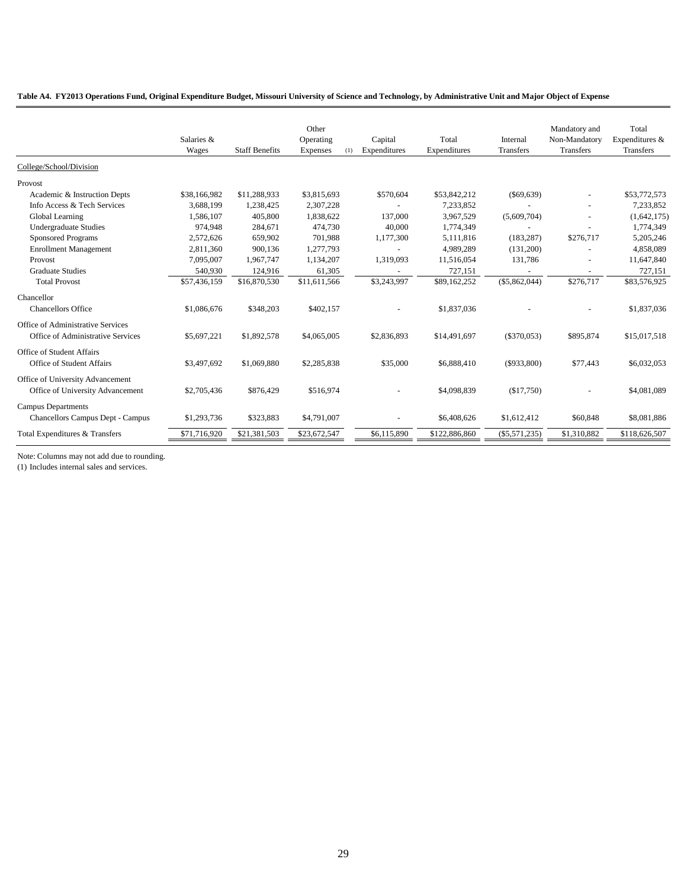**Table A4. FY2013 Operations Fund, Original Expenditure Budget, Missouri University of Science and Technology, by Administrative Unit and Major Object of Expense**

| | Salaries & Wages | Staff Benefits | Other Operating Expenses (1) | Capital Expenditures | Total Expenditures | Internal Transfers | Mandatory and Non-Mandatory Transfers | Total Expenditures & Transfers |
|---|---|---|---|---|---|---|---|---|
| College/School/Division | | | | | | | | |
| Provost | | | | | | | | |
| Academic & Instruction Depts | $38,166,982 | $11,288,933 | $3,815,693 | $570,604 | $53,842,212 | ($69,639) | - | $53,772,573 |
| Info Access & Tech Services | 3,688,199 | 1,238,425 | 2,307,228 | - | 7,233,852 | - | - | 7,233,852 |
| Global Learning | 1,586,107 | 405,800 | 1,838,622 | 137,000 | 3,967,529 | (5,609,704) | - | (1,642,175) |
| Undergraduate Studies | 974,948 | 284,671 | 474,730 | 40,000 | 1,774,349 | - | - | 1,774,349 |
| Sponsored Programs | 2,572,626 | 659,902 | 701,988 | 1,177,300 | 5,111,816 | (183,287) | $276,717 | 5,205,246 |
| Enrollment Management | 2,811,360 | 900,136 | 1,277,793 | - | 4,989,289 | (131,200) | - | 4,858,089 |
| Provost | 7,095,007 | 1,967,747 | 1,134,207 | 1,319,093 | 11,516,054 | 131,786 | - | 11,647,840 |
| Graduate Studies | 540,930 | 124,916 | 61,305 | - | 727,151 | - | - | 727,151 |
| Total Provost | $57,436,159 | $16,870,530 | $11,611,566 | $3,243,997 | $89,162,252 | ($5,862,044) | $276,717 | $83,576,925 |
| Chancellor | | | | | | | | |
| Chancellors Office | $1,086,676 | $348,203 | $402,157 | - | $1,837,036 | - | - | $1,837,036 |
| Office of Administrative Services | | | | | | | | |
| Office of Administrative Services | $5,697,221 | $1,892,578 | $4,065,005 | $2,836,893 | $14,491,697 | ($370,053) | $895,874 | $15,017,518 |
| Office of Student Affairs | | | | | | | | |
| Office of Student Affairs | $3,497,692 | $1,069,880 | $2,285,838 | $35,000 | $6,888,410 | ($933,800) | $77,443 | $6,032,053 |
| Office of University Advancement | | | | | | | | |
| Office of University Advancement | $2,705,436 | $876,429 | $516,974 | - | $4,098,839 | ($17,750) | - | $4,081,089 |
| Campus Departments | | | | | | | | |
| Chancellors Campus Dept - Campus | $1,293,736 | $323,883 | $4,791,007 | - | $6,408,626 | $1,612,412 | $60,848 | $8,081,886 |
| Total Expenditures & Transfers | $71,716,920 | $21,381,503 | $23,672,547 | $6,115,890 | $122,886,860 | ($5,571,235) | $1,310,882 | $118,626,507 |

Note: Columns may not add due to rounding.
(1) Includes internal sales and services.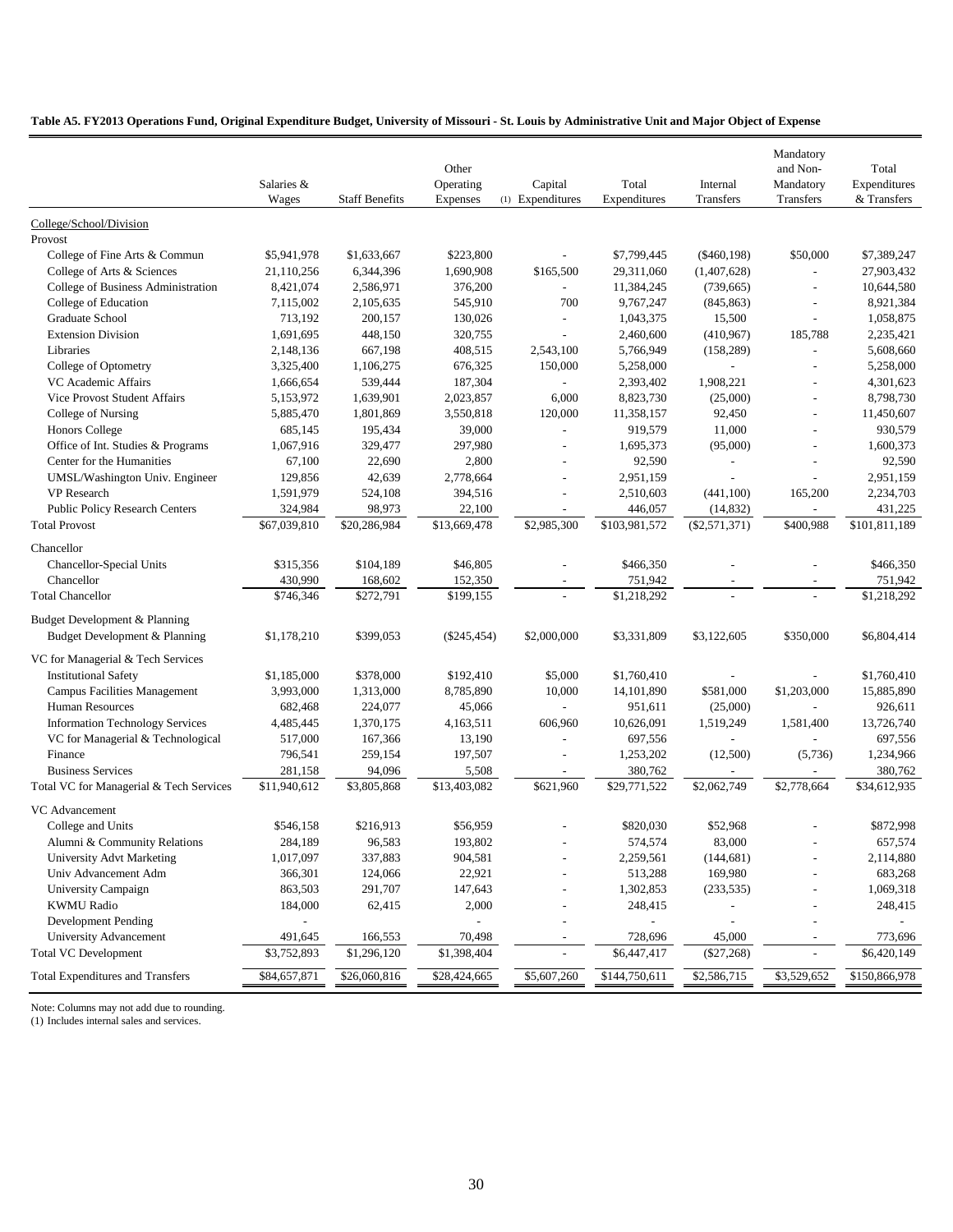**Table A5. FY2013 Operations Fund, Original Expenditure Budget, University of Missouri - St. Louis by Administrative Unit and Major Object of Expense**

| | Salaries & Wages | Staff Benefits | Other Operating Expenses | Capital Expenditures (1) | Total Expenditures | Internal Transfers | Mandatory and Non-Mandatory Transfers | Total Expenditures & Transfers |
|---|---|---|---|---|---|---|---|---|
| College/School/Division | | | | | | | | |
| Provost | | | | | | | | |
| College of Fine Arts & Commun | $5,941,978 | $1,633,667 | $223,800 | - | $7,799,445 | ($460,198) | $50,000 | $7,389,247 |
| College of Arts & Sciences | 21,110,256 | 6,344,396 | 1,690,908 | $165,500 | 29,311,060 | (1,407,628) | - | 27,903,432 |
| College of Business Administration | 8,421,074 | 2,586,971 | 376,200 | - | 11,384,245 | (739,665) | - | 10,644,580 |
| College of Education | 7,115,002 | 2,105,635 | 545,910 | 700 | 9,767,247 | (845,863) | - | 8,921,384 |
| Graduate School | 713,192 | 200,157 | 130,026 | - | 1,043,375 | 15,500 | - | 1,058,875 |
| Extension Division | 1,691,695 | 448,150 | 320,755 | - | 2,460,600 | (410,967) | 185,788 | 2,235,421 |
| Libraries | 2,148,136 | 667,198 | 408,515 | 2,543,100 | 5,766,949 | (158,289) | - | 5,608,660 |
| College of Optometry | 3,325,400 | 1,106,275 | 676,325 | 150,000 | 5,258,000 | - | - | 5,258,000 |
| VC Academic Affairs | 1,666,654 | 539,444 | 187,304 | - | 2,393,402 | 1,908,221 | - | 4,301,623 |
| Vice Provost Student Affairs | 5,153,972 | 1,639,901 | 2,023,857 | 6,000 | 8,823,730 | (25,000) | - | 8,798,730 |
| College of Nursing | 5,885,470 | 1,801,869 | 3,550,818 | 120,000 | 11,358,157 | 92,450 | - | 11,450,607 |
| Honors College | 685,145 | 195,434 | 39,000 | - | 919,579 | 11,000 | - | 930,579 |
| Office of Int. Studies & Programs | 1,067,916 | 329,477 | 297,980 | - | 1,695,373 | (95,000) | - | 1,600,373 |
| Center for the Humanities | 67,100 | 22,690 | 2,800 | - | 92,590 | - | - | 92,590 |
| UMSL/Washington Univ. Engineer | 129,856 | 42,639 | 2,778,664 | - | 2,951,159 | - | - | 2,951,159 |
| VP Research | 1,591,979 | 524,108 | 394,516 | - | 2,510,603 | (441,100) | 165,200 | 2,234,703 |
| Public Policy Research Centers | 324,984 | 98,973 | 22,100 | - | 446,057 | (14,832) | - | 431,225 |
| Total Provost | $67,039,810 | $20,286,984 | $13,669,478 | $2,985,300 | $103,981,572 | ($2,571,371) | $400,988 | $101,811,189 |
| Chancellor | | | | | | | | |
| Chancellor-Special Units | $315,356 | $104,189 | $46,805 | - | $466,350 | - | - | $466,350 |
| Chancellor | 430,990 | 168,602 | 152,350 | - | 751,942 | - | - | 751,942 |
| Total Chancellor | $746,346 | $272,791 | $199,155 | - | $1,218,292 | - | - | $1,218,292 |
| Budget Development & Planning | | | | | | | | |
| Budget Development & Planning | $1,178,210 | $399,053 | ($245,454) | $2,000,000 | $3,331,809 | $3,122,605 | $350,000 | $6,804,414 |
| VC for Managerial & Tech Services | | | | | | | | |
| Institutional Safety | $1,185,000 | $378,000 | $192,410 | $5,000 | $1,760,410 | - | - | $1,760,410 |
| Campus Facilities Management | 3,993,000 | 1,313,000 | 8,785,890 | 10,000 | 14,101,890 | $581,000 | $1,203,000 | 15,885,890 |
| Human Resources | 682,468 | 224,077 | 45,066 | - | 951,611 | (25,000) | - | 926,611 |
| Information Technology Services | 4,485,445 | 1,370,175 | 4,163,511 | 606,960 | 10,626,091 | 1,519,249 | 1,581,400 | 13,726,740 |
| VC for Managerial & Technological | 517,000 | 167,366 | 13,190 | - | 697,556 | - | - | 697,556 |
| Finance | 796,541 | 259,154 | 197,507 | - | 1,253,202 | (12,500) | (5,736) | 1,234,966 |
| Business Services | 281,158 | 94,096 | 5,508 | - | 380,762 | - | - | 380,762 |
| Total VC for Managerial & Tech Services | $11,940,612 | $3,805,868 | $13,403,082 | $621,960 | $29,771,522 | $2,062,749 | $2,778,664 | $34,612,935 |
| VC Advancement | | | | | | | | |
| College and Units | $546,158 | $216,913 | $56,959 | - | $820,030 | $52,968 | - | $872,998 |
| Alumni & Community Relations | 284,189 | 96,583 | 193,802 | - | 574,574 | 83,000 | - | 657,574 |
| University Advt Marketing | 1,017,097 | 337,883 | 904,581 | - | 2,259,561 | (144,681) | - | 2,114,880 |
| Univ Advancement Adm | 366,301 | 124,066 | 22,921 | - | 513,288 | 169,980 | - | 683,268 |
| University Campaign | 863,503 | 291,707 | 147,643 | - | 1,302,853 | (233,535) | - | 1,069,318 |
| KWMU Radio | 184,000 | 62,415 | 2,000 | - | 248,415 | - | - | 248,415 |
| Development Pending | - | - | - | - | - | - | - | - |
| University Advancement | 491,645 | 166,553 | 70,498 | - | 728,696 | 45,000 | - | 773,696 |
| Total VC Development | $3,752,893 | $1,296,120 | $1,398,404 | - | $6,447,417 | ($27,268) | - | $6,420,149 |
| Total Expenditures and Transfers | $84,657,871 | $26,060,816 | $28,424,665 | $5,607,260 | $144,750,611 | $2,586,715 | $3,529,652 | $150,866,978 |

Note: Columns may not add due to rounding.
(1) Includes internal sales and services.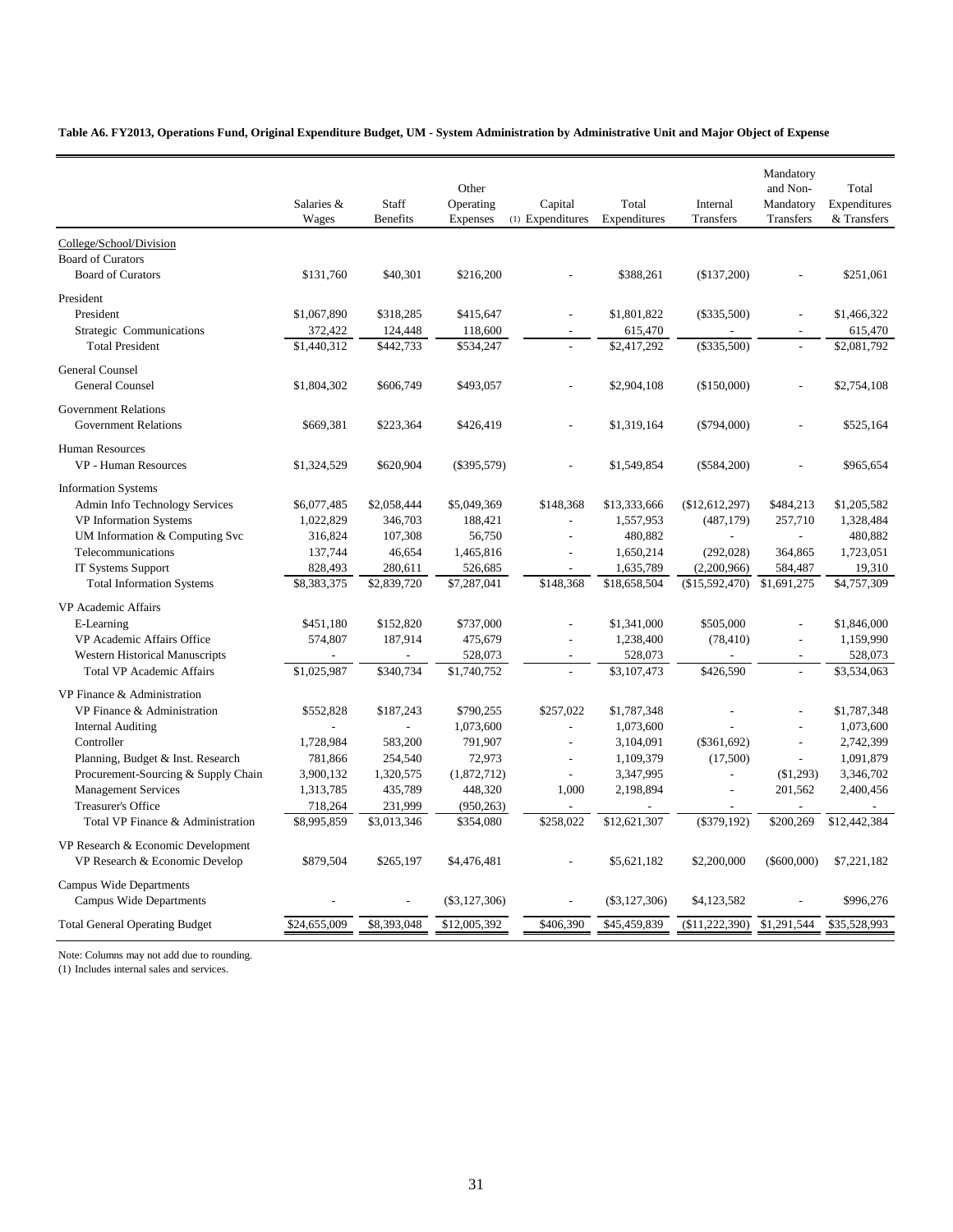**Table A6. FY2013, Operations Fund, Original Expenditure Budget, UM - System Administration by Administrative Unit and Major Object of Expense**

| | Salaries & Wages | Staff Benefits | Other Operating Expenses | Capital (1) Expenditures | Total Expenditures | Internal Transfers | Mandatory and Non-Mandatory Transfers | Total Expenditures & Transfers |
|---|---|---|---|---|---|---|---|---|
| College/School/Division | | | | | | | | |
| Board of Curators | | | | | | | | |
| Board of Curators | $131,760 | $40,301 | $216,200 | - | $388,261 | ($137,200) | - | $251,061 |
| President | | | | | | | | |
| President | $1,067,890 | $318,285 | $415,647 | - | $1,801,822 | ($335,500) | - | $1,466,322 |
| Strategic Communications | 372,422 | 124,448 | 118,600 | - | 615,470 | - | - | 615,470 |
| Total President | $1,440,312 | $442,733 | $534,247 | - | $2,417,292 | ($335,500) | - | $2,081,792 |
| General Counsel | | | | | | | | |
| General Counsel | $1,804,302 | $606,749 | $493,057 | - | $2,904,108 | ($150,000) | - | $2,754,108 |
| Government Relations | | | | | | | | |
| Government Relations | $669,381 | $223,364 | $426,419 | - | $1,319,164 | ($794,000) | - | $525,164 |
| Human Resources | | | | | | | | |
| VP - Human Resources | $1,324,529 | $620,904 | ($395,579) | - | $1,549,854 | ($584,200) | - | $965,654 |
| Information Systems | | | | | | | | |
| Admin Info Technology Services | $6,077,485 | $2,058,444 | $5,049,369 | $148,368 | $13,333,666 | ($12,612,297) | $484,213 | $1,205,582 |
| VP Information Systems | 1,022,829 | 346,703 | 188,421 | - | 1,557,953 | (487,179) | 257,710 | 1,328,484 |
| UM Information & Computing Svc | 316,824 | 107,308 | 56,750 | - | 480,882 | - | - | 480,882 |
| Telecommunications | 137,744 | 46,654 | 1,465,816 | - | 1,650,214 | (292,028) | 364,865 | 1,723,051 |
| IT Systems Support | 828,493 | 280,611 | 526,685 | - | 1,635,789 | (2,200,966) | 584,487 | 19,310 |
| Total Information Systems | $8,383,375 | $2,839,720 | $7,287,041 | $148,368 | $18,658,504 | ($15,592,470) | $1,691,275 | $4,757,309 |
| VP Academic Affairs | | | | | | | | |
| E-Learning | $451,180 | $152,820 | $737,000 | - | $1,341,000 | $505,000 | - | $1,846,000 |
| VP Academic Affairs Office | 574,807 | 187,914 | 475,679 | - | 1,238,400 | (78,410) | - | 1,159,990 |
| Western Historical Manuscripts | - | - | 528,073 | - | 528,073 | - | - | 528,073 |
| Total VP Academic Affairs | $1,025,987 | $340,734 | $1,740,752 | - | $3,107,473 | $426,590 | - | $3,534,063 |
| VP Finance & Administration | | | | | | | | |
| VP Finance & Administration | $552,828 | $187,243 | $790,255 | $257,022 | $1,787,348 | - | - | $1,787,348 |
| Internal Auditing | - | - | 1,073,600 | - | 1,073,600 | - | - | 1,073,600 |
| Controller | 1,728,984 | 583,200 | 791,907 | - | 3,104,091 | ($361,692) | - | 2,742,399 |
| Planning, Budget & Inst. Research | 781,866 | 254,540 | 72,973 | - | 1,109,379 | (17,500) | - | 1,091,879 |
| Procurement-Sourcing & Supply Chain | 3,900,132 | 1,320,575 | (1,872,712) | - | 3,347,995 | - | ($1,293) | 3,346,702 |
| Management Services | 1,313,785 | 435,789 | 448,320 | 1,000 | 2,198,894 | - | 201,562 | 2,400,456 |
| Treasurer's Office | 718,264 | 231,999 | (950,263) | - | - | - | - | - |
| Total VP Finance & Administration | $8,995,859 | $3,013,346 | $354,080 | $258,022 | $12,621,307 | ($379,192) | $200,269 | $12,442,384 |
| VP Research & Economic Development | | | | | | | | |
| VP Research & Economic Develop | $879,504 | $265,197 | $4,476,481 | - | $5,621,182 | $2,200,000 | ($600,000) | $7,221,182 |
| Campus Wide Departments | | | | | | | | |
| Campus Wide Departments | - | - | ($3,127,306) | - | ($3,127,306) | $4,123,582 | - | $996,276 |
| Total General Operating Budget | $24,655,009 | $8,393,048 | $12,005,392 | $406,390 | $45,459,839 | ($11,222,390) | $1,291,544 | $35,528,993 |

Note: Columns may not add due to rounding.
(1) Includes internal sales and services.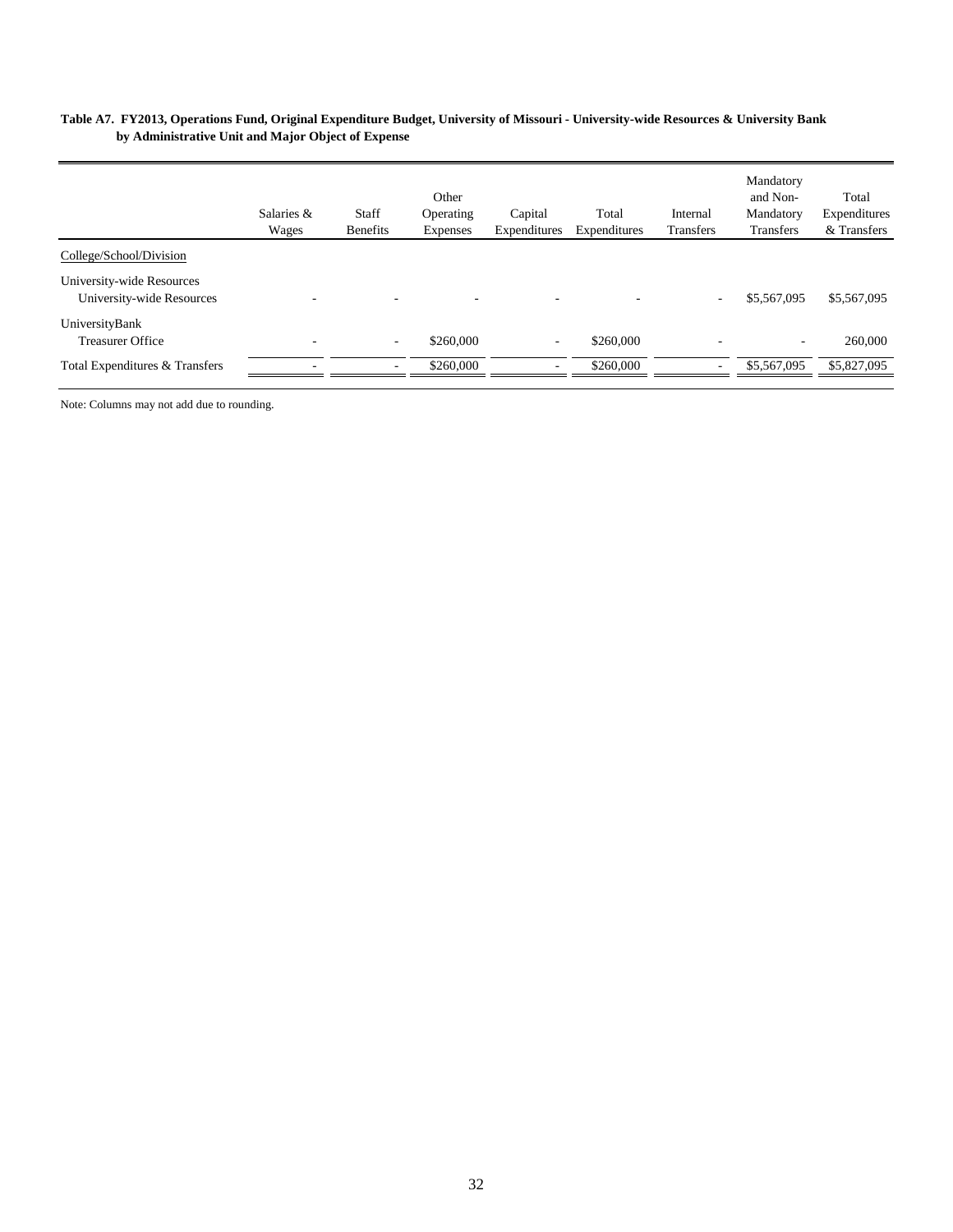**Table A7. FY2013, Operations Fund, Original Expenditure Budget, University of Missouri - University-wide Resources & University Bank by Administrative Unit and Major Object of Expense**

| College/School/Division | Salaries & Wages | Staff Benefits | Other Operating Expenses | Capital Expenditures | Total Expenditures | Internal Transfers | Mandatory and Non-Mandatory Transfers | Total Expenditures & Transfers |
|---|---|---|---|---|---|---|---|---|
| **University-wide Resources** | | | | | | | | |
| University-wide Resources | - | - | - | - | - | - | $5,567,095 | $5,567,095 |
| **UniversityBank** | | | | | | | | |
| Treasurer Office | - | - | $260,000 | - | $260,000 | - | - | 260,000 |
| Total Expenditures & Transfers | - | - | $260,000 | - | $260,000 | - | $5,567,095 | $5,827,095 |

Note: Columns may not add due to rounding.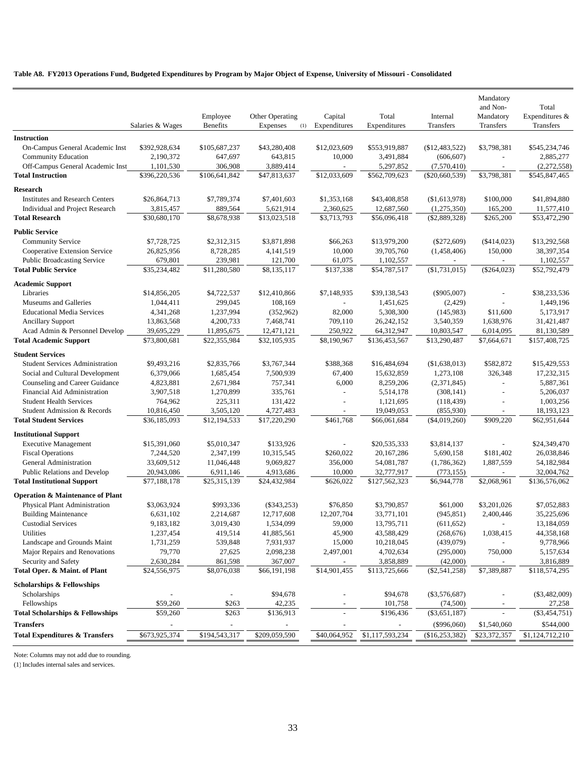**Table A8. FY2013 Operations Fund, Budgeted Expenditures by Program by Major Object of Expense, University of Missouri - Consolidated**

| | Salaries & Wages | Employee Benefits | Other Operating Expenses (1) | Capital Expenditures | Total Expenditures | Internal Transfers | Mandatory and Non-Mandatory Transfers | Total Expenditures & Transfers |
|---|---|---|---|---|---|---|---|---|
| **Instruction** | | | | | | | | |
| On-Campus General Academic Inst | $392,928,634 | $105,687,237 | $43,280,408 | $12,023,609 | $553,919,887 | ($12,483,522) | $3,798,381 | $545,234,746 |
| Community Education | 2,190,372 | 647,697 | 643,815 | 10,000 | 3,491,884 | (606,607) | - | 2,885,277 |
| Off-Campus General Academic Inst | 1,101,530 | 306,908 | 3,889,414 | - | 5,297,852 | (7,570,410) | - | (2,272,558) |
| **Total Instruction** | $396,220,536 | $106,641,842 | $47,813,637 | $12,033,609 | $562,709,623 | ($20,660,539) | $3,798,381 | $545,847,465 |
| **Research** | | | | | | | | |
| Institutes and Research Centers | $26,864,713 | $7,789,374 | $7,401,603 | $1,353,168 | $43,408,858 | ($1,613,978) | $100,000 | $41,894,880 |
| Individual and Project Research | 3,815,457 | 889,564 | 5,621,914 | 2,360,625 | 12,687,560 | (1,275,350) | 165,200 | 11,577,410 |
| **Total Research** | $30,680,170 | $8,678,938 | $13,023,518 | $3,713,793 | $56,096,418 | ($2,889,328) | $265,200 | $53,472,290 |
| **Public Service** | | | | | | | | |
| Community Service | $7,728,725 | $2,312,315 | $3,871,898 | $66,263 | $13,979,200 | ($272,609) | ($414,023) | $13,292,568 |
| Cooperative Extension Service | 26,825,956 | 8,728,285 | 4,141,519 | 10,000 | 39,705,760 | (1,458,406) | 150,000 | 38,397,354 |
| Public Broadcasting Service | 679,801 | 239,981 | 121,700 | 61,075 | 1,102,557 | - | - | 1,102,557 |
| **Total Public Service** | $35,234,482 | $11,280,580 | $8,135,117 | $137,338 | $54,787,517 | ($1,731,015) | ($264,023) | $52,792,479 |
| **Academic Support** | | | | | | | | |
| Libraries | $14,856,205 | $4,722,537 | $12,410,866 | $7,148,935 | $39,138,543 | ($905,007) | - | $38,233,536 |
| Museums and Galleries | 1,044,411 | 299,045 | 108,169 | - | 1,451,625 | (2,429) | - | 1,449,196 |
| Educational Media Services | 4,341,268 | 1,237,994 | (352,962) | 82,000 | 5,308,300 | (145,983) | $11,600 | 5,173,917 |
| Ancillary Support | 13,863,568 | 4,200,733 | 7,468,741 | 709,110 | 26,242,152 | 3,540,359 | 1,638,976 | 31,421,487 |
| Acad Admin & Personnel Develop | 39,695,229 | 11,895,675 | 12,471,121 | 250,922 | 64,312,947 | 10,803,547 | 6,014,095 | 81,130,589 |
| **Total Academic Support** | $73,800,681 | $22,355,984 | $32,105,935 | $8,190,967 | $136,453,567 | $13,290,487 | $7,664,671 | $157,408,725 |
| **Student Services** | | | | | | | | |
| Student Services Administration | $9,493,216 | $2,835,766 | $3,767,344 | $388,368 | $16,484,694 | ($1,638,013) | $582,872 | $15,429,553 |
| Social and Cultural Development | 6,379,066 | 1,685,454 | 7,500,939 | 67,400 | 15,632,859 | 1,273,108 | 326,348 | 17,232,315 |
| Counseling and Career Guidance | 4,823,881 | 2,671,984 | 757,341 | 6,000 | 8,259,206 | (2,371,845) | - | 5,887,361 |
| Financial Aid Administration | 3,907,518 | 1,270,899 | 335,761 | - | 5,514,178 | (308,141) | - | 5,206,037 |
| Student Health Services | 764,962 | 225,311 | 131,422 | - | 1,121,695 | (118,439) | - | 1,003,256 |
| Student Admission & Records | 10,816,450 | 3,505,120 | 4,727,483 | - | 19,049,053 | (855,930) | - | 18,193,123 |
| **Total Student Services** | $36,185,093 | $12,194,533 | $17,220,290 | $461,768 | $66,061,684 | ($4,019,260) | $909,220 | $62,951,644 |
| **Institutional Support** | | | | | | | | |
| Executive Management | $15,391,060 | $5,010,347 | $133,926 | - | $20,535,333 | $3,814,137 | - | $24,349,470 |
| Fiscal Operations | 7,244,520 | 2,347,199 | 10,315,545 | $260,022 | 20,167,286 | 5,690,158 | $181,402 | 26,038,846 |
| General Administration | 33,609,512 | 11,046,448 | 9,069,827 | 356,000 | 54,081,787 | (1,786,362) | 1,887,559 | 54,182,984 |
| Public Relations and Develop | 20,943,086 | 6,911,146 | 4,913,686 | 10,000 | 32,777,917 | (773,155) | - | 32,004,762 |
| **Total Institutional Support** | $77,188,178 | $25,315,139 | $24,432,984 | $626,022 | $127,562,323 | $6,944,778 | $2,068,961 | $136,576,062 |
| **Operation & Maintenance of Plant** | | | | | | | | |
| Physical Plant Administration | $3,063,924 | $993,336 | ($343,253) | $76,850 | $3,790,857 | $61,000 | $3,201,026 | $7,052,883 |
| Building Maintenance | 6,631,102 | 2,214,687 | 12,717,608 | 12,207,704 | 33,771,101 | (945,851) | 2,400,446 | 35,225,696 |
| Custodial Services | 9,183,182 | 3,019,430 | 1,534,099 | 59,000 | 13,795,711 | (611,652) | - | 13,184,059 |
| Utilities | 1,237,454 | 419,514 | 41,885,561 | 45,900 | 43,588,429 | (268,676) | 1,038,415 | 44,358,168 |
| Landscape and Grounds Maint | 1,731,259 | 539,848 | 7,931,937 | 15,000 | 10,218,045 | (439,079) | - | 9,778,966 |
| Major Repairs and Renovations | 79,770 | 27,625 | 2,098,238 | 2,497,001 | 4,702,634 | (295,000) | 750,000 | 5,157,634 |
| Security and Safety | 2,630,284 | 861,598 | 367,007 | - | 3,858,889 | (42,000) | - | 3,816,889 |
| **Total Oper. & Maint. of Plant** | $24,556,975 | $8,076,038 | $66,191,198 | $14,901,455 | $113,725,666 | ($2,541,258) | $7,389,887 | $118,574,295 |
| **Scholarships & Fellowships** | | | | | | | | |
| Scholarships | - | - | $94,678 | - | $94,678 | ($3,576,687) | - | ($3,482,009) |
| Fellowships | $59,260 | $263 | 42,235 | - | 101,758 | (74,500) | - | 27,258 |
| **Total Scholarships & Fellowships** | $59,260 | $263 | $136,913 | - | $196,436 | ($3,651,187) | - | ($3,454,751) |
| **Transfers** | - | - | - | - | - | ($996,060) | $1,540,060 | $544,000 |
| **Total Expenditures & Transfers** | $673,925,374 | $194,543,317 | $209,059,590 | $40,064,952 | $1,117,593,234 | ($16,253,382) | $23,372,357 | $1,124,712,210 |

Note: Columns may not add due to rounding.

(1) Includes internal sales and services.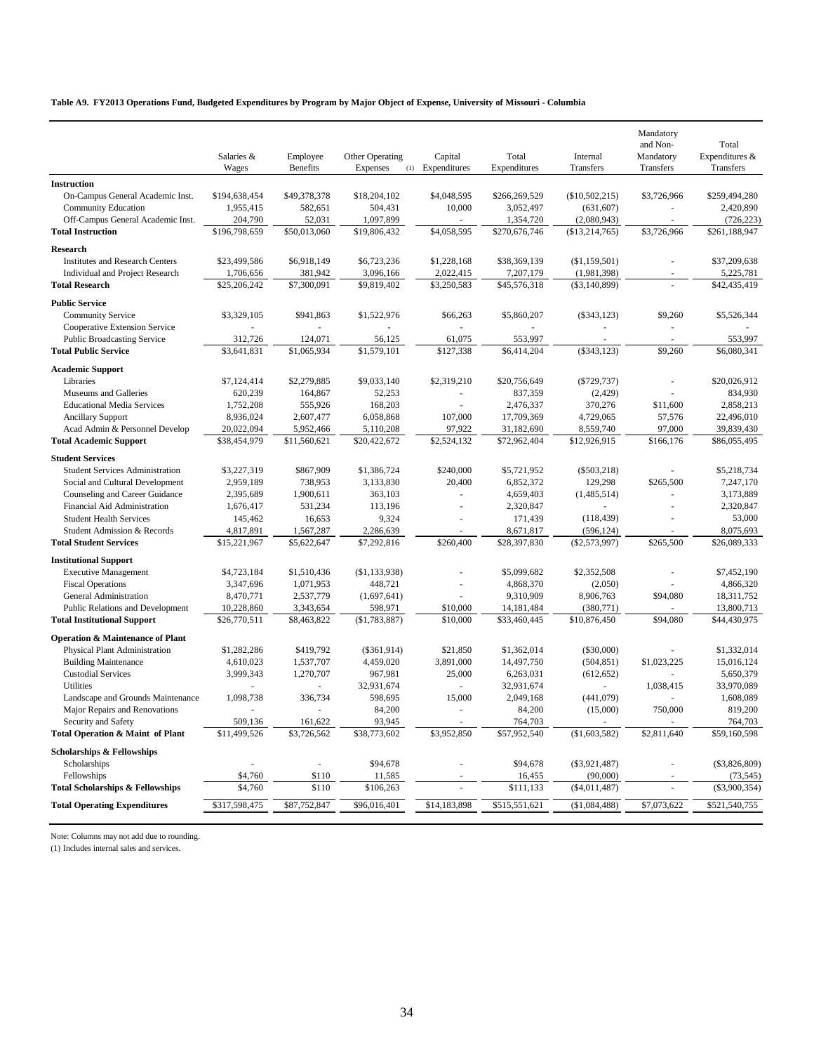**Table A9. FY2013 Operations Fund, Budgeted Expenditures by Program by Major Object of Expense, University of Missouri - Columbia**

| | Salaries & Wages | Employee Benefits | Other Operating Expenses (1) | Capital Expenditures | Total Expenditures | Internal Transfers | Mandatory and Non-Mandatory Transfers | Total Expenditures & Transfers |
|---|---|---|---|---|---|---|---|---|
| **Instruction** | | | | | | | | |
| On-Campus General Academic Inst. | $194,638,454 | $49,378,378 | $18,204,102 | $4,048,595 | $266,269,529 | ($10,502,215) | $3,726,966 | $259,494,280 |
| Community Education | 1,955,415 | 582,651 | 504,431 | 10,000 | 3,052,497 | (631,607) | - | 2,420,890 |
| Off-Campus General Academic Inst. | 204,790 | 52,031 | 1,097,899 | - | 1,354,720 | (2,080,943) | - | (726,223) |
| **Total Instruction** | $196,798,659 | $50,013,060 | $19,806,432 | $4,058,595 | $270,676,746 | ($13,214,765) | $3,726,966 | $261,188,947 |
| **Research** | | | | | | | | |
| Institutes and Research Centers | $23,499,586 | $6,918,149 | $6,723,236 | $1,228,168 | $38,369,139 | ($1,159,501) | - | $37,209,638 |
| Individual and Project Research | 1,706,656 | 381,942 | 3,096,166 | 2,022,415 | 7,207,179 | (1,981,398) | - | 5,225,781 |
| **Total Research** | $25,206,242 | $7,300,091 | $9,819,402 | $3,250,583 | $45,576,318 | ($3,140,899) | - | $42,435,419 |
| **Public Service** | | | | | | | | |
| Community Service | $3,329,105 | $941,863 | $1,522,976 | $66,263 | $5,860,207 | ($343,123) | $9,260 | $5,526,344 |
| Cooperative Extension Service | - | - | - | - | - | - | - | - |
| Public Broadcasting Service | 312,726 | 124,071 | 56,125 | 61,075 | 553,997 | - | - | 553,997 |
| **Total Public Service** | $3,641,831 | $1,065,934 | $1,579,101 | $127,338 | $6,414,204 | ($343,123) | $9,260 | $6,080,341 |
| **Academic Support** | | | | | | | | |
| Libraries | $7,124,414 | $2,279,885 | $9,033,140 | $2,319,210 | $20,756,649 | ($729,737) | - | $20,026,912 |
| Museums and Galleries | 620,239 | 164,867 | 52,253 | - | 837,359 | (2,429) | - | 834,930 |
| Educational Media Services | 1,752,208 | 555,926 | 168,203 | - | 2,476,337 | 370,276 | $11,600 | 2,858,213 |
| Ancillary Support | 8,936,024 | 2,607,477 | 6,058,868 | 107,000 | 17,709,369 | 4,729,065 | 57,576 | 22,496,010 |
| Acad Admin & Personnel Develop | 20,022,094 | 5,952,466 | 5,110,208 | 97,922 | 31,182,690 | 8,559,740 | 97,000 | 39,839,430 |
| **Total Academic Support** | $38,454,979 | $11,560,621 | $20,422,672 | $2,524,132 | $72,962,404 | $12,926,915 | $166,176 | $86,055,495 |
| **Student Services** | | | | | | | | |
| Student Services Administration | $3,227,319 | $867,909 | $1,386,724 | $240,000 | $5,721,952 | ($503,218) | - | $5,218,734 |
| Social and Cultural Development | 2,959,189 | 738,953 | 3,133,830 | 20,400 | 6,852,372 | 129,298 | $265,500 | 7,247,170 |
| Counseling and Career Guidance | 2,395,689 | 1,900,611 | 363,103 | - | 4,659,403 | (1,485,514) | - | 3,173,889 |
| Financial Aid Administration | 1,676,417 | 531,234 | 113,196 | - | 2,320,847 | - | - | 2,320,847 |
| Student Health Services | 145,462 | 16,653 | 9,324 | - | 171,439 | (118,439) | - | 53,000 |
| Student Admission & Records | 4,817,891 | 1,567,287 | 2,286,639 | - | 8,671,817 | (596,124) | - | 8,075,693 |
| **Total Student Services** | $15,221,967 | $5,622,647 | $7,292,816 | $260,400 | $28,397,830 | ($2,573,997) | $265,500 | $26,089,333 |
| **Institutional Support** | | | | | | | | |
| Executive Management | $4,723,184 | $1,510,436 | ($1,133,938) | - | $5,099,682 | $2,352,508 | - | $7,452,190 |
| Fiscal Operations | 3,347,696 | 1,071,953 | 448,721 | - | 4,868,370 | (2,050) | - | 4,866,320 |
| General Administration | 8,470,771 | 2,537,779 | (1,697,641) | - | 9,310,909 | 8,906,763 | $94,080 | 18,311,752 |
| Public Relations and Development | 10,228,860 | 3,343,654 | 598,971 | $10,000 | 14,181,484 | (380,771) | - | 13,800,713 |
| **Total Institutional Support** | $26,770,511 | $8,463,822 | ($1,783,887) | $10,000 | $33,460,445 | $10,876,450 | $94,080 | $44,430,975 |
| **Operation & Maintenance of Plant** | | | | | | | | |
| Physical Plant Administration | $1,282,286 | $419,792 | ($361,914) | $21,850 | $1,362,014 | ($30,000) | - | $1,332,014 |
| Building Maintenance | 4,610,023 | 1,537,707 | 4,459,020 | 3,891,000 | 14,497,750 | (504,851) | $1,023,225 | 15,016,124 |
| Custodial Services | 3,999,343 | 1,270,707 | 967,981 | 25,000 | 6,263,031 | (612,652) | - | 5,650,379 |
| Utilities | - | - | 32,931,674 | - | 32,931,674 | - | 1,038,415 | 33,970,089 |
| Landscape and Grounds Maintenance | 1,098,738 | 336,734 | 598,695 | 15,000 | 2,049,168 | (441,079) | - | 1,608,089 |
| Major Repairs and Renovations | - | - | 84,200 | - | 84,200 | (15,000) | 750,000 | 819,200 |
| Security and Safety | 509,136 | 161,622 | 93,945 | - | 764,703 | - | - | 764,703 |
| **Total Operation & Maint of Plant** | $11,499,526 | $3,726,562 | $38,773,602 | $3,952,850 | $57,952,540 | ($1,603,582) | $2,811,640 | $59,160,598 |
| **Scholarships & Fellowships** | | | | | | | | |
| Scholarships | - | - | $94,678 | - | $94,678 | ($3,921,487) | - | ($3,826,809) |
| Fellowships | $4,760 | $110 | 11,585 | - | 16,455 | (90,000) | - | (73,545) |
| **Total Scholarships & Fellowships** | $4,760 | $110 | $106,263 | - | $111,133 | ($4,011,487) | - | ($3,900,354) |
| **Total Operating Expenditures** | $317,598,475 | $87,752,847 | $96,016,401 | $14,183,898 | $515,551,621 | ($1,084,488) | $7,073,622 | $521,540,755 |

Note: Columns may not add due to rounding.
(1) Includes internal sales and services.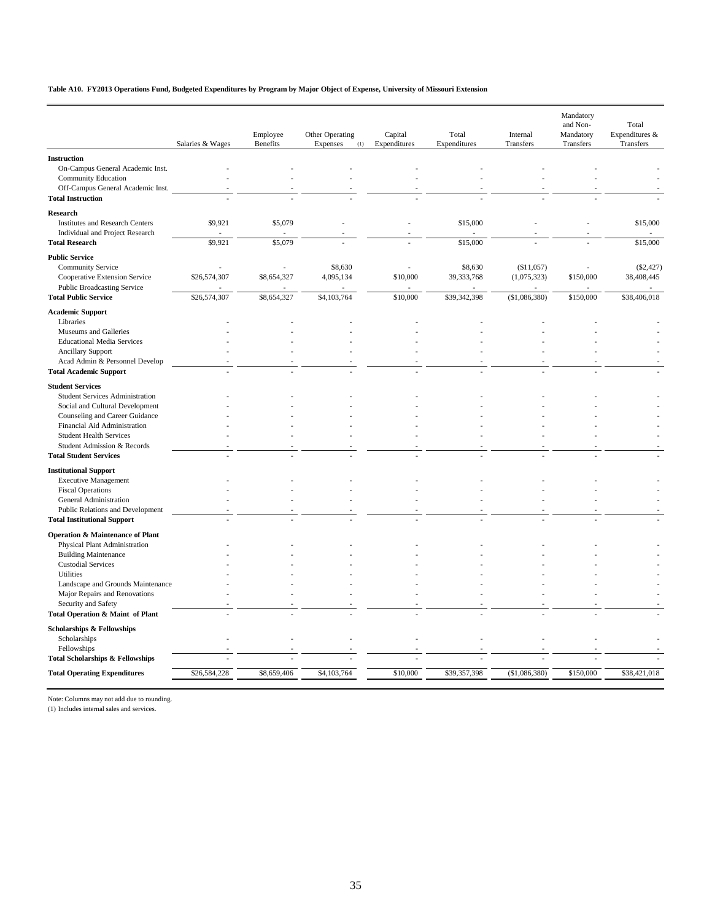**Table A10. FY2013 Operations Fund, Budgeted Expenditures by Program by Major Object of Expense, University of Missouri Extension**

| | Salaries & Wages | Employee Benefits | Other Operating Expenses (1) | Capital Expenditures | Total Expenditures | Internal Transfers | Mandatory and Non-Mandatory Transfers | Total Expenditures & Transfers |
|---|---|---|---|---|---|---|---|---|
| **Instruction** | | | | | | | | |
| On-Campus General Academic Inst. | - | - | - | - | - | - | - | - |
| Community Education | - | - | - | - | - | - | - | - |
| Off-Campus General Academic Inst. | - | - | - | - | - | - | - | - |
| **Total Instruction** | - | - | - | - | - | - | - | - |
| **Research** | | | | | | | | |
| Institutes and Research Centers | $9,921 | $5,079 | - | - | $15,000 | - | - | $15,000 |
| Individual and Project Research | - | - | - | - | - | - | - | - |
| **Total Research** | $9,921 | $5,079 | - | - | $15,000 | - | - | $15,000 |
| **Public Service** | | | | | | | | |
| Community Service | - | - | $8,630 | - | $8,630 | ($11,057) | - | ($2,427) |
| Cooperative Extension Service | $26,574,307 | $8,654,327 | 4,095,134 | $10,000 | 39,333,768 | (1,075,323) | $150,000 | 38,408,445 |
| Public Broadcasting Service | - | - | - | - | - | - | - | - |
| **Total Public Service** | $26,574,307 | $8,654,327 | $4,103,764 | $10,000 | $39,342,398 | ($1,086,380) | $150,000 | $38,406,018 |
| **Academic Support** | | | | | | | | |
| Libraries | - | - | - | - | - | - | - | - |
| Museums and Galleries | - | - | - | - | - | - | - | - |
| Educational Media Services | - | - | - | - | - | - | - | - |
| Ancillary Support | - | - | - | - | - | - | - | - |
| Acad Admin & Personnel Develop | - | - | - | - | - | - | - | - |
| **Total Academic Support** | - | - | - | - | - | - | - | - |
| **Student Services** | | | | | | | | |
| Student Services Administration | - | - | - | - | - | - | - | - |
| Social and Cultural Development | - | - | - | - | - | - | - | - |
| Counseling and Career Guidance | - | - | - | - | - | - | - | - |
| Financial Aid Administration | - | - | - | - | - | - | - | - |
| Student Health Services | - | - | - | - | - | - | - | - |
| Student Admission & Records | - | - | - | - | - | - | - | - |
| **Total Student Services** | - | - | - | - | - | - | - | - |
| **Institutional Support** | | | | | | | | |
| Executive Management | - | - | - | - | - | - | - | - |
| Fiscal Operations | - | - | - | - | - | - | - | - |
| General Administration | - | - | - | - | - | - | - | - |
| Public Relations and Development | - | - | - | - | - | - | - | - |
| **Total Institutional Support** | - | - | - | - | - | - | - | - |
| **Operation & Maintenance of Plant** | | | | | | | | |
| Physical Plant Administration | - | - | - | - | - | - | - | - |
| Building Maintenance | - | - | - | - | - | - | - | - |
| Custodial Services | - | - | - | - | - | - | - | - |
| Utilities | - | - | - | - | - | - | - | - |
| Landscape and Grounds Maintenance | - | - | - | - | - | - | - | - |
| Major Repairs and Renovations | - | - | - | - | - | - | - | - |
| Security and Safety | - | - | - | - | - | - | - | - |
| **Total Operation & Maint of Plant** | - | - | - | - | - | - | - | - |
| **Scholarships & Fellowships** | | | | | | | | |
| Scholarships | - | - | - | - | - | - | - | - |
| Fellowships | - | - | - | - | - | - | - | - |
| **Total Scholarships & Fellowships** | - | - | - | - | - | - | - | - |
| **Total Operating Expenditures** | $26,584,228 | $8,659,406 | $4,103,764 | $10,000 | $39,357,398 | ($1,086,380) | $150,000 | $38,421,018 |

Note: Columns may not add due to rounding.
(1) Includes internal sales and services.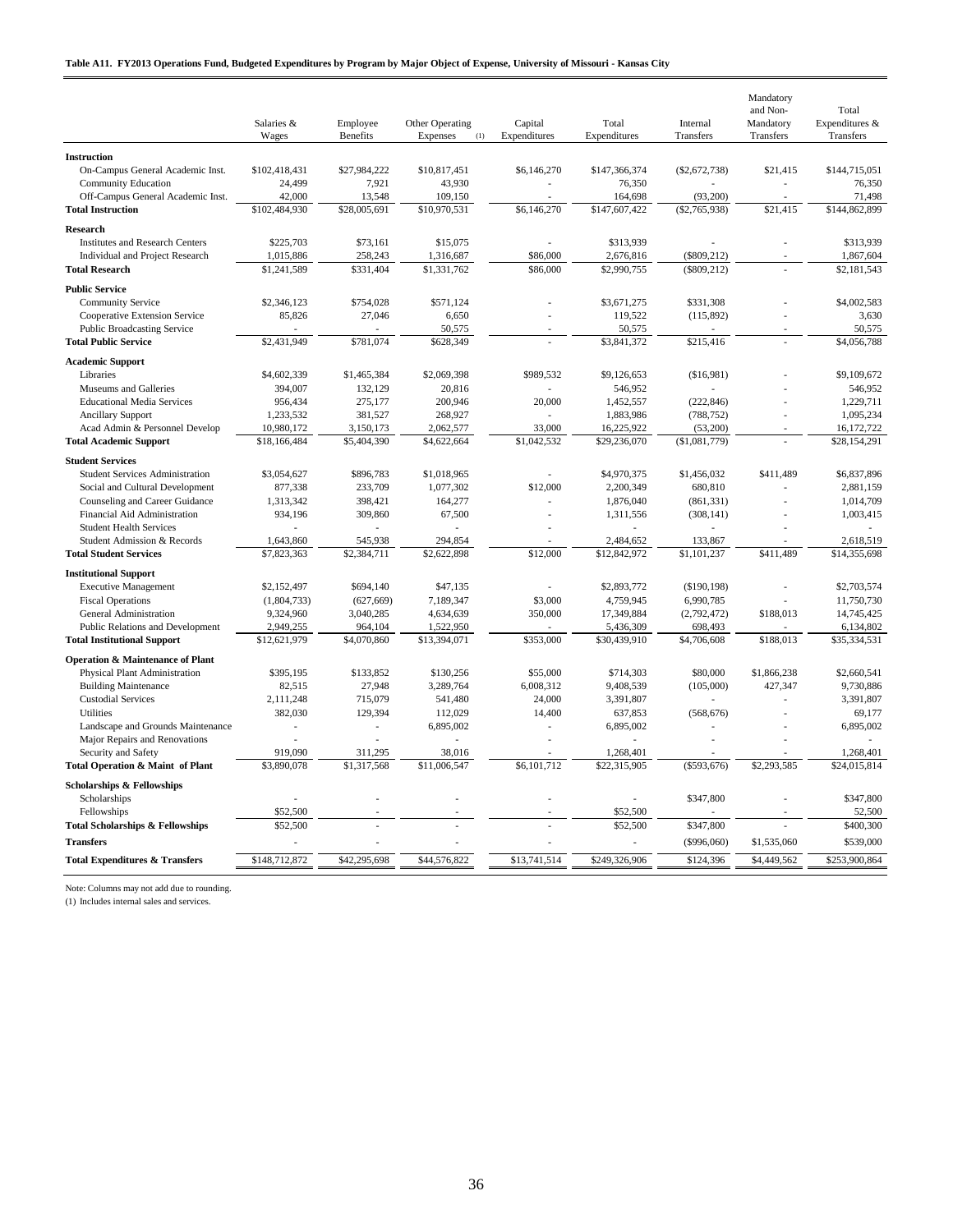**Table A11. FY2013 Operations Fund, Budgeted Expenditures by Program by Major Object of Expense, University of Missouri - Kansas City**

| | Salaries & Wages | Employee Benefits | Other Operating Expenses (1) | Capital Expenditures | Total Expenditures | Internal Transfers | Mandatory and Non-Mandatory Transfers | Total Expenditures & Transfers |
|---|---|---|---|---|---|---|---|---|
| **Instruction** | | | | | | | | |
| On-Campus General Academic Inst. | $102,418,431 | $27,984,222 | $10,817,451 | $6,146,270 | $147,366,374 | ($2,672,738) | $21,415 | $144,715,051 |
| Community Education | 24,499 | 7,921 | 43,930 | - | 76,350 | - | - | 76,350 |
| Off-Campus General Academic Inst. | 42,000 | 13,548 | 109,150 | - | 164,698 | (93,200) | - | 71,498 |
| **Total Instruction** | $102,484,930 | $28,005,691 | $10,970,531 | $6,146,270 | $147,607,422 | ($2,765,938) | $21,415 | $144,862,899 |
| **Research** | | | | | | | | |
| Institutes and Research Centers | $225,703 | $73,161 | $15,075 | - | $313,939 | - | - | $313,939 |
| Individual and Project Research | 1,015,886 | 258,243 | 1,316,687 | $86,000 | 2,676,816 | ($809,212) | - | 1,867,604 |
| **Total Research** | $1,241,589 | $331,404 | $1,331,762 | $86,000 | $2,990,755 | ($809,212) | - | $2,181,543 |
| **Public Service** | | | | | | | | |
| Community Service | $2,346,123 | $754,028 | $571,124 | - | $3,671,275 | $331,308 | - | $4,002,583 |
| Cooperative Extension Service | 85,826 | 27,046 | 6,650 | - | 119,522 | (115,892) | - | 3,630 |
| Public Broadcasting Service | - | - | 50,575 | - | 50,575 | - | - | 50,575 |
| **Total Public Service** | $2,431,949 | $781,074 | $628,349 | - | $3,841,372 | $215,416 | - | $4,056,788 |
| **Academic Support** | | | | | | | | |
| Libraries | $4,602,339 | $1,465,384 | $2,069,398 | $989,532 | $9,126,653 | ($16,981) | - | $9,109,672 |
| Museums and Galleries | 394,007 | 132,129 | 20,816 | - | 546,952 | - | - | 546,952 |
| Educational Media Services | 956,434 | 275,177 | 200,946 | 20,000 | 1,452,557 | (222,846) | - | 1,229,711 |
| Ancillary Support | 1,233,532 | 381,527 | 268,927 | - | 1,883,986 | (788,752) | - | 1,095,234 |
| Acad Admin & Personnel Develop | 10,980,172 | 3,150,173 | 2,062,577 | 33,000 | 16,225,922 | (53,200) | - | 16,172,722 |
| **Total Academic Support** | $18,166,484 | $5,404,390 | $4,622,664 | $1,042,532 | $29,236,070 | ($1,081,779) | - | $28,154,291 |
| **Student Services** | | | | | | | | |
| Student Services Administration | $3,054,627 | $896,783 | $1,018,965 | - | $4,970,375 | $1,456,032 | $411,489 | $6,837,896 |
| Social and Cultural Development | 877,338 | 233,709 | 1,077,302 | $12,000 | 2,200,349 | 680,810 | - | 2,881,159 |
| Counseling and Career Guidance | 1,313,342 | 398,421 | 164,277 | - | 1,876,040 | (861,331) | - | 1,014,709 |
| Financial Aid Administration | 934,196 | 309,860 | 67,500 | - | 1,311,556 | (308,141) | - | 1,003,415 |
| Student Health Services | - | - | - | - | - | - | - | - |
| Student Admission & Records | 1,643,860 | 545,938 | 294,854 | - | 2,484,652 | 133,867 | - | 2,618,519 |
| **Total Student Services** | $7,823,363 | $2,384,711 | $2,622,898 | $12,000 | $12,842,972 | $1,101,237 | $411,489 | $14,355,698 |
| **Institutional Support** | | | | | | | | |
| Executive Management | $2,152,497 | $694,140 | $47,135 | - | $2,893,772 | ($190,198) | - | $2,703,574 |
| Fiscal Operations | (1,804,733) | (627,669) | 7,189,347 | $3,000 | 4,759,945 | 6,990,785 | - | 11,750,730 |
| General Administration | 9,324,960 | 3,040,285 | 4,634,639 | 350,000 | 17,349,884 | (2,792,472) | $188,013 | 14,745,425 |
| Public Relations and Development | 2,949,255 | 964,104 | 1,522,950 | - | 5,436,309 | 698,493 | - | 6,134,802 |
| **Total Institutional Support** | $12,621,979 | $4,070,860 | $13,394,071 | $353,000 | $30,439,910 | $4,706,608 | $188,013 | $35,334,531 |
| **Operation & Maintenance of Plant** | | | | | | | | |
| Physical Plant Administration | $395,195 | $133,852 | $130,256 | $55,000 | $714,303 | $80,000 | $1,866,238 | $2,660,541 |
| Building Maintenance | 82,515 | 27,948 | 3,289,764 | 6,008,312 | 9,408,539 | (105,000) | 427,347 | 9,730,886 |
| Custodial Services | 2,111,248 | 715,079 | 541,480 | 24,000 | 3,391,807 | - | - | 3,391,807 |
| Utilities | 382,030 | 129,394 | 112,029 | 14,400 | 637,853 | (568,676) | - | 69,177 |
| Landscape and Grounds Maintenance | - | - | 6,895,002 | - | 6,895,002 | - | - | 6,895,002 |
| Major Repairs and Renovations | - | - | - | - | - | - | - | - |
| Security and Safety | 919,090 | 311,295 | 38,016 | - | 1,268,401 | - | - | 1,268,401 |
| **Total Operation & Maint of Plant** | $3,890,078 | $1,317,568 | $11,006,547 | $6,101,712 | $22,315,905 | ($593,676) | $2,293,585 | $24,015,814 |
| **Scholarships & Fellowships** | | | | | | | | |
| Scholarships | - | - | - | - | - | $347,800 | - | $347,800 |
| Fellowships | $52,500 | - | - | - | $52,500 | - | - | 52,500 |
| **Total Scholarships & Fellowships** | $52,500 | - | - | - | $52,500 | $347,800 | - | $400,300 |
| **Transfers** | - | - | - | - | - | ($996,060) | $1,535,060 | $539,000 |
| **Total Expenditures & Transfers** | $148,712,872 | $42,295,698 | $44,576,822 | $13,741,514 | $249,326,906 | $124,396 | $4,449,562 | $253,900,864 |

Note: Columns may not add due to rounding.
(1) Includes internal sales and services.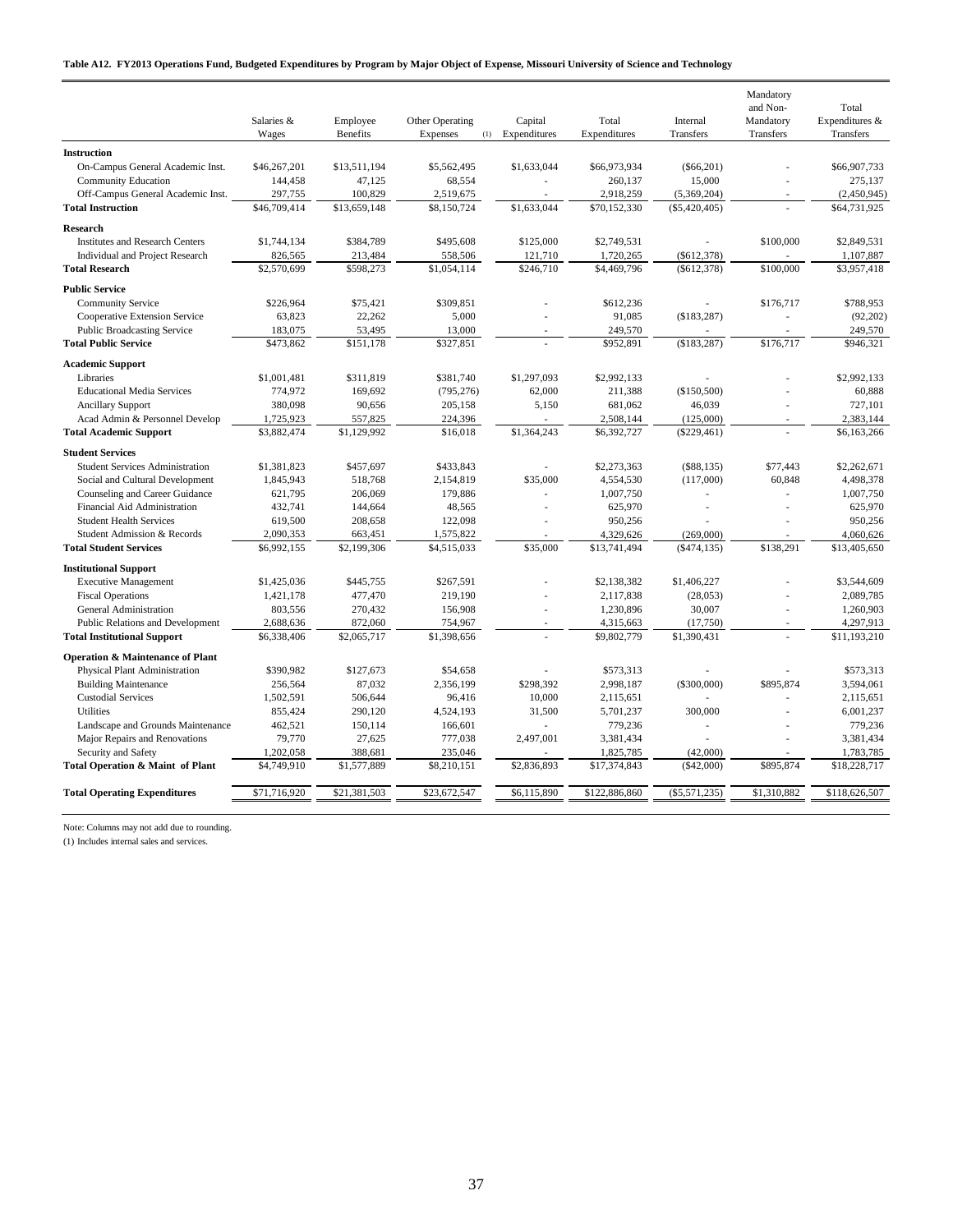**Table A12. FY2013 Operations Fund, Budgeted Expenditures by Program by Major Object of Expense, Missouri University of Science and Technology**

| | Salaries & Wages | Employee Benefits | Other Operating Expenses (1) | Capital Expenditures | Total Expenditures | Internal Transfers | Mandatory and Non-Mandatory Transfers | Total Expenditures & Transfers |
|---|---|---|---|---|---|---|---|---|
| **Instruction** | | | | | | | | |
| On-Campus General Academic Inst. | $46,267,201 | $13,511,194 | $5,562,495 | $1,633,044 | $66,973,934 | ($66,201) | - | $66,907,733 |
| Community Education | 144,458 | 47,125 | 68,554 | - | 260,137 | 15,000 | - | 275,137 |
| Off-Campus General Academic Inst. | 297,755 | 100,829 | 2,519,675 | - | 2,918,259 | (5,369,204) | - | (2,450,945) |
| **Total Instruction** | $46,709,414 | $13,659,148 | $8,150,724 | $1,633,044 | $70,152,330 | ($5,420,405) | - | $64,731,925 |
| **Research** | | | | | | | | |
| Institutes and Research Centers | $1,744,134 | $384,789 | $495,608 | $125,000 | $2,749,531 | - | $100,000 | $2,849,531 |
| Individual and Project Research | 826,565 | 213,484 | 558,506 | 121,710 | 1,720,265 | ($612,378) | - | 1,107,887 |
| **Total Research** | $2,570,699 | $598,273 | $1,054,114 | $246,710 | $4,469,796 | ($612,378) | $100,000 | $3,957,418 |
| **Public Service** | | | | | | | | |
| Community Service | $226,964 | $75,421 | $309,851 | - | $612,236 | - | $176,717 | $788,953 |
| Cooperative Extension Service | 63,823 | 22,262 | 5,000 | - | 91,085 | ($183,287) | - | (92,202) |
| Public Broadcasting Service | 183,075 | 53,495 | 13,000 | - | 249,570 | - | - | 249,570 |
| **Total Public Service** | $473,862 | $151,178 | $327,851 | - | $952,891 | ($183,287) | $176,717 | $946,321 |
| **Academic Support** | | | | | | | | |
| Libraries | $1,001,481 | $311,819 | $381,740 | $1,297,093 | $2,992,133 | - | - | $2,992,133 |
| Educational Media Services | 774,972 | 169,692 | (795,276) | 62,000 | 211,388 | ($150,500) | - | 60,888 |
| Ancillary Support | 380,098 | 90,656 | 205,158 | 5,150 | 681,062 | 46,039 | - | 727,101 |
| Acad Admin & Personnel Develop | 1,725,923 | 557,825 | 224,396 | - | 2,508,144 | (125,000) | - | 2,383,144 |
| **Total Academic Support** | $3,882,474 | $1,129,992 | $16,018 | $1,364,243 | $6,392,727 | ($229,461) | - | $6,163,266 |
| **Student Services** | | | | | | | | |
| Student Services Administration | $1,381,823 | $457,697 | $433,843 | - | $2,273,363 | ($88,135) | $77,443 | $2,262,671 |
| Social and Cultural Development | 1,845,943 | 518,768 | 2,154,819 | $35,000 | 4,554,530 | (117,000) | 60,848 | 4,498,378 |
| Counseling and Career Guidance | 621,795 | 206,069 | 179,886 | - | 1,007,750 | - | - | 1,007,750 |
| Financial Aid Administration | 432,741 | 144,664 | 48,565 | - | 625,970 | - | - | 625,970 |
| Student Health Services | 619,500 | 208,658 | 122,098 | - | 950,256 | - | - | 950,256 |
| Student Admission & Records | 2,090,353 | 663,451 | 1,575,822 | - | 4,329,626 | (269,000) | - | 4,060,626 |
| **Total Student Services** | $6,992,155 | $2,199,306 | $4,515,033 | $35,000 | $13,741,494 | ($474,135) | $138,291 | $13,405,650 |
| **Institutional Support** | | | | | | | | |
| Executive Management | $1,425,036 | $445,755 | $267,591 | - | $2,138,382 | $1,406,227 | - | $3,544,609 |
| Fiscal Operations | 1,421,178 | 477,470 | 219,190 | - | 2,117,838 | (28,053) | - | 2,089,785 |
| General Administration | 803,556 | 270,432 | 156,908 | - | 1,230,896 | 30,007 | - | 1,260,903 |
| Public Relations and Development | 2,688,636 | 872,060 | 754,967 | - | 4,315,663 | (17,750) | - | 4,297,913 |
| **Total Institutional Support** | $6,338,406 | $2,065,717 | $1,398,656 | - | $9,802,779 | $1,390,431 | - | $11,193,210 |
| **Operation & Maintenance of Plant** | | | | | | | | |
| Physical Plant Administration | $390,982 | $127,673 | $54,658 | - | $573,313 | - | - | $573,313 |
| Building Maintenance | 256,564 | 87,032 | 2,356,199 | $298,392 | 2,998,187 | ($300,000) | $895,874 | 3,594,061 |
| Custodial Services | 1,502,591 | 506,644 | 96,416 | 10,000 | 2,115,651 | - | - | 2,115,651 |
| Utilities | 855,424 | 290,120 | 4,524,193 | 31,500 | 5,701,237 | 300,000 | - | 6,001,237 |
| Landscape and Grounds Maintenance | 462,521 | 150,114 | 166,601 | - | 779,236 | - | - | 779,236 |
| Major Repairs and Renovations | 79,770 | 27,625 | 777,038 | 2,497,001 | 3,381,434 | - | - | 3,381,434 |
| Security and Safety | 1,202,058 | 388,681 | 235,046 | - | 1,825,785 | (42,000) | - | 1,783,785 |
| **Total Operation & Maint of Plant** | $4,749,910 | $1,577,889 | $8,210,151 | $2,836,893 | $17,374,843 | ($42,000) | $895,874 | $18,228,717 |
| **Total Operating Expenditures** | $71,716,920 | $21,381,503 | $23,672,547 | $6,115,890 | $122,886,860 | ($5,571,235) | $1,310,882 | $118,626,507 |

Note: Columns may not add due to rounding.

(1) Includes internal sales and services.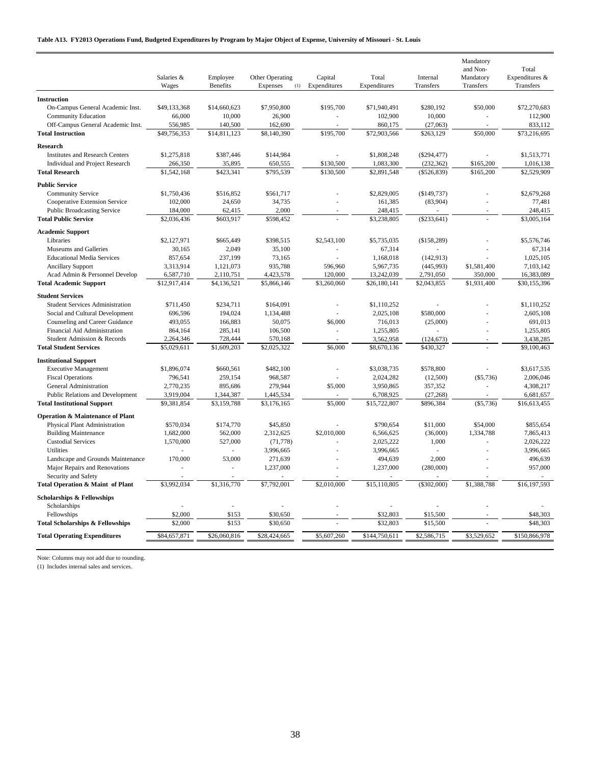**Table A13. FY2013 Operations Fund, Budgeted Expenditures by Program by Major Object of Expense, University of Missouri - St. Louis**

| | Salaries & Wages | Employee Benefits | Other Operating Expenses (1) | Capital Expenditures | Total Expenditures | Internal Transfers | Mandatory and Non-Mandatory Transfers | Total Expenditures & Transfers |
|---|---|---|---|---|---|---|---|---|
| **Instruction** | | | | | | | | |
| On-Campus General Academic Inst. | $49,133,368 | $14,660,623 | $7,950,800 | $195,700 | $71,940,491 | $280,192 | $50,000 | $72,270,683 |
| Community Education | 66,000 | 10,000 | 26,900 | - | 102,900 | 10,000 | - | 112,900 |
| Off-Campus General Academic Inst. | 556,985 | 140,500 | 162,690 | - | 860,175 | (27,063) | - | 833,112 |
| **Total Instruction** | $49,756,353 | $14,811,123 | $8,140,390 | $195,700 | $72,903,566 | $263,129 | $50,000 | $73,216,695 |
| **Research** | | | | | | | | |
| Institutes and Research Centers | $1,275,818 | $387,446 | $144,984 | - | $1,808,248 | ($294,477) | - | $1,513,771 |
| Individual and Project Research | 266,350 | 35,895 | 650,555 | $130,500 | 1,083,300 | (232,362) | $165,200 | 1,016,138 |
| **Total Research** | $1,542,168 | $423,341 | $795,539 | $130,500 | $2,891,548 | ($526,839) | $165,200 | $2,529,909 |
| **Public Service** | | | | | | | | |
| Community Service | $1,750,436 | $516,852 | $561,717 | - | $2,829,005 | ($149,737) | - | $2,679,268 |
| Cooperative Extension Service | 102,000 | 24,650 | 34,735 | - | 161,385 | (83,904) | - | 77,481 |
| Public Broadcasting Service | 184,000 | 62,415 | 2,000 | - | 248,415 | - | - | 248,415 |
| **Total Public Service** | $2,036,436 | $603,917 | $598,452 | - | $3,238,805 | ($233,641) | - | $3,005,164 |
| **Academic Support** | | | | | | | | |
| Libraries | $2,127,971 | $665,449 | $398,515 | $2,543,100 | $5,735,035 | ($158,289) | - | $5,576,746 |
| Museums and Galleries | 30,165 | 2,049 | 35,100 | - | 67,314 | - | - | 67,314 |
| Educational Media Services | 857,654 | 237,199 | 73,165 | - | 1,168,018 | (142,913) | - | 1,025,105 |
| Ancillary Support | 3,313,914 | 1,121,073 | 935,788 | 596,960 | 5,967,735 | (445,993) | $1,581,400 | 7,103,142 |
| Acad Admin & Personnel Develop | 6,587,710 | 2,110,751 | 4,423,578 | 120,000 | 13,242,039 | 2,791,050 | 350,000 | 16,383,089 |
| **Total Academic Support** | $12,917,414 | $4,136,521 | $5,866,146 | $3,260,060 | $26,180,141 | $2,043,855 | $1,931,400 | $30,155,396 |
| **Student Services** | | | | | | | | |
| Student Services Administration | $711,450 | $234,711 | $164,091 | - | $1,110,252 | - | - | $1,110,252 |
| Social and Cultural Development | 696,596 | 194,024 | 1,134,488 | - | 2,025,108 | $580,000 | - | 2,605,108 |
| Counseling and Career Guidance | 493,055 | 166,883 | 50,075 | $6,000 | 716,013 | (25,000) | - | 691,013 |
| Financial Aid Administration | 864,164 | 285,141 | 106,500 | - | 1,255,805 | - | - | 1,255,805 |
| Student Admission & Records | 2,264,346 | 728,444 | 570,168 | - | 3,562,958 | (124,673) | - | 3,438,285 |
| **Total Student Services** | $5,029,611 | $1,609,203 | $2,025,322 | $6,000 | $8,670,136 | $430,327 | - | $9,100,463 |
| **Institutional Support** | | | | | | | | |
| Executive Management | $1,896,074 | $660,561 | $482,100 | - | $3,038,735 | $578,800 | - | $3,617,535 |
| Fiscal Operations | 796,541 | 259,154 | 968,587 | - | 2,024,282 | (12,500) | ($5,736) | 2,006,046 |
| General Administration | 2,770,235 | 895,686 | 279,944 | $5,000 | 3,950,865 | 357,352 | - | 4,308,217 |
| Public Relations and Development | 3,919,004 | 1,344,387 | 1,445,534 | - | 6,708,925 | (27,268) | - | 6,681,657 |
| **Total Institutional Support** | $9,381,854 | $3,159,788 | $3,176,165 | $5,000 | $15,722,807 | $896,384 | ($5,736) | $16,613,455 |
| **Operation & Maintenance of Plant** | | | | | | | | |
| Physical Plant Administration | $570,034 | $174,770 | $45,850 | - | $790,654 | $11,000 | $54,000 | $855,654 |
| Building Maintenance | 1,682,000 | 562,000 | 2,312,625 | $2,010,000 | 6,566,625 | (36,000) | 1,334,788 | 7,865,413 |
| Custodial Services | 1,570,000 | 527,000 | (71,778) | - | 2,025,222 | 1,000 | - | 2,026,222 |
| Utilities | - | - | 3,996,665 | - | 3,996,665 | - | - | 3,996,665 |
| Landscape and Grounds Maintenance | 170,000 | 53,000 | 271,639 | - | 494,639 | 2,000 | - | 496,639 |
| Major Repairs and Renovations | - | - | 1,237,000 | - | 1,237,000 | (280,000) | - | 957,000 |
| Security and Safety | - | - | - | - | - | - | - | - |
| **Total Operation & Maint of Plant** | $3,992,034 | $1,316,770 | $7,792,001 | $2,010,000 | $15,110,805 | ($302,000) | $1,388,788 | $16,197,593 |
| **Scholarships & Fellowships** | | | | | | | | |
| Scholarships | - | - | - | - | - | - | - | - |
| Fellowships | $2,000 | $153 | $30,650 | - | $32,803 | $15,500 | - | $48,303 |
| **Total Scholarships & Fellowships** | $2,000 | $153 | $30,650 | - | $32,803 | $15,500 | - | $48,303 |
| **Total Operating Expenditures** | $84,657,871 | $26,060,816 | $28,424,665 | $5,607,260 | $144,750,611 | $2,586,715 | $3,529,652 | $150,866,978 |

Note: Columns may not add due to rounding.

(1) Includes internal sales and services.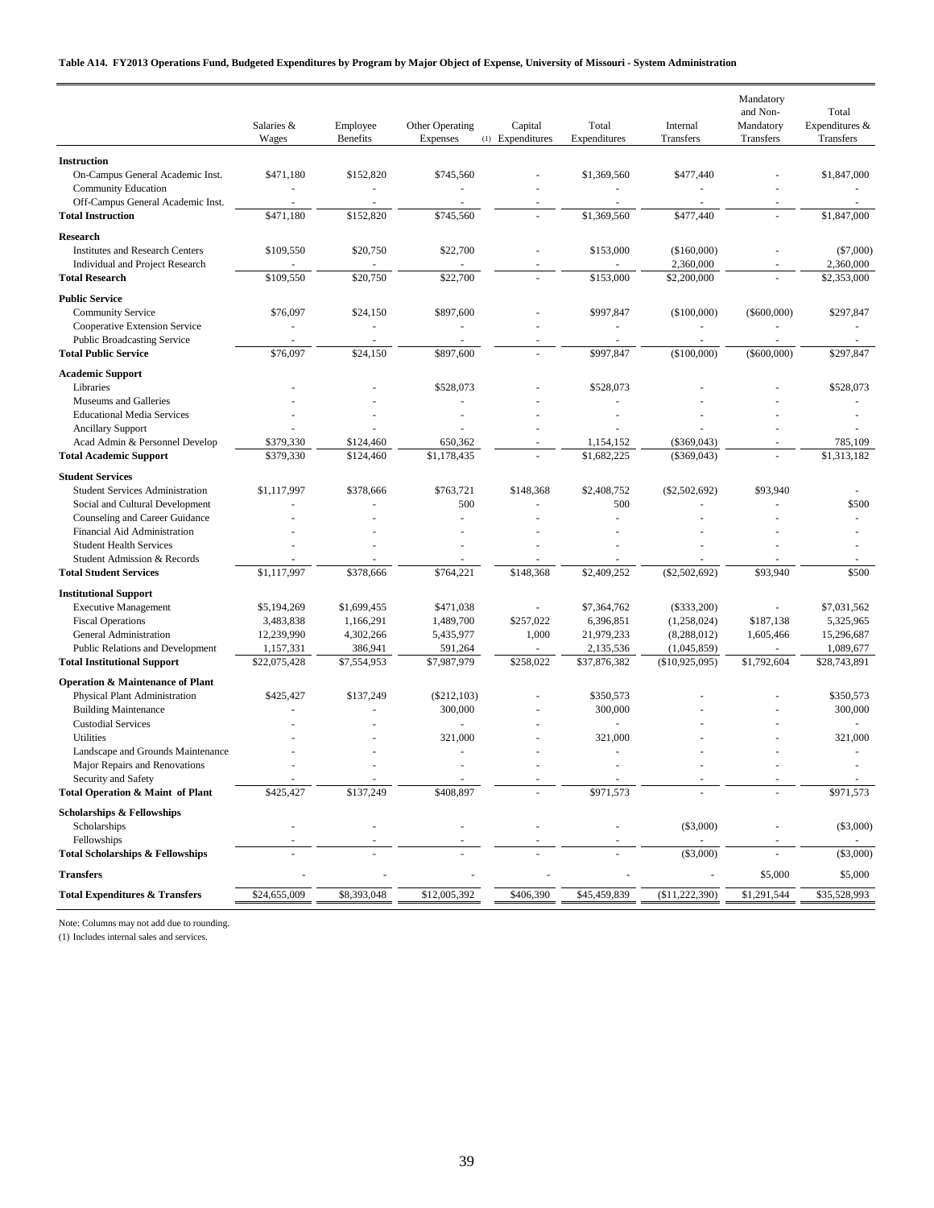**Table A14. FY2013 Operations Fund, Budgeted Expenditures by Program by Major Object of Expense, University of Missouri - System Administration**

| | Salaries & Wages | Employee Benefits | Other Operating Expenses | Capital Expenditures (1) | Total Expenditures | Internal Transfers | Mandatory and Non-Mandatory Transfers | Total Expenditures & Transfers |
|---|---|---|---|---|---|---|---|---|
| **Instruction** | | | | | | | | |
| On-Campus General Academic Inst. | $471,180 | $152,820 | $745,560 | - | $1,369,560 | $477,440 | - | $1,847,000 |
| Community Education | - | - | - | - | - | - | - | - |
| Off-Campus General Academic Inst. | - | - | - | - | - | - | - | - |
| **Total Instruction** | $471,180 | $152,820 | $745,560 | - | $1,369,560 | $477,440 | - | $1,847,000 |
| **Research** | | | | | | | | |
| Institutes and Research Centers | $109,550 | $20,750 | $22,700 | - | $153,000 | ($160,000) | - | ($7,000) |
| Individual and Project Research | - | - | - | - | - | 2,360,000 | - | 2,360,000 |
| **Total Research** | $109,550 | $20,750 | $22,700 | - | $153,000 | $2,200,000 | - | $2,353,000 |
| **Public Service** | | | | | | | | |
| Community Service | $76,097 | $24,150 | $897,600 | - | $997,847 | ($100,000) | ($600,000) | $297,847 |
| Cooperative Extension Service | - | - | - | - | - | - | - | - |
| Public Broadcasting Service | - | - | - | - | - | - | - | - |
| **Total Public Service** | $76,097 | $24,150 | $897,600 | - | $997,847 | ($100,000) | ($600,000) | $297,847 |
| **Academic Support** | | | | | | | | |
| Libraries | - | - | $528,073 | - | $528,073 | - | - | $528,073 |
| Museums and Galleries | - | - | - | - | - | - | - | - |
| Educational Media Services | - | - | - | - | - | - | - | - |
| Ancillary Support | - | - | - | - | - | - | - | - |
| Acad Admin & Personnel Develop | $379,330 | $124,460 | 650,362 | - | 1,154,152 | ($369,043) | - | 785,109 |
| **Total Academic Support** | $379,330 | $124,460 | $1,178,435 | - | $1,682,225 | ($369,043) | - | $1,313,182 |
| **Student Services** | | | | | | | | |
| Student Services Administration | $1,117,997 | $378,666 | $763,721 | $148,368 | $2,408,752 | ($2,502,692) | $93,940 | - |
| Social and Cultural Development | - | - | 500 | - | 500 | - | - | $500 |
| Counseling and Career Guidance | - | - | - | - | - | - | - | - |
| Financial Aid Administration | - | - | - | - | - | - | - | - |
| Student Health Services | - | - | - | - | - | - | - | - |
| Student Admission & Records | - | - | - | - | - | - | - | - |
| **Total Student Services** | $1,117,997 | $378,666 | $764,221 | $148,368 | $2,409,252 | ($2,502,692) | $93,940 | $500 |
| **Institutional Support** | | | | | | | | |
| Executive Management | $5,194,269 | $1,699,455 | $471,038 | - | $7,364,762 | ($333,200) | - | $7,031,562 |
| Fiscal Operations | 3,483,838 | 1,166,291 | 1,489,700 | $257,022 | 6,396,851 | (1,258,024) | $187,138 | 5,325,965 |
| General Administration | 12,239,990 | 4,302,266 | 5,435,977 | 1,000 | 21,979,233 | (8,288,012) | 1,605,466 | 15,296,687 |
| Public Relations and Development | 1,157,331 | 386,941 | 591,264 | - | 2,135,536 | (1,045,859) | - | 1,089,677 |
| **Total Institutional Support** | $22,075,428 | $7,554,953 | $7,987,979 | $258,022 | $37,876,382 | ($10,925,095) | $1,792,604 | $28,743,891 |
| **Operation & Maintenance of Plant** | | | | | | | | |
| Physical Plant Administration | $425,427 | $137,249 | ($212,103) | - | $350,573 | - | - | $350,573 |
| Building Maintenance | - | - | 300,000 | - | 300,000 | - | - | 300,000 |
| Custodial Services | - | - | - | - | - | - | - | - |
| Utilities | - | - | 321,000 | - | 321,000 | - | - | 321,000 |
| Landscape and Grounds Maintenance | - | - | - | - | - | - | - | - |
| Major Repairs and Renovations | - | - | - | - | - | - | - | - |
| Security and Safety | - | - | - | - | - | - | - | - |
| **Total Operation & Maint of Plant** | $425,427 | $137,249 | $408,897 | - | $971,573 | - | - | $971,573 |
| **Scholarships & Fellowships** | | | | | | | | |
| Scholarships | - | - | - | - | - | ($3,000) | - | ($3,000) |
| Fellowships | - | - | - | - | - | - | - | - |
| **Total Scholarships & Fellowships** | - | - | - | - | - | ($3,000) | - | ($3,000) |
| **Transfers** | - | - | - | - | - | - | $5,000 | $5,000 |
| **Total Expenditures & Transfers** | $24,655,009 | $8,393,048 | $12,005,392 | $406,390 | $45,459,839 | ($11,222,390) | $1,291,544 | $35,528,993 |

Note: Columns may not add due to rounding.
(1) Includes internal sales and services.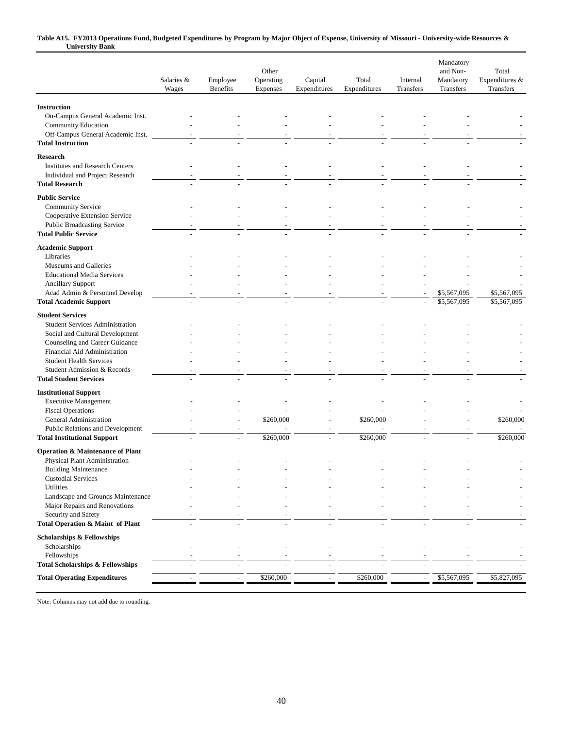**Table A15. FY2013 Operations Fund, Budgeted Expenditures by Program by Major Object of Expense, University of Missouri - University-wide Resources & University Bank**

| | Salaries & Wages | Employee Benefits | Other Operating Expenses | Capital Expenditures | Total Expenditures | Internal Transfers | Mandatory and Non-Mandatory Transfers | Total Expenditures & Transfers |
|---|---|---|---|---|---|---|---|---|
| **Instruction** | | | | | | | | |
| On-Campus General Academic Inst. | - | - | - | - | - | - | - | - |
| Community Education | - | - | - | - | - | - | - | - |
| Off-Campus General Academic Inst. | - | - | - | - | - | - | - | - |
| **Total Instruction** | - | - | - | - | - | - | - | - |
| **Research** | | | | | | | | |
| Institutes and Research Centers | - | - | - | - | - | - | - | - |
| Individual and Project Research | - | - | - | - | - | - | - | - |
| **Total Research** | - | - | - | - | - | - | - | - |
| **Public Service** | | | | | | | | |
| Community Service | - | - | - | - | - | - | - | - |
| Cooperative Extension Service | - | - | - | - | - | - | - | - |
| Public Broadcasting Service | - | - | - | - | - | - | - | - |
| **Total Public Service** | - | - | - | - | - | - | - | - |
| **Academic Support** | | | | | | | | |
| Libraries | - | - | - | - | - | - | - | - |
| Museums and Galleries | - | - | - | - | - | - | - | - |
| Educational Media Services | - | - | - | - | - | - | - | - |
| Ancillary Support | - | - | - | - | - | - | - | - |
| Acad Admin & Personnel Develop | - | - | - | - | - | - | $5,567,095 | $5,567,095 |
| **Total Academic Support** | - | - | - | - | - | - | $5,567,095 | $5,567,095 |
| **Student Services** | | | | | | | | |
| Student Services Administration | - | - | - | - | - | - | - | - |
| Social and Cultural Development | - | - | - | - | - | - | - | - |
| Counseling and Career Guidance | - | - | - | - | - | - | - | - |
| Financial Aid Administration | - | - | - | - | - | - | - | - |
| Student Health Services | - | - | - | - | - | - | - | - |
| Student Admission & Records | - | - | - | - | - | - | - | - |
| **Total Student Services** | - | - | - | - | - | - | - | - |
| **Institutional Support** | | | | | | | | |
| Executive Management | - | - | - | - | - | - | - | - |
| Fiscal Operations | - | - | - | - | - | - | - | - |
| General Administration | - | - | $260,000 | - | $260,000 | - | - | $260,000 |
| Public Relations and Development | - | - | - | - | - | - | - | - |
| **Total Institutional Support** | - | - | $260,000 | - | $260,000 | - | - | $260,000 |
| **Operation & Maintenance of Plant** | | | | | | | | |
| Physical Plant Administration | - | - | - | - | - | - | - | - |
| Building Maintenance | - | - | - | - | - | - | - | - |
| Custodial Services | - | - | - | - | - | - | - | - |
| Utilities | - | - | - | - | - | - | - | - |
| Landscape and Grounds Maintenance | - | - | - | - | - | - | - | - |
| Major Repairs and Renovations | - | - | - | - | - | - | - | - |
| Security and Safety | - | - | - | - | - | - | - | - |
| **Total Operation & Maint of Plant** | - | - | - | - | - | - | - | - |
| **Scholarships & Fellowships** | | | | | | | | |
| Scholarships | - | - | - | - | - | - | - | - |
| Fellowships | - | - | - | - | - | - | - | - |
| **Total Scholarships & Fellowships** | - | - | - | - | - | - | - | - |
| **Total Operating Expenditures** | - | - | $260,000 | - | $260,000 | - | $5,567,095 | $5,827,095 |

Note: Columns may not add due to rounding.